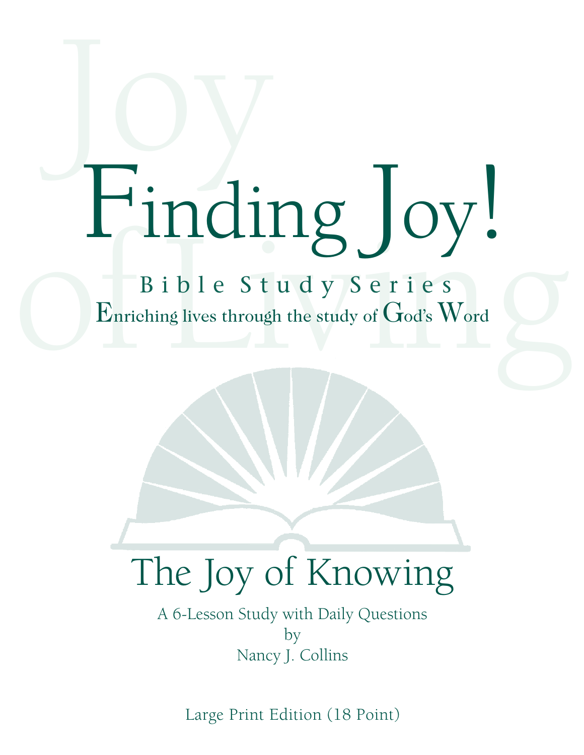# Finding Joy!

Bible Study Series

Enriching lives through the study of God's Word

## The Joy of Knowing

A 6-Lesson Study with Daily Questions
by
Nancy J. Collins

Large Print Edition (18 Point)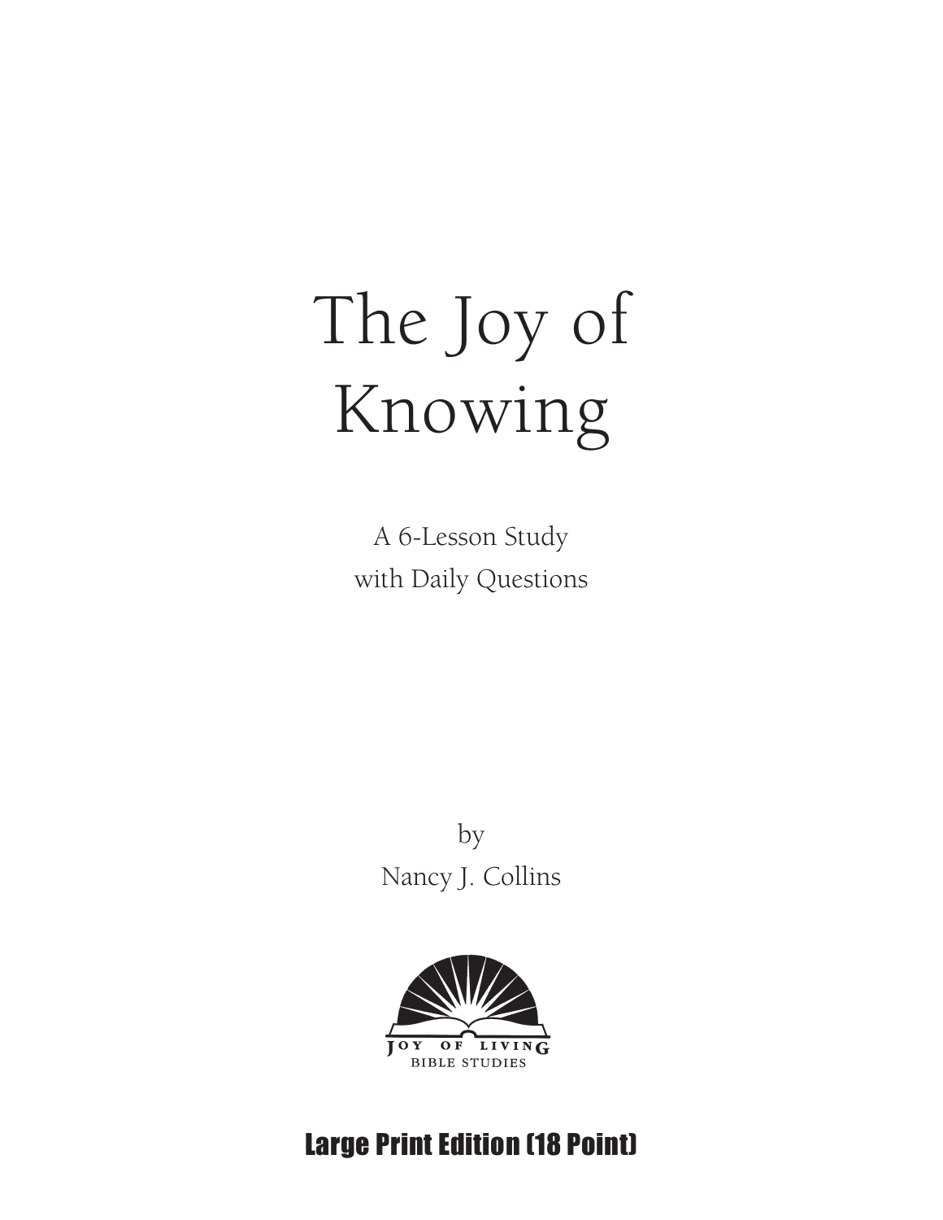# The Joy of Knowing

A 6-Lesson Study
with Daily Questions

by
Nancy J. Collins

JOY OF LIVING
BIBLE STUDIES

Large Print Edition (18 Point)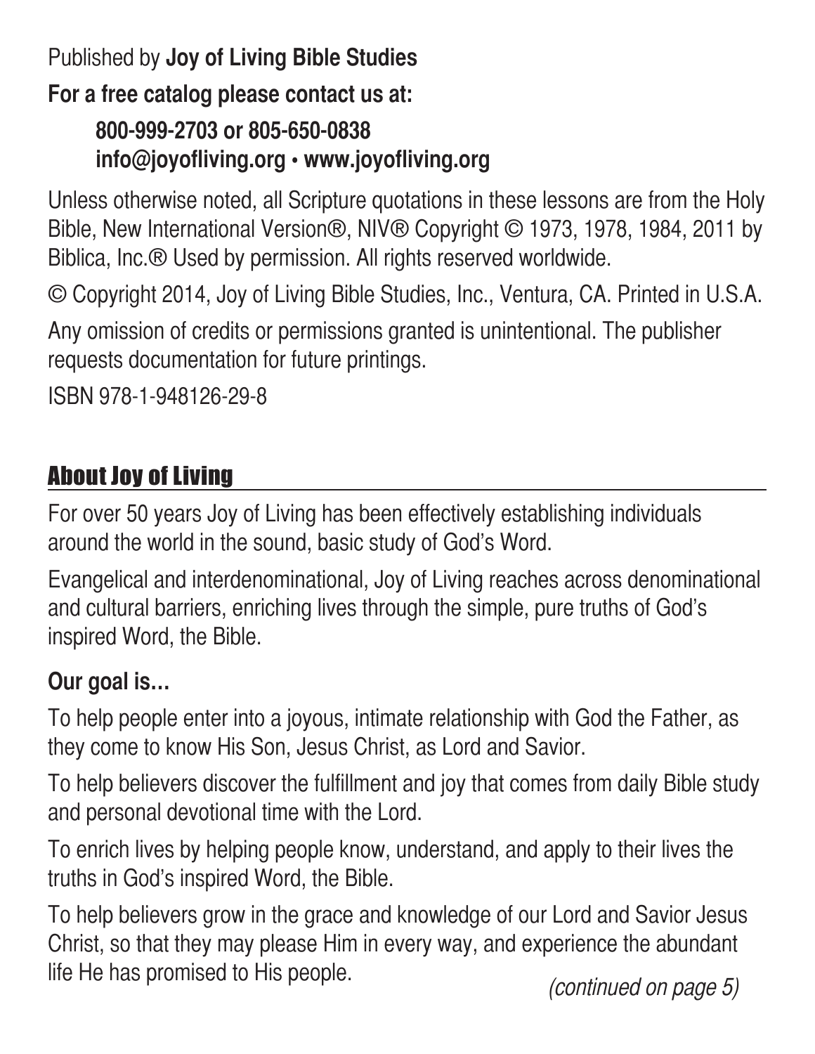Published by **Joy of Living Bible Studies**

**For a free catalog please contact us at:**

**800-999-2703 or 805-650-0838**
**info@joyofliving.org • www.joyofliving.org**

Unless otherwise noted, all Scripture quotations in these lessons are from the Holy Bible, New International Version®, NIV® Copyright © 1973, 1978, 1984, 2011 by Biblica, Inc.® Used by permission. All rights reserved worldwide.

© Copyright 2014, Joy of Living Bible Studies, Inc., Ventura, CA. Printed in U.S.A.

Any omission of credits or permissions granted is unintentional. The publisher requests documentation for future printings.

ISBN 978-1-948126-29-8

## About Joy of Living

For over 50 years Joy of Living has been effectively establishing individuals around the world in the sound, basic study of God's Word.

Evangelical and interdenominational, Joy of Living reaches across denominational and cultural barriers, enriching lives through the simple, pure truths of God's inspired Word, the Bible.

**Our goal is…**

To help people enter into a joyous, intimate relationship with God the Father, as they come to know His Son, Jesus Christ, as Lord and Savior.

To help believers discover the fulfillment and joy that comes from daily Bible study and personal devotional time with the Lord.

To enrich lives by helping people know, understand, and apply to their lives the truths in God's inspired Word, the Bible.

To help believers grow in the grace and knowledge of our Lord and Savior Jesus Christ, so that they may please Him in every way, and experience the abundant life He has promised to His people.

*(continued on page 5)*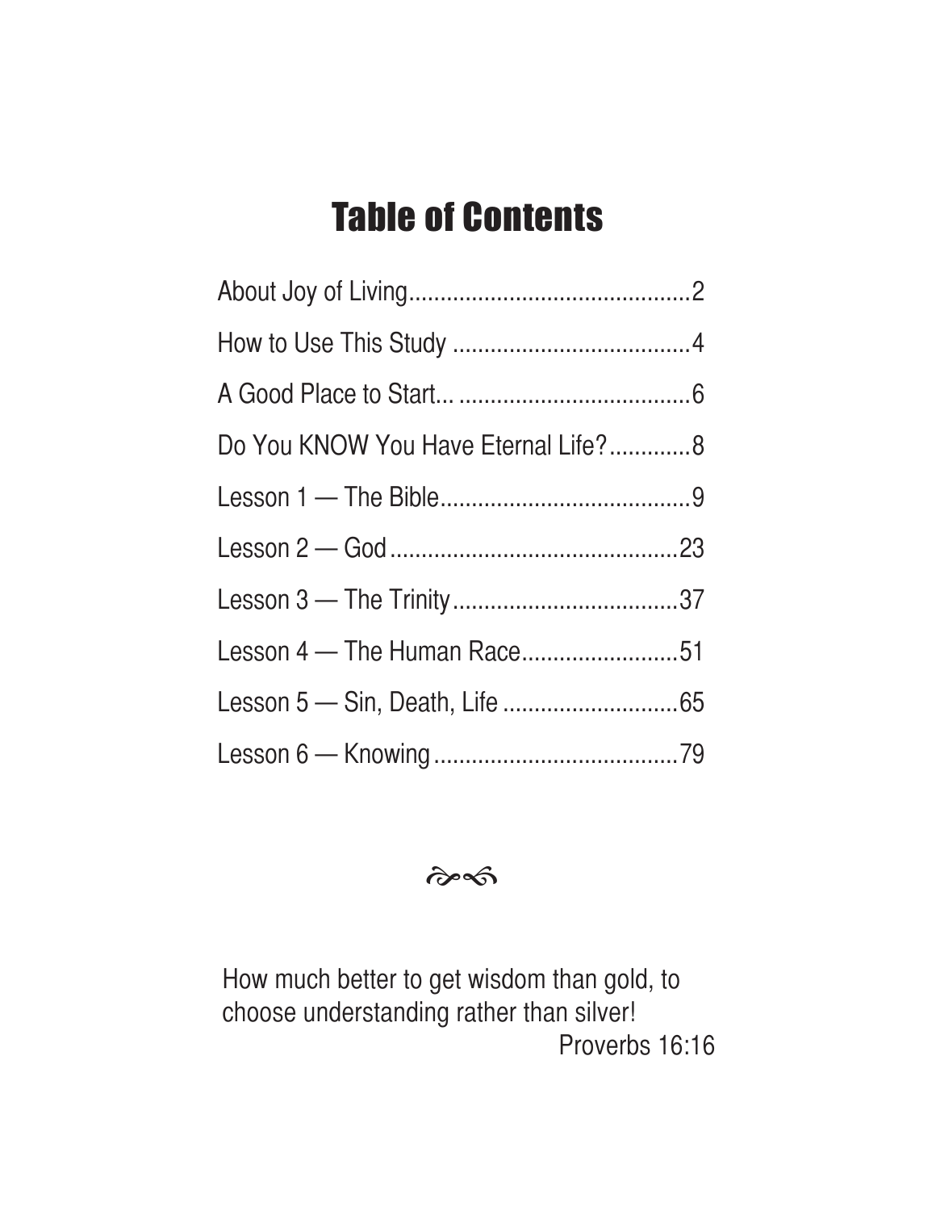# Table of Contents

About Joy of Living............................................2

How to Use This Study .....................................4

A Good Place to Start... .....................................6

Do You KNOW You Have Eternal Life?.............8

Lesson 1 — The Bible........................................9

Lesson 2 — God...............................................23

Lesson 3 — The Trinity....................................37

Lesson 4 — The Human Race.........................51

Lesson 5 — Sin, Death, Life ............................65

Lesson 6 — Knowing.......................................79

How much better to get wisdom than gold, to choose understanding rather than silver!

Proverbs 16:16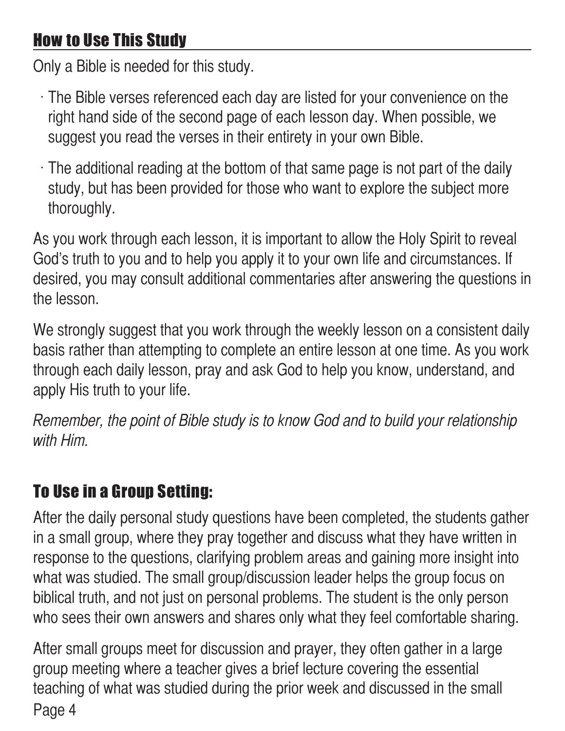## How to Use This Study

Only a Bible is needed for this study.

- The Bible verses referenced each day are listed for your convenience on the right hand side of the second page of each lesson day. When possible, we suggest you read the verses in their entirety in your own Bible.
- The additional reading at the bottom of that same page is not part of the daily study, but has been provided for those who want to explore the subject more thoroughly.

As you work through each lesson, it is important to allow the Holy Spirit to reveal God's truth to you and to help you apply it to your own life and circumstances. If desired, you may consult additional commentaries after answering the questions in the lesson.

We strongly suggest that you work through the weekly lesson on a consistent daily basis rather than attempting to complete an entire lesson at one time. As you work through each daily lesson, pray and ask God to help you know, understand, and apply His truth to your life.

*Remember, the point of Bible study is to know God and to build your relationship with Him.*

## To Use in a Group Setting:

After the daily personal study questions have been completed, the students gather in a small group, where they pray together and discuss what they have written in response to the questions, clarifying problem areas and gaining more insight into what was studied. The small group/discussion leader helps the group focus on biblical truth, and not just on personal problems. The student is the only person who sees their own answers and shares only what they feel comfortable sharing.

After small groups meet for discussion and prayer, they often gather in a large group meeting where a teacher gives a brief lecture covering the essential teaching of what was studied during the prior week and discussed in the small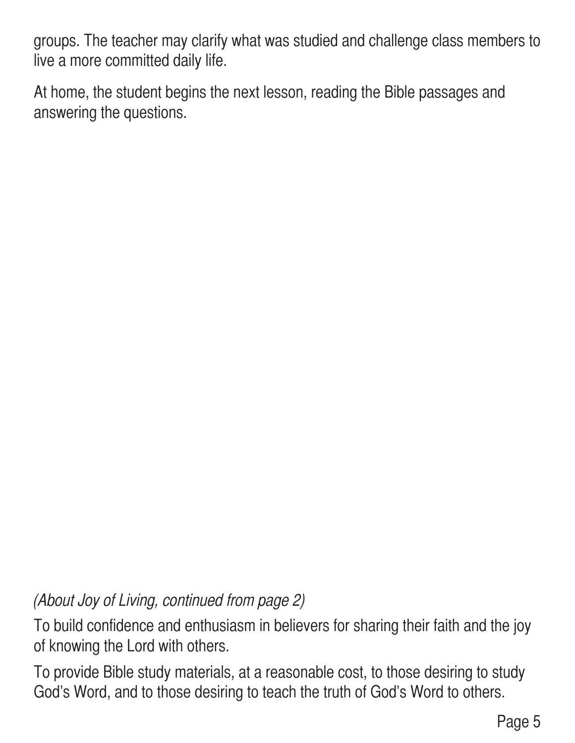groups. The teacher may clarify what was studied and challenge class members to live a more committed daily life.

At home, the student begins the next lesson, reading the Bible passages and answering the questions.

*(About Joy of Living, continued from page 2)*

To build confidence and enthusiasm in believers for sharing their faith and the joy of knowing the Lord with others.

To provide Bible study materials, at a reasonable cost, to those desiring to study God's Word, and to those desiring to teach the truth of God's Word to others.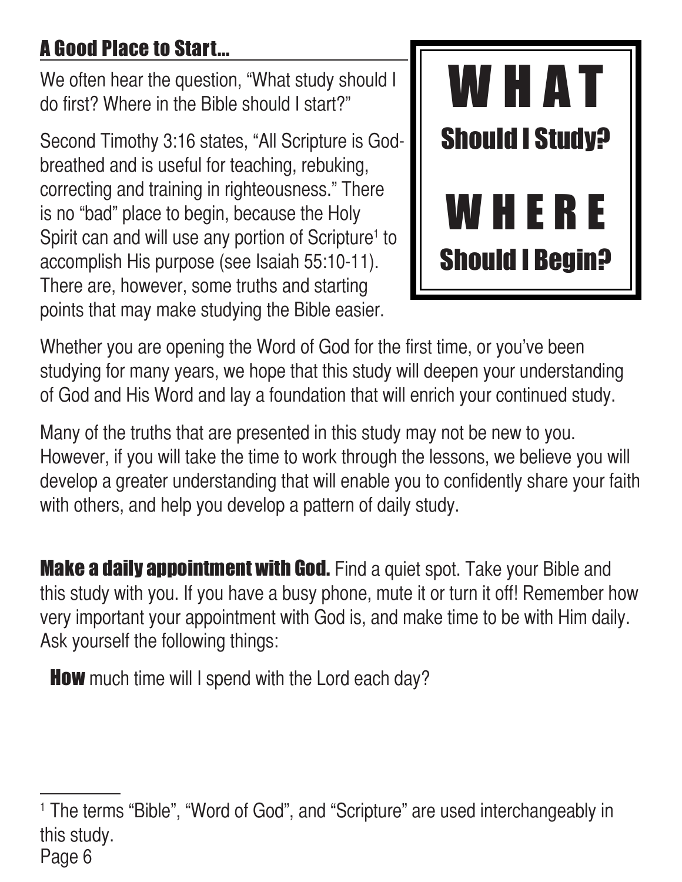## A Good Place to Start...

We often hear the question, "What study should I do first? Where in the Bible should I start?"

Second Timothy 3:16 states, "All Scripture is God-breathed and is useful for teaching, rebuking, correcting and training in righteousness." There is no "bad" place to begin, because the Holy Spirit can and will use any portion of Scripture[1] to accomplish His purpose (see Isaiah 55:10-11). There are, however, some truths and starting points that may make studying the Bible easier.

**WHAT Should I Study?**

**WHERE Should I Begin?**

Whether you are opening the Word of God for the first time, or you've been studying for many years, we hope that this study will deepen your understanding of God and His Word and lay a foundation that will enrich your continued study.

Many of the truths that are presented in this study may not be new to you. However, if you will take the time to work through the lessons, we believe you will develop a greater understanding that will enable you to confidently share your faith with others, and help you develop a pattern of daily study.

**Make a daily appointment with God.** Find a quiet spot. Take your Bible and this study with you. If you have a busy phone, mute it or turn it off! Remember how very important your appointment with God is, and make time to be with Him daily. Ask yourself the following things:

**How** much time will I spend with the Lord each day?

---

[1] The terms "Bible", "Word of God", and "Scripture" are used interchangeably in this study.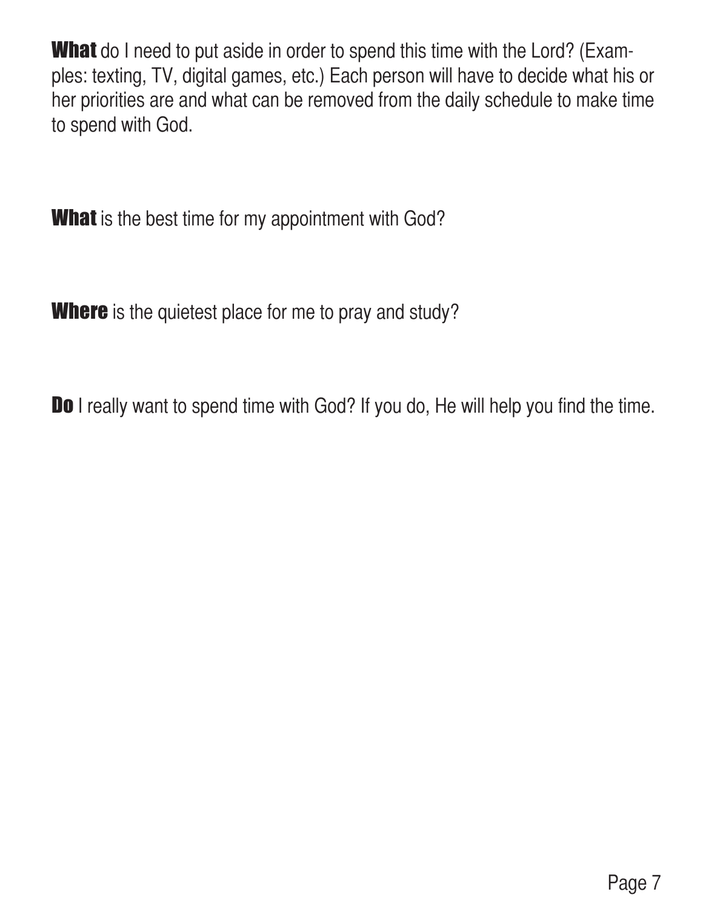**What** do I need to put aside in order to spend this time with the Lord? (Examples: texting, TV, digital games, etc.) Each person will have to decide what his or her priorities are and what can be removed from the daily schedule to make time to spend with God.

**What** is the best time for my appointment with God?

**Where** is the quietest place for me to pray and study?

**Do** I really want to spend time with God? If you do, He will help you find the time.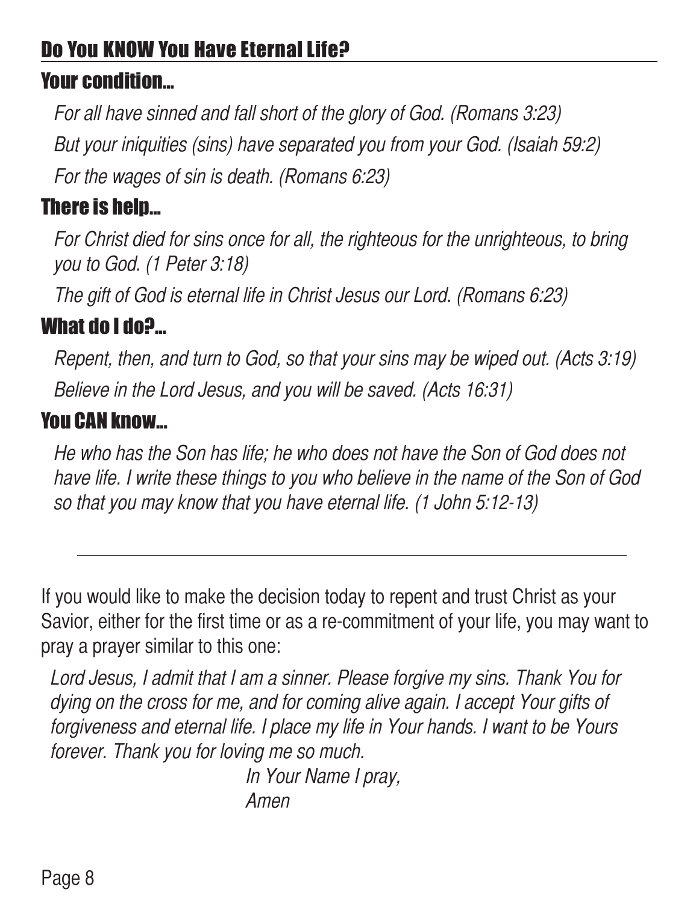## Do You KNOW You Have Eternal Life?

### Your condition...

*For all have sinned and fall short of the glory of God. (Romans 3:23)*

*But your iniquities (sins) have separated you from your God. (Isaiah 59:2)*

*For the wages of sin is death. (Romans 6:23)*

### There is help...

*For Christ died for sins once for all, the righteous for the unrighteous, to bring you to God. (1 Peter 3:18)*

*The gift of God is eternal life in Christ Jesus our Lord. (Romans 6:23)*

### What do I do?...

*Repent, then, and turn to God, so that your sins may be wiped out. (Acts 3:19)*

*Believe in the Lord Jesus, and you will be saved. (Acts 16:31)*

### You CAN know...

*He who has the Son has life; he who does not have the Son of God does not have life. I write these things to you who believe in the name of the Son of God so that you may know that you have eternal life. (1 John 5:12-13)*

---

If you would like to make the decision today to repent and trust Christ as your Savior, either for the first time or as a re-commitment of your life, you may want to pray a prayer similar to this one:

*Lord Jesus, I admit that I am a sinner. Please forgive my sins. Thank You for dying on the cross for me, and for coming alive again. I accept Your gifts of forgiveness and eternal life. I place my life in Your hands. I want to be Yours forever. Thank you for loving me so much.*

*In Your Name I pray,*
*Amen*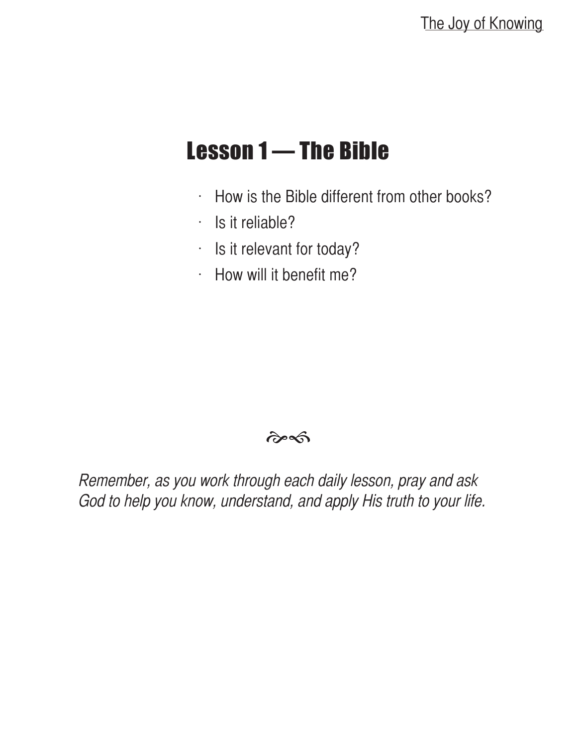# Lesson 1 — The Bible

- How is the Bible different from other books?
- Is it reliable?
- Is it relevant for today?
- How will it benefit me?

*Remember, as you work through each daily lesson, pray and ask God to help you know, understand, and apply His truth to your life.*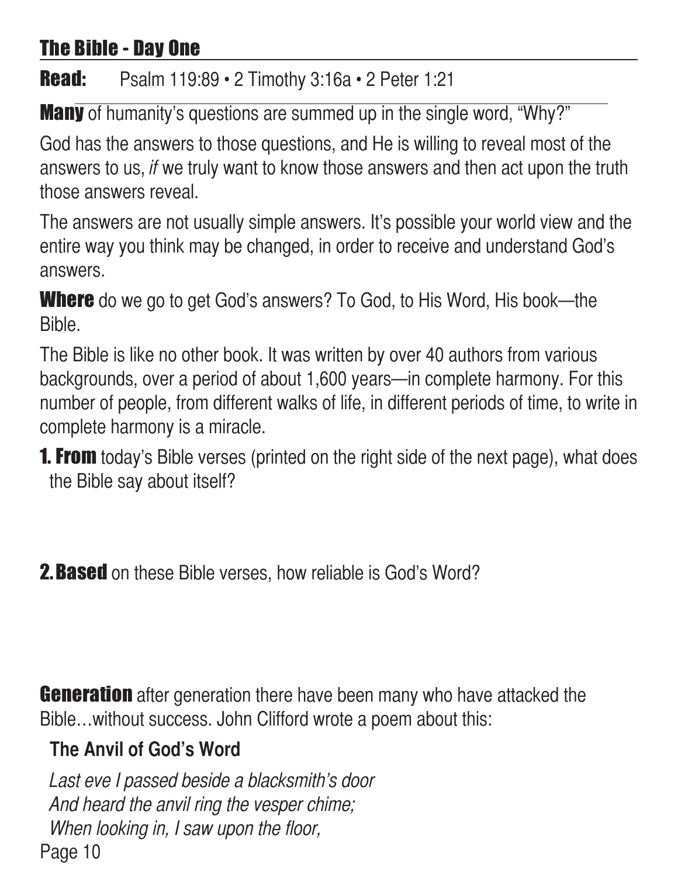## The Bible - Day One

**Read:** Psalm 119:89 • 2 Timothy 3:16a • 2 Peter 1:21

**Many** of humanity's questions are summed up in the single word, "Why?"

God has the answers to those questions, and He is willing to reveal most of the answers to us, *if* we truly want to know those answers and then act upon the truth those answers reveal.

The answers are not usually simple answers. It's possible your world view and the entire way you think may be changed, in order to receive and understand God's answers.

**Where** do we go to get God's answers? To God, to His Word, His book—the Bible.

The Bible is like no other book. It was written by over 40 authors from various backgrounds, over a period of about 1,600 years—in complete harmony. For this number of people, from different walks of life, in different periods of time, to write in complete harmony is a miracle.

**1. From** today's Bible verses (printed on the right side of the next page), what does the Bible say about itself?

**2. Based** on these Bible verses, how reliable is God's Word?

**Generation** after generation there have been many who have attacked the Bible…without success. John Clifford wrote a poem about this:

**The Anvil of God's Word**

*Last eve I passed beside a blacksmith's door*
*And heard the anvil ring the vesper chime;*
*When looking in, I saw upon the floor,*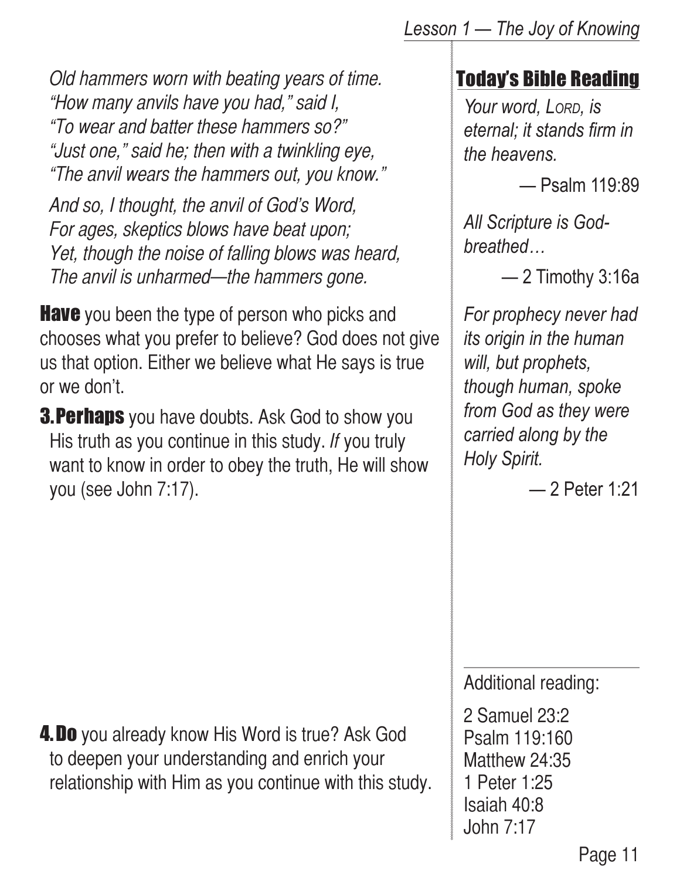*Old hammers worn with beating years of time.*
*"How many anvils have you had," said I,*
*"To wear and batter these hammers so?"*
*"Just one," said he; then with a twinkling eye,*
*"The anvil wears the hammers out, you know."*

*And so, I thought, the anvil of God's Word,*
*For ages, skeptics blows have beat upon;*
*Yet, though the noise of falling blows was heard,*
*The anvil is unharmed—the hammers gone.*

**Have** you been the type of person who picks and chooses what you prefer to believe? God does not give us that option. Either we believe what He says is true or we don't.

**3. Perhaps** you have doubts. Ask God to show you His truth as you continue in this study. *If* you truly want to know in order to obey the truth, He will show you (see John 7:17).

**4. Do** you already know His Word is true? Ask God to deepen your understanding and enrich your relationship with Him as you continue with this study.

## Today's Bible Reading

*Your word, LORD, is eternal; it stands firm in the heavens.*

— Psalm 119:89

*All Scripture is God-breathed…*

— 2 Timothy 3:16a

*For prophecy never had its origin in the human will, but prophets, though human, spoke from God as they were carried along by the Holy Spirit.*

— 2 Peter 1:21

Additional reading:

2 Samuel 23:2
Psalm 119:160
Matthew 24:35
1 Peter 1:25
Isaiah 40:8
John 7:17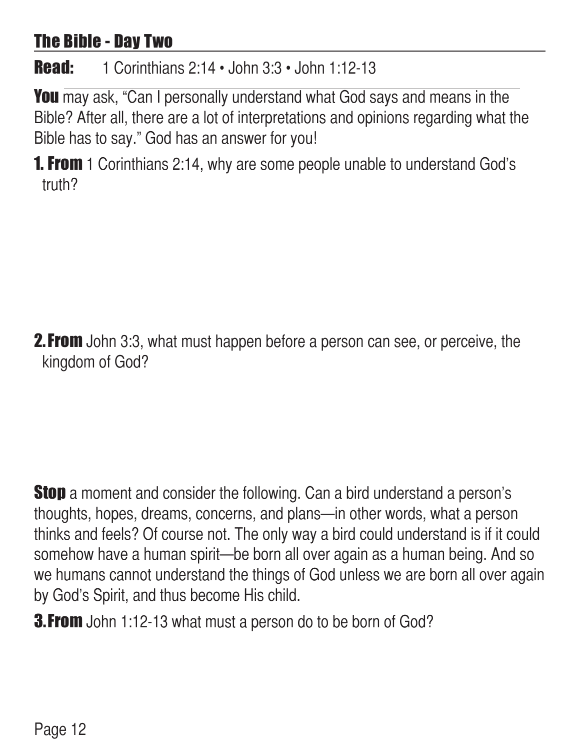## The Bible - Day Two

**Read:** 1 Corinthians 2:14 • John 3:3 • John 1:12-13

**You** may ask, "Can I personally understand what God says and means in the Bible? After all, there are a lot of interpretations and opinions regarding what the Bible has to say." God has an answer for you!

**1. From** 1 Corinthians 2:14, why are some people unable to understand God's truth?

**2. From** John 3:3, what must happen before a person can see, or perceive, the kingdom of God?

**Stop** a moment and consider the following. Can a bird understand a person's thoughts, hopes, dreams, concerns, and plans—in other words, what a person thinks and feels? Of course not. The only way a bird could understand is if it could somehow have a human spirit—be born all over again as a human being. And so we humans cannot understand the things of God unless we are born all over again by God's Spirit, and thus become His child.

**3. From** John 1:12-13 what must a person do to be born of God?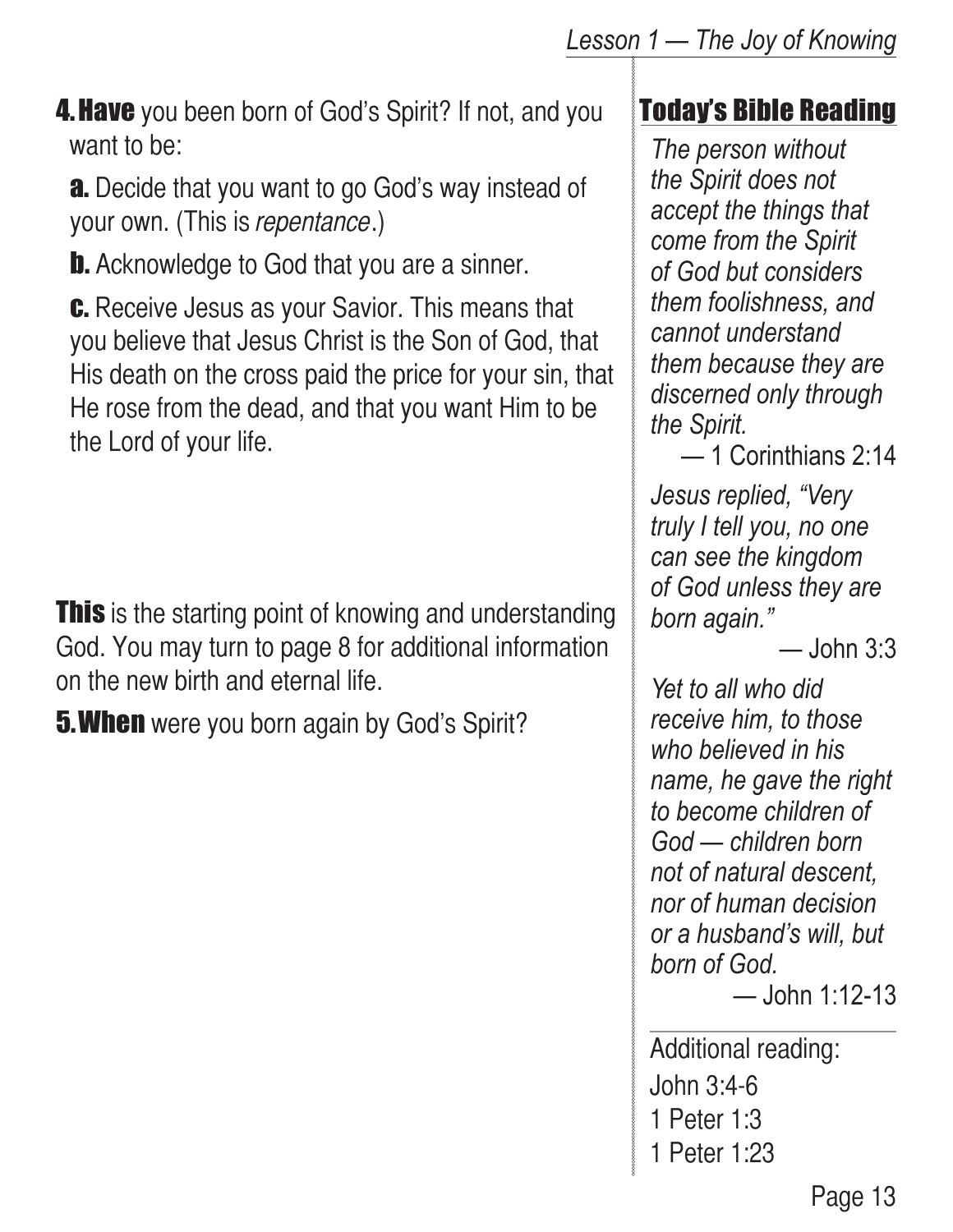**4. Have** you been born of God's Spirit? If not, and you want to be:

**a.** Decide that you want to go God's way instead of your own. (This is *repentance*.)

**b.** Acknowledge to God that you are a sinner.

**c.** Receive Jesus as your Savior. This means that you believe that Jesus Christ is the Son of God, that His death on the cross paid the price for your sin, that He rose from the dead, and that you want Him to be the Lord of your life.

**This** is the starting point of knowing and understanding God. You may turn to page 8 for additional information on the new birth and eternal life.

**5. When** were you born again by God's Spirit?

## Today's Bible Reading

*The person without the Spirit does not accept the things that come from the Spirit of God but considers them foolishness, and cannot understand them because they are discerned only through the Spirit.*

— 1 Corinthians 2:14

*Jesus replied, "Very truly I tell you, no one can see the kingdom of God unless they are born again."*

— John 3:3

*Yet to all who did receive him, to those who believed in his name, he gave the right to become children of God — children born not of natural descent, nor of human decision or a husband's will, but born of God.*

— John 1:12-13

Additional reading:

John 3:4-6

1 Peter 1:3

1 Peter 1:23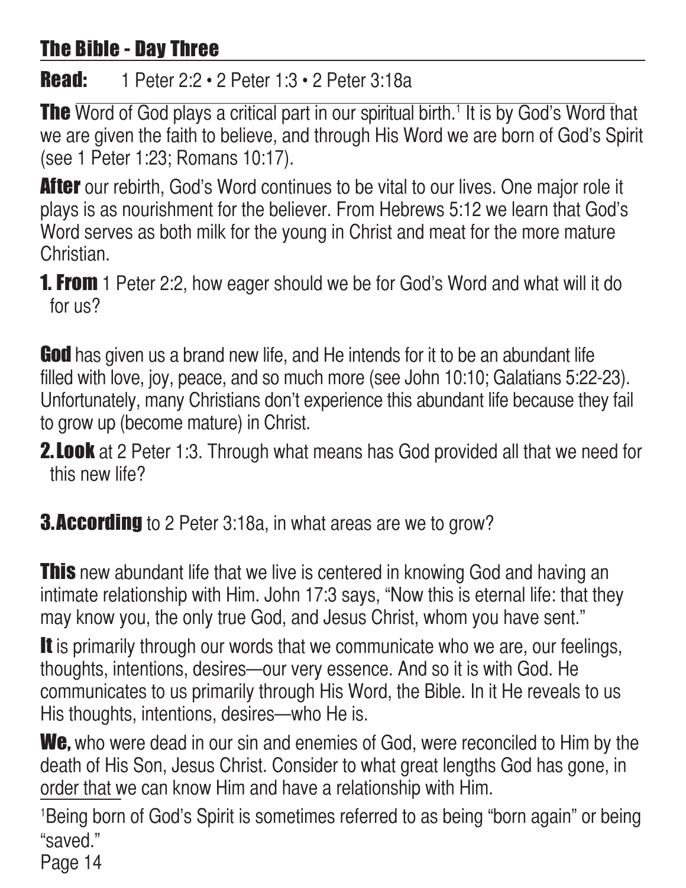## The Bible - Day Three

**Read:** 1 Peter 2:2 • 2 Peter 1:3 • 2 Peter 3:18a

**The** Word of God plays a critical part in our spiritual birth.[1] It is by God's Word that we are given the faith to believe, and through His Word we are born of God's Spirit (see 1 Peter 1:23; Romans 10:17).

**After** our rebirth, God's Word continues to be vital to our lives. One major role it plays is as nourishment for the believer. From Hebrews 5:12 we learn that God's Word serves as both milk for the young in Christ and meat for the more mature Christian.

**1. From** 1 Peter 2:2, how eager should we be for God's Word and what will it do for us?

**God** has given us a brand new life, and He intends for it to be an abundant life filled with love, joy, peace, and so much more (see John 10:10; Galatians 5:22-23). Unfortunately, many Christians don't experience this abundant life because they fail to grow up (become mature) in Christ.

**2. Look** at 2 Peter 1:3. Through what means has God provided all that we need for this new life?

**3. According** to 2 Peter 3:18a, in what areas are we to grow?

**This** new abundant life that we live is centered in knowing God and having an intimate relationship with Him. John 17:3 says, "Now this is eternal life: that they may know you, the only true God, and Jesus Christ, whom you have sent."

**It** is primarily through our words that we communicate who we are, our feelings, thoughts, intentions, desires—our very essence. And so it is with God. He communicates to us primarily through His Word, the Bible. In it He reveals to us His thoughts, intentions, desires—who He is.

**We,** who were dead in our sin and enemies of God, were reconciled to Him by the death of His Son, Jesus Christ. Consider to what great lengths God has gone, in order that we can know Him and have a relationship with Him.

[1] Being born of God's Spirit is sometimes referred to as being "born again" or being "saved."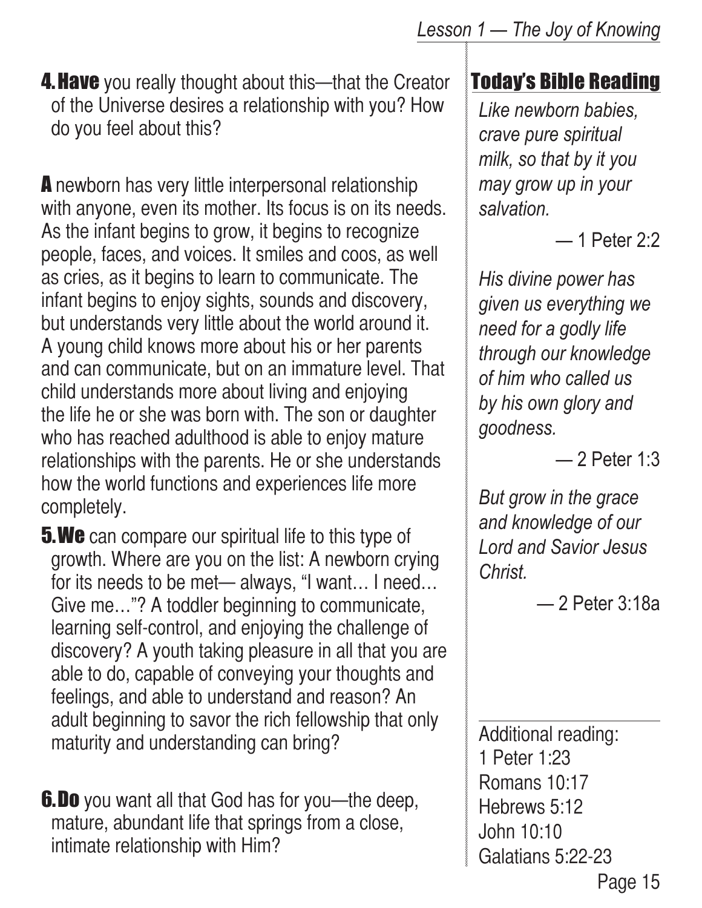**4. Have** you really thought about this—that the Creator of the Universe desires a relationship with you? How do you feel about this?

**A** newborn has very little interpersonal relationship with anyone, even its mother. Its focus is on its needs. As the infant begins to grow, it begins to recognize people, faces, and voices. It smiles and coos, as well as cries, as it begins to learn to communicate. The infant begins to enjoy sights, sounds and discovery, but understands very little about the world around it. A young child knows more about his or her parents and can communicate, but on an immature level. That child understands more about living and enjoying the life he or she was born with. The son or daughter who has reached adulthood is able to enjoy mature relationships with the parents. He or she understands how the world functions and experiences life more completely.

**5. We** can compare our spiritual life to this type of growth. Where are you on the list: A newborn crying for its needs to be met— always, "I want… I need… Give me…"? A toddler beginning to communicate, learning self-control, and enjoying the challenge of discovery? A youth taking pleasure in all that you are able to do, capable of conveying your thoughts and feelings, and able to understand and reason? An adult beginning to savor the rich fellowship that only maturity and understanding can bring?

**6. Do** you want all that God has for you—the deep, mature, abundant life that springs from a close, intimate relationship with Him?

## Today's Bible Reading

*Like newborn babies, crave pure spiritual milk, so that by it you may grow up in your salvation.*

— 1 Peter 2:2

*His divine power has given us everything we need for a godly life through our knowledge of him who called us by his own glory and goodness.*

— 2 Peter 1:3

*But grow in the grace and knowledge of our Lord and Savior Jesus Christ.*

— 2 Peter 3:18a

Additional reading:
1 Peter 1:23
Romans 10:17
Hebrews 5:12
John 10:10
Galatians 5:22-23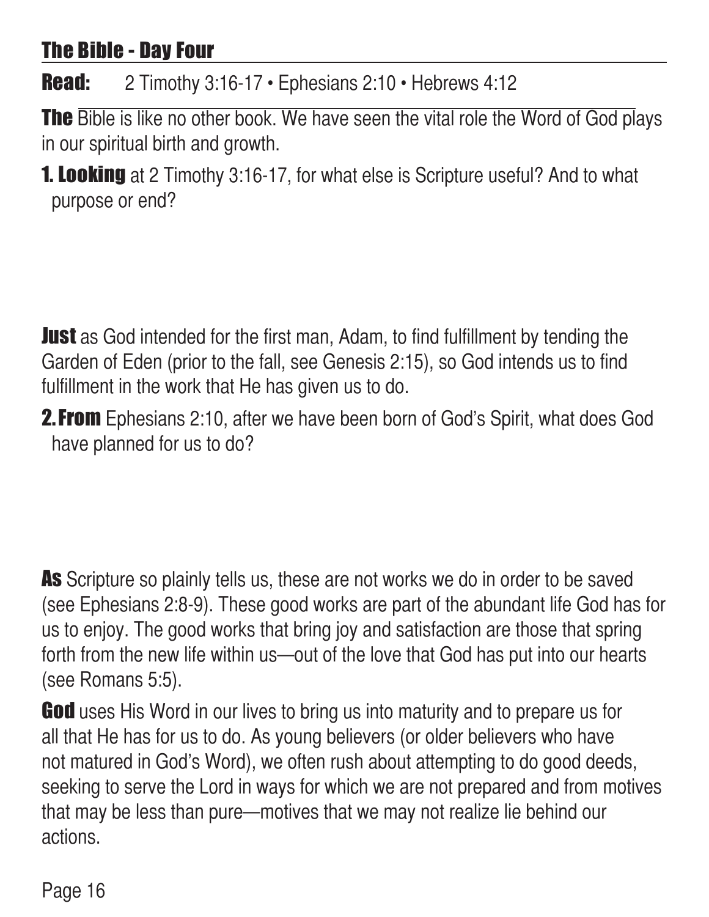## The Bible - Day Four

**Read:** 2 Timothy 3:16-17 • Ephesians 2:10 • Hebrews 4:12

**The** Bible is like no other book. We have seen the vital role the Word of God plays in our spiritual birth and growth.

**1. Looking** at 2 Timothy 3:16-17, for what else is Scripture useful? And to what purpose or end?

**Just** as God intended for the first man, Adam, to find fulfillment by tending the Garden of Eden (prior to the fall, see Genesis 2:15), so God intends us to find fulfillment in the work that He has given us to do.

**2. From** Ephesians 2:10, after we have been born of God's Spirit, what does God have planned for us to do?

**As** Scripture so plainly tells us, these are not works we do in order to be saved (see Ephesians 2:8-9). These good works are part of the abundant life God has for us to enjoy. The good works that bring joy and satisfaction are those that spring forth from the new life within us—out of the love that God has put into our hearts (see Romans 5:5).

**God** uses His Word in our lives to bring us into maturity and to prepare us for all that He has for us to do. As young believers (or older believers who have not matured in God's Word), we often rush about attempting to do good deeds, seeking to serve the Lord in ways for which we are not prepared and from motives that may be less than pure—motives that we may not realize lie behind our actions.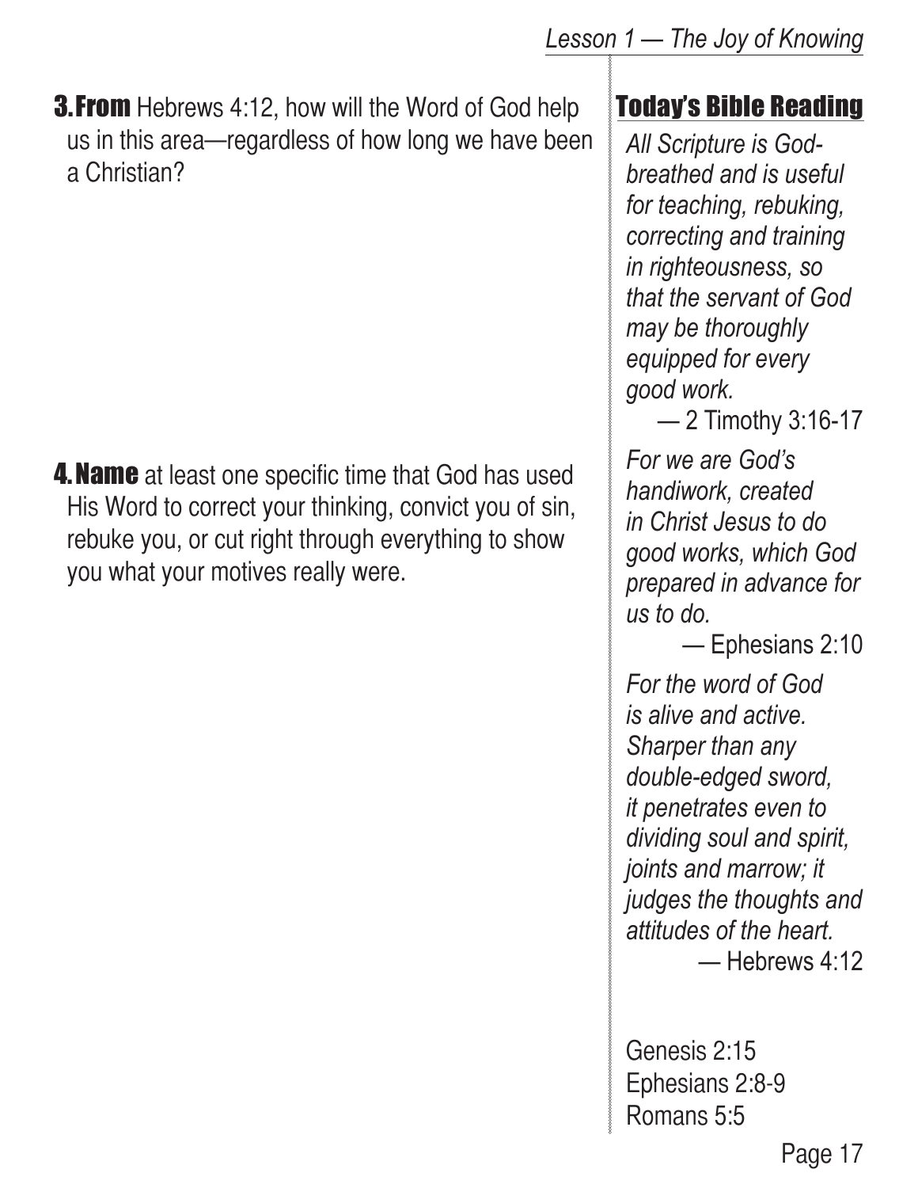**3. From** Hebrews 4:12, how will the Word of God help us in this area—regardless of how long we have been a Christian?

**4. Name** at least one specific time that God has used His Word to correct your thinking, convict you of sin, rebuke you, or cut right through everything to show you what your motives really were.

## Today's Bible Reading

*All Scripture is God-breathed and is useful for teaching, rebuking, correcting and training in righteousness, so that the servant of God may be thoroughly equipped for every good work.*
— 2 Timothy 3:16-17

*For we are God's handiwork, created in Christ Jesus to do good works, which God prepared in advance for us to do.*
— Ephesians 2:10

*For the word of God is alive and active. Sharper than any double-edged sword, it penetrates even to dividing soul and spirit, joints and marrow; it judges the thoughts and attitudes of the heart.*
— Hebrews 4:12

Genesis 2:15
Ephesians 2:8-9
Romans 5:5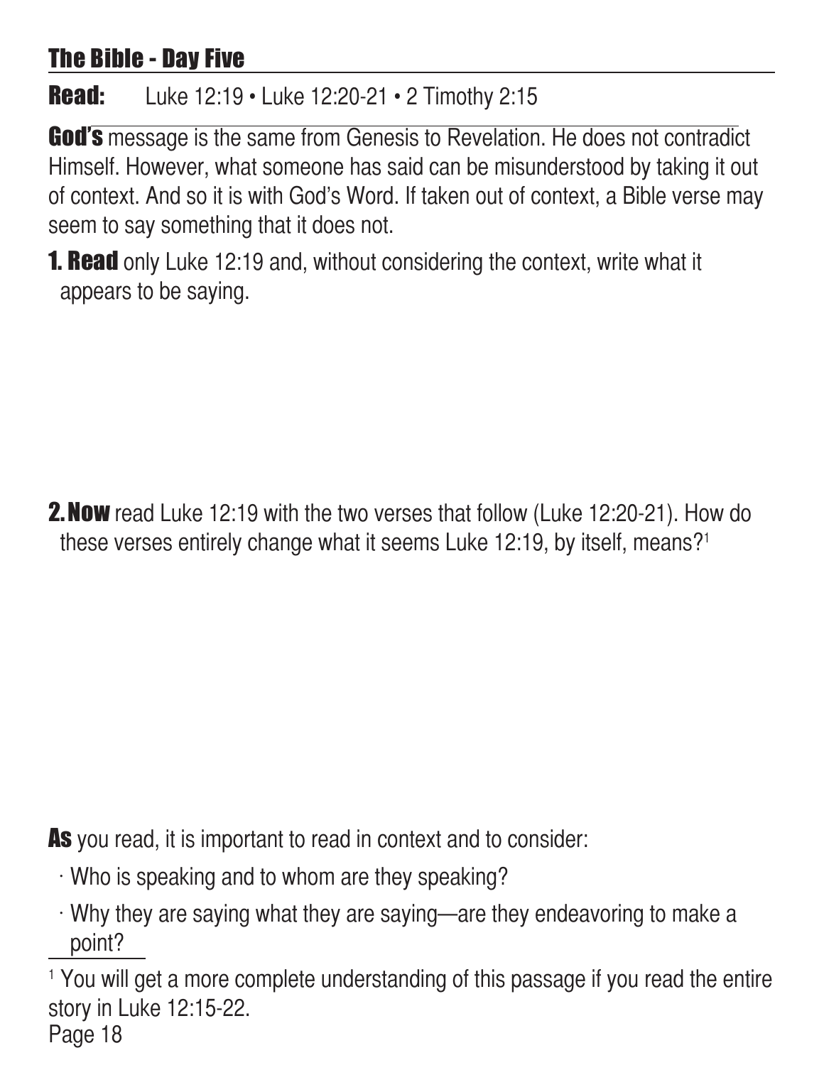## The Bible - Day Five

**Read:** Luke 12:19 • Luke 12:20-21 • 2 Timothy 2:15

**God's** message is the same from Genesis to Revelation. He does not contradict Himself. However, what someone has said can be misunderstood by taking it out of context. And so it is with God's Word. If taken out of context, a Bible verse may seem to say something that it does not.

**1. Read** only Luke 12:19 and, without considering the context, write what it appears to be saying.

**2. Now** read Luke 12:19 with the two verses that follow (Luke 12:20-21). How do these verses entirely change what it seems Luke 12:19, by itself, means?[1]

**As** you read, it is important to read in context and to consider:

- Who is speaking and to whom are they speaking?
- Why they are saying what they are saying—are they endeavoring to make a point?

[1] You will get a more complete understanding of this passage if you read the entire story in Luke 12:15-22.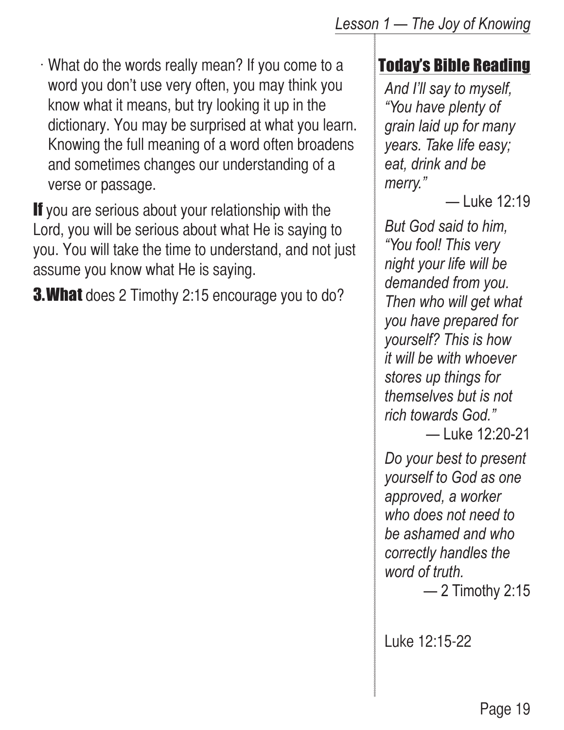- What do the words really mean? If you come to a word you don't use very often, you may think you know what it means, but try looking it up in the dictionary. You may be surprised at what you learn. Knowing the full meaning of a word often broadens and sometimes changes our understanding of a verse or passage.

**If** you are serious about your relationship with the Lord, you will be serious about what He is saying to you. You will take the time to understand, and not just assume you know what He is saying.

**3. What** does 2 Timothy 2:15 encourage you to do?

## Today's Bible Reading

*And I'll say to myself, "You have plenty of grain laid up for many years. Take life easy; eat, drink and be merry."*

— Luke 12:19

*But God said to him, "You fool! This very night your life will be demanded from you. Then who will get what you have prepared for yourself? This is how it will be with whoever stores up things for themselves but is not rich towards God."*

— Luke 12:20-21

*Do your best to present yourself to God as one approved, a worker who does not need to be ashamed and who correctly handles the word of truth.*

— 2 Timothy 2:15

Luke 12:15-22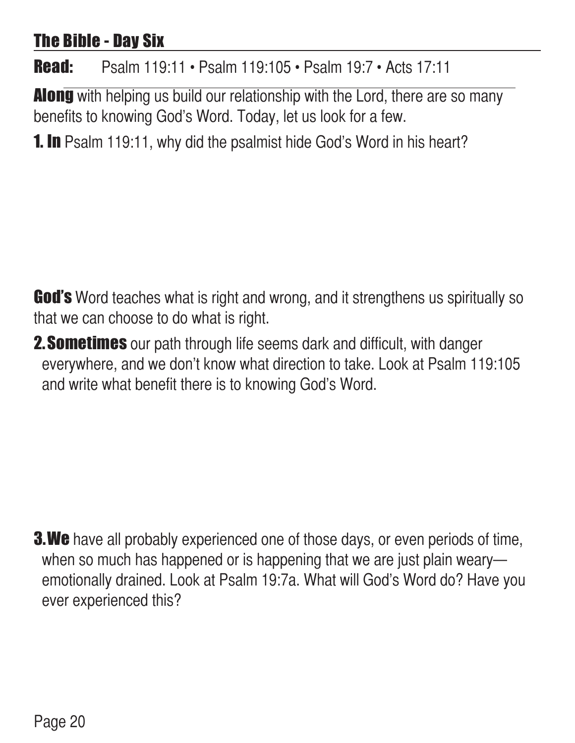## The Bible - Day Six

**Read:** Psalm 119:11 • Psalm 119:105 • Psalm 19:7 • Acts 17:11

**Along** with helping us build our relationship with the Lord, there are so many benefits to knowing God's Word. Today, let us look for a few.

**1. In** Psalm 119:11, why did the psalmist hide God's Word in his heart?

**God's** Word teaches what is right and wrong, and it strengthens us spiritually so that we can choose to do what is right.

**2. Sometimes** our path through life seems dark and difficult, with danger everywhere, and we don't know what direction to take. Look at Psalm 119:105 and write what benefit there is to knowing God's Word.

**3. We** have all probably experienced one of those days, or even periods of time, when so much has happened or is happening that we are just plain weary—emotionally drained. Look at Psalm 19:7a. What will God's Word do? Have you ever experienced this?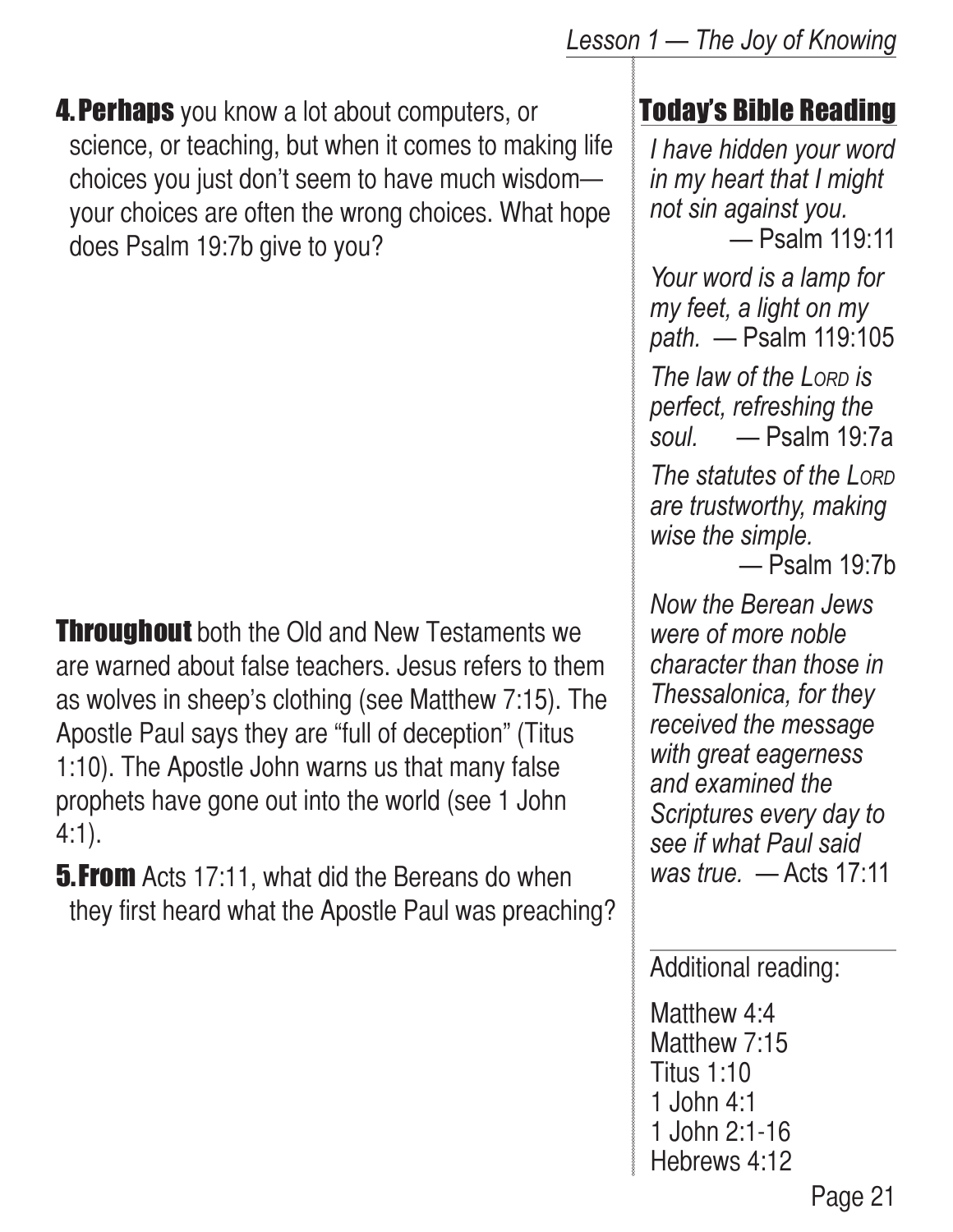**4. Perhaps** you know a lot about computers, or science, or teaching, but when it comes to making life choices you just don't seem to have much wisdom—your choices are often the wrong choices. What hope does Psalm 19:7b give to you?

**Throughout** both the Old and New Testaments we are warned about false teachers. Jesus refers to them as wolves in sheep's clothing (see Matthew 7:15). The Apostle Paul says they are "full of deception" (Titus 1:10). The Apostle John warns us that many false prophets have gone out into the world (see 1 John 4:1).

**5. From** Acts 17:11, what did the Bereans do when they first heard what the Apostle Paul was preaching?

## Today's Bible Reading

*I have hidden your word in my heart that I might not sin against you.* — Psalm 119:11

*Your word is a lamp for my feet, a light on my path.* — Psalm 119:105

*The law of the LORD is perfect, refreshing the soul.* — Psalm 19:7a

*The statutes of the LORD are trustworthy, making wise the simple.* — Psalm 19:7b

*Now the Berean Jews were of more noble character than those in Thessalonica, for they received the message with great eagerness and examined the Scriptures every day to see if what Paul said was true.* — Acts 17:11

Additional reading:

Matthew 4:4
Matthew 7:15
Titus 1:10
1 John 4:1
1 John 2:1-16
Hebrews 4:12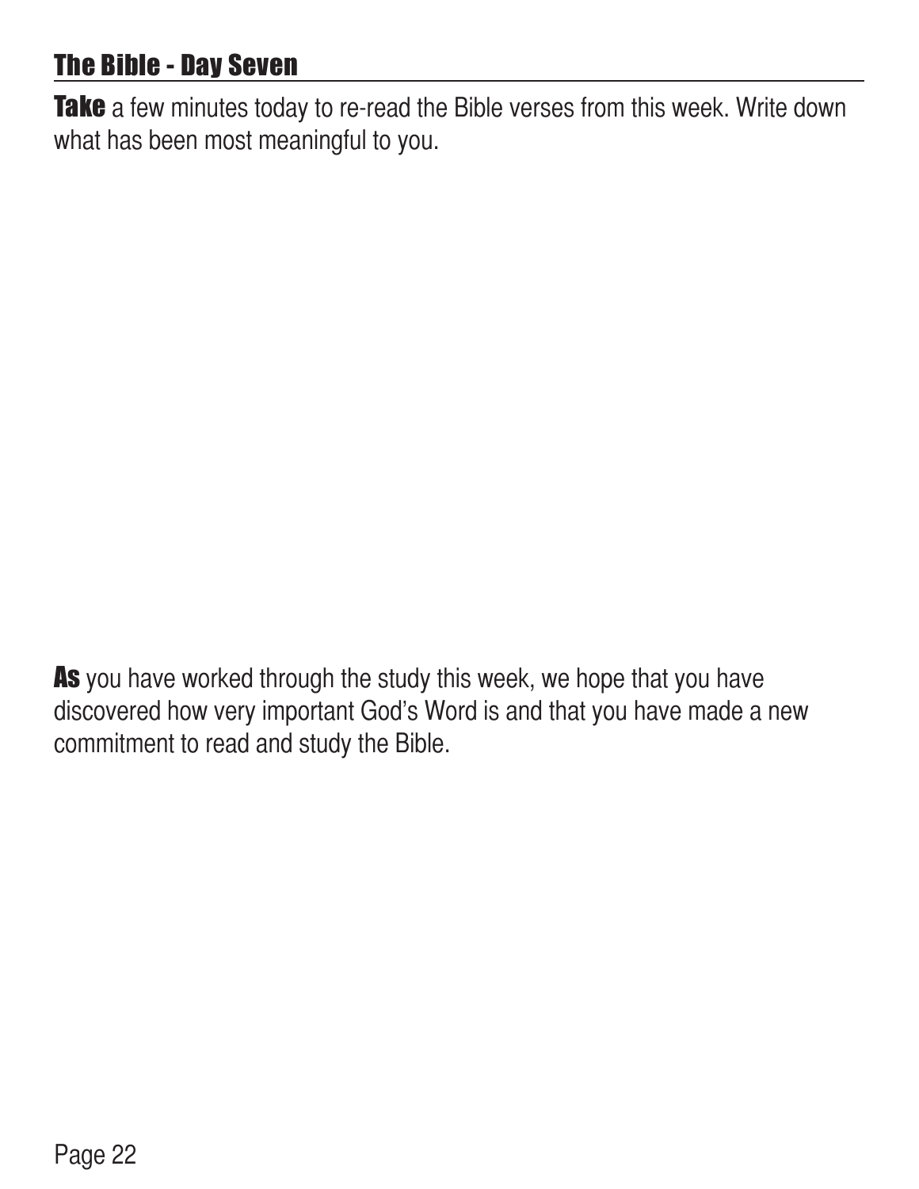## The Bible - Day Seven

**Take** a few minutes today to re-read the Bible verses from this week. Write down what has been most meaningful to you.

**As** you have worked through the study this week, we hope that you have discovered how very important God's Word is and that you have made a new commitment to read and study the Bible.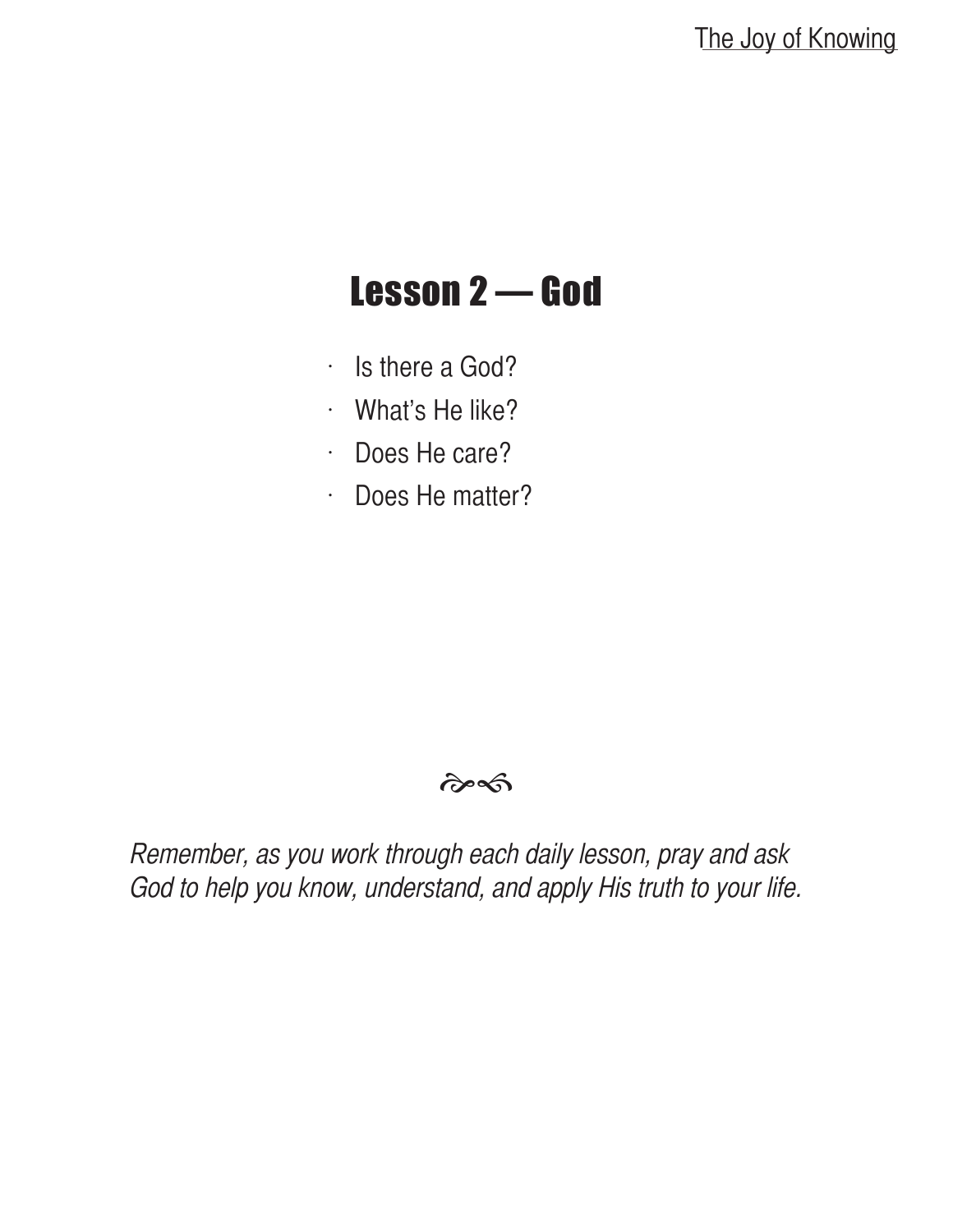# Lesson 2 — God

- Is there a God?
- What's He like?
- Does He care?
- Does He matter?

*Remember, as you work through each daily lesson, pray and ask God to help you know, understand, and apply His truth to your life.*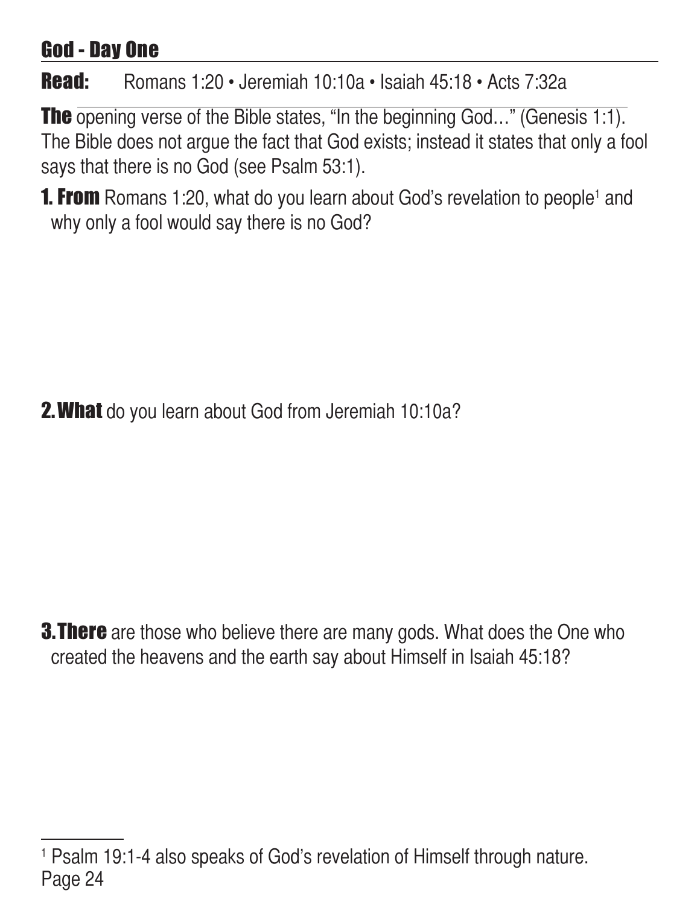## God - Day One

**Read:** Romans 1:20 • Jeremiah 10:10a • Isaiah 45:18 • Acts 7:32a

**The** opening verse of the Bible states, "In the beginning God…" (Genesis 1:1). The Bible does not argue the fact that God exists; instead it states that only a fool says that there is no God (see Psalm 53:1).

**1. From** Romans 1:20, what do you learn about God's revelation to people[1] and why only a fool would say there is no God?

**2. What** do you learn about God from Jeremiah 10:10a?

**3. There** are those who believe there are many gods. What does the One who created the heavens and the earth say about Himself in Isaiah 45:18?

---

[1] Psalm 19:1-4 also speaks of God's revelation of Himself through nature.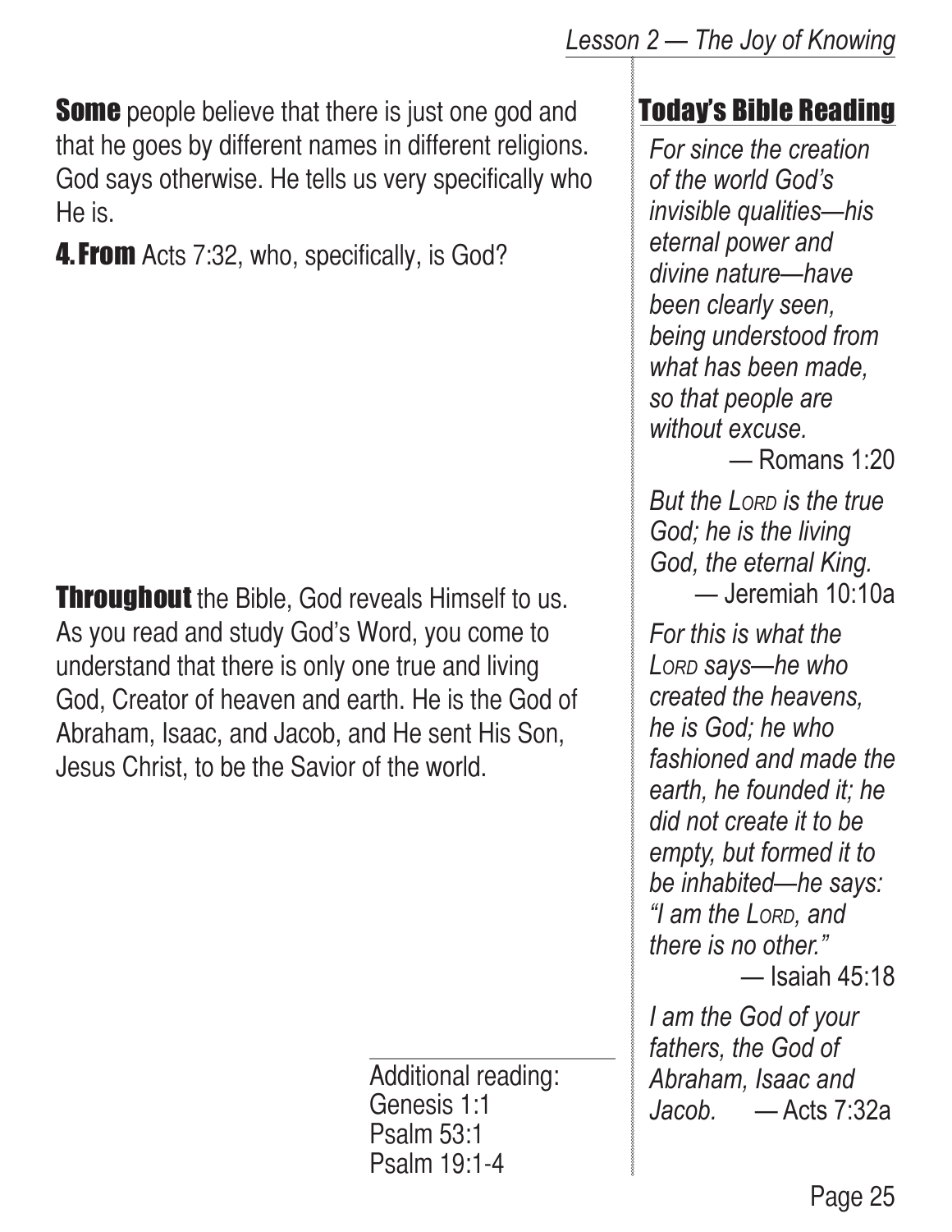**Some** people believe that there is just one god and that he goes by different names in different religions. God says otherwise. He tells us very specifically who He is.

**4. From** Acts 7:32, who, specifically, is God?

**Throughout** the Bible, God reveals Himself to us. As you read and study God's Word, you come to understand that there is only one true and living God, Creator of heaven and earth. He is the God of Abraham, Isaac, and Jacob, and He sent His Son, Jesus Christ, to be the Savior of the world.

Additional reading:
Genesis 1:1
Psalm 53:1
Psalm 19:1-4

## Today's Bible Reading

*For since the creation of the world God's invisible qualities—his eternal power and divine nature—have been clearly seen, being understood from what has been made, so that people are without excuse.*
— Romans 1:20

*But the Lord is the true God; he is the living God, the eternal King.*
— Jeremiah 10:10a

*For this is what the Lord says—he who created the heavens, he is God; he who fashioned and made the earth, he founded it; he did not create it to be empty, but formed it to be inhabited—he says: "I am the Lord, and there is no other."*
— Isaiah 45:18

*I am the God of your fathers, the God of Abraham, Isaac and Jacob.* — Acts 7:32a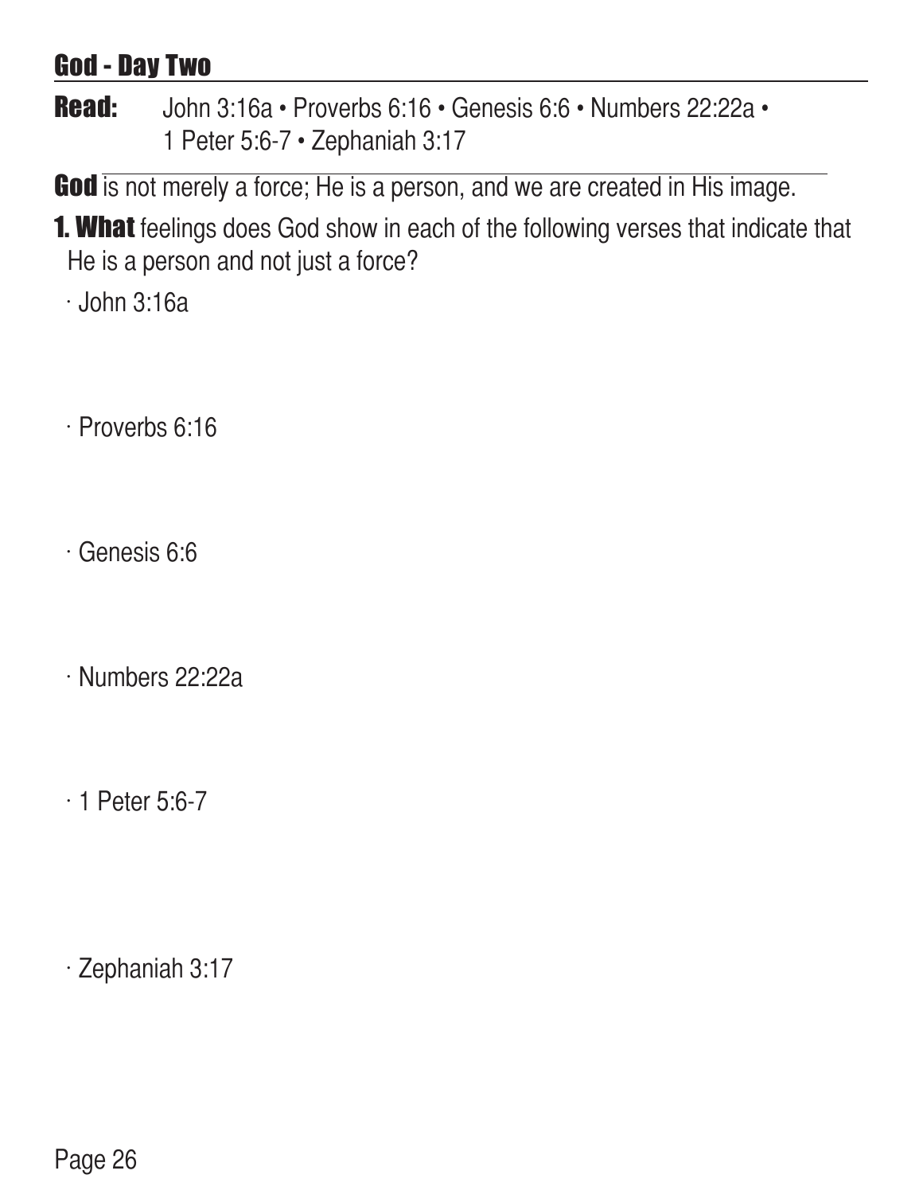## God - Day Two

**Read:** John 3:16a • Proverbs 6:16 • Genesis 6:6 • Numbers 22:22a • 1 Peter 5:6-7 • Zephaniah 3:17

**God** is not merely a force; He is a person, and we are created in His image.

**1. What** feelings does God show in each of the following verses that indicate that He is a person and not just a force?

· John 3:16a

· Proverbs 6:16

· Genesis 6:6

· Numbers 22:22a

· 1 Peter 5:6-7

· Zephaniah 3:17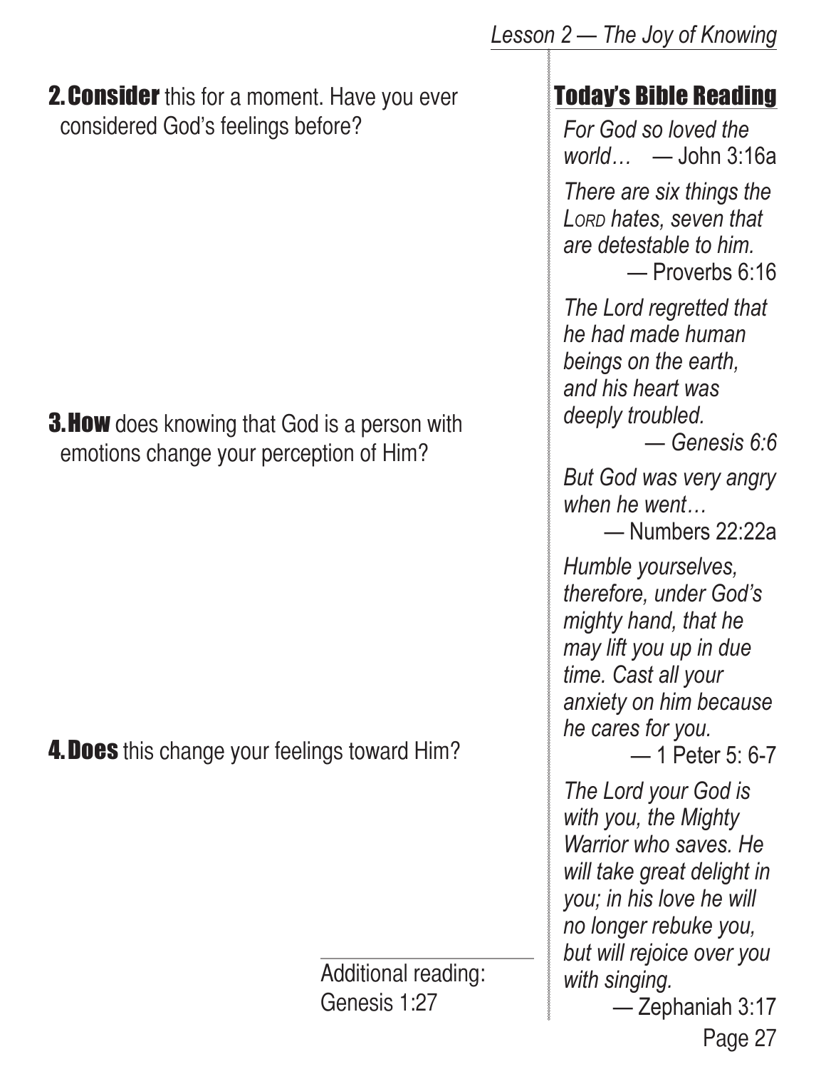**2. Consider** this for a moment. Have you ever considered God's feelings before?

**3. How** does knowing that God is a person with emotions change your perception of Him?

**4. Does** this change your feelings toward Him?

Additional reading: Genesis 1:27

## Today's Bible Reading

*For God so loved the world…* — John 3:16a

*There are six things the* L*ORD hates, seven that are detestable to him.* — Proverbs 6:16

*The Lord regretted that he had made human beings on the earth, and his heart was deeply troubled.* — *Genesis 6:6*

*But God was very angry when he went…* — Numbers 22:22a

*Humble yourselves, therefore, under God's mighty hand, that he may lift you up in due time. Cast all your anxiety on him because he cares for you.* — 1 Peter 5: 6-7

*The Lord your God is with you, the Mighty Warrior who saves. He will take great delight in you; in his love he will no longer rebuke you, but will rejoice over you with singing.* — Zephaniah 3:17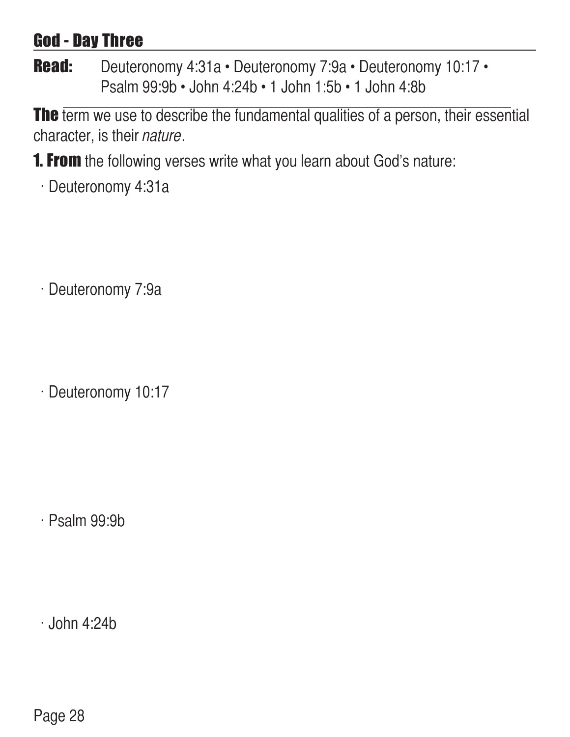## God - Day Three

**Read:** Deuteronomy 4:31a • Deuteronomy 7:9a • Deuteronomy 10:17 • Psalm 99:9b • John 4:24b • 1 John 1:5b • 1 John 4:8b

**The** term we use to describe the fundamental qualities of a person, their essential character, is their *nature*.

**1. From** the following verses write what you learn about God's nature:

- Deuteronomy 4:31a

- Deuteronomy 7:9a

- Deuteronomy 10:17

- Psalm 99:9b

- John 4:24b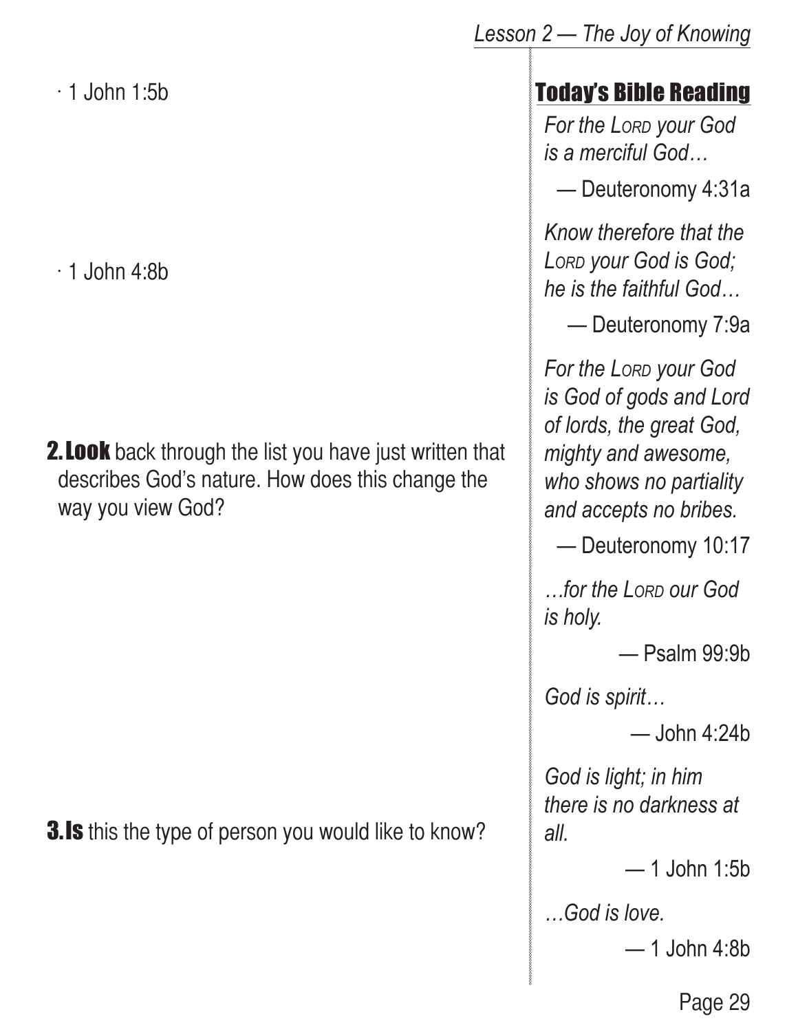· 1 John 1:5b

· 1 John 4:8b

**2. Look** back through the list you have just written that describes God's nature. How does this change the way you view God?

**3. Is** this the type of person you would like to know?

## Today's Bible Reading

*For the LORD your God is a merciful God…*

— Deuteronomy 4:31a

*Know therefore that the LORD your God is God; he is the faithful God…*

— Deuteronomy 7:9a

*For the LORD your God is God of gods and Lord of lords, the great God, mighty and awesome, who shows no partiality and accepts no bribes.*

— Deuteronomy 10:17

*…for the LORD our God is holy.*

— Psalm 99:9b

*God is spirit…*

— John 4:24b

*God is light; in him there is no darkness at all.*

— 1 John 1:5b

*…God is love.*

— 1 John 4:8b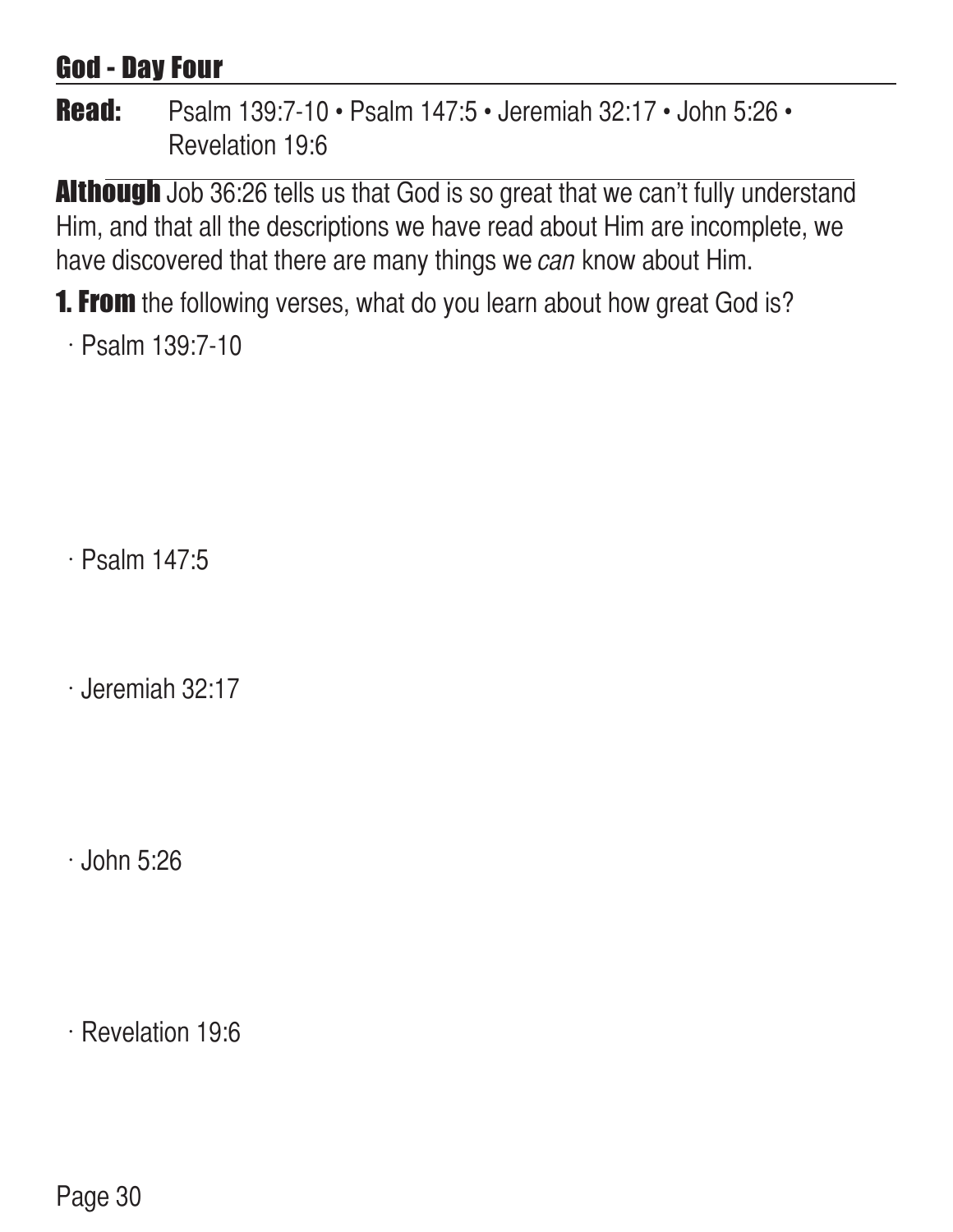## God - Day Four

**Read:** Psalm 139:7-10 • Psalm 147:5 • Jeremiah 32:17 • John 5:26 • Revelation 19:6

**Although** Job 36:26 tells us that God is so great that we can't fully understand Him, and that all the descriptions we have read about Him are incomplete, we have discovered that there are many things we *can* know about Him.

**1. From** the following verses, what do you learn about how great God is?

· Psalm 139:7-10

· Psalm 147:5

· Jeremiah 32:17

· John 5:26

· Revelation 19:6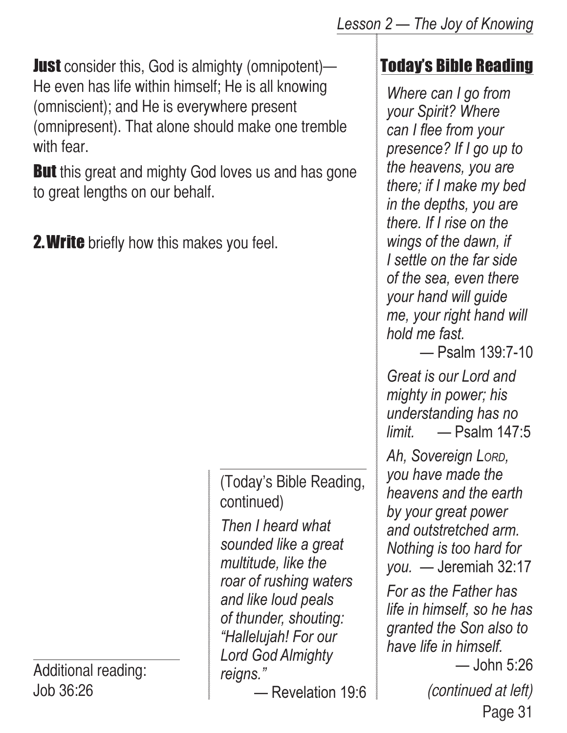**Just** consider this, God is almighty (omnipotent)—He even has life within himself; He is all knowing (omniscient); and He is everywhere present (omnipresent). That alone should make one tremble with fear.

**But** this great and mighty God loves us and has gone to great lengths on our behalf.

**2. Write** briefly how this makes you feel.

Additional reading: Job 36:26

## Today's Bible Reading

*Where can I go from your Spirit? Where can I flee from your presence? If I go up to the heavens, you are there; if I make my bed in the depths, you are there. If I rise on the wings of the dawn, if I settle on the far side of the sea, even there your hand will guide me, your right hand will hold me fast.*
— Psalm 139:7-10

*Great is our Lord and mighty in power; his understanding has no limit.* — Psalm 147:5

*Ah, Sovereign LORD, you have made the heavens and the earth by your great power and outstretched arm. Nothing is too hard for you.* — Jeremiah 32:17

*For as the Father has life in himself, so he has granted the Son also to have life in himself.*
— John 5:26

*(continued at left)*

(Today's Bible Reading, continued)

*Then I heard what sounded like a great multitude, like the roar of rushing waters and like loud peals of thunder, shouting: "Hallelujah! For our Lord God Almighty reigns."*
— Revelation 19:6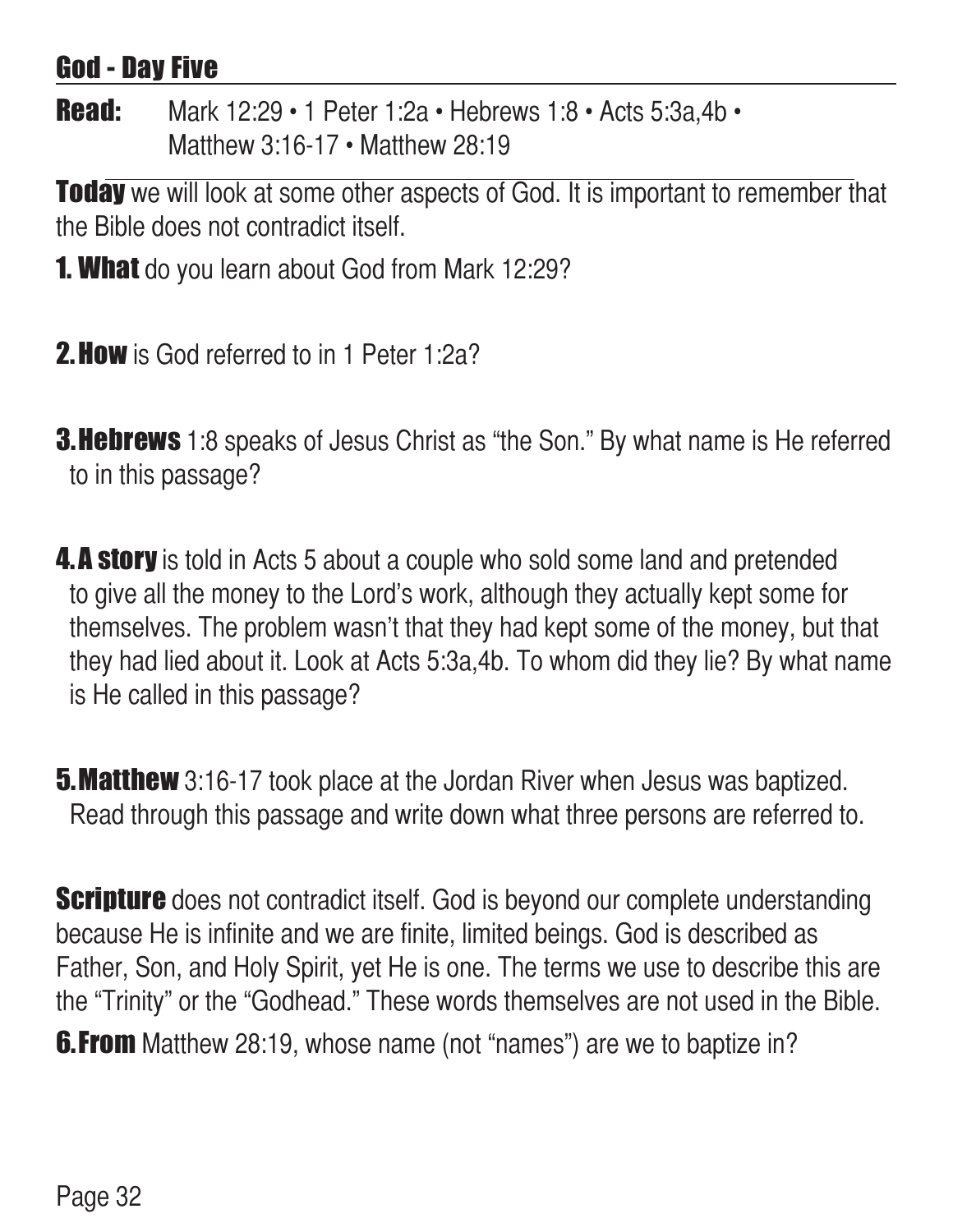## God - Day Five

**Read:** Mark 12:29 • 1 Peter 1:2a • Hebrews 1:8 • Acts 5:3a,4b • Matthew 3:16-17 • Matthew 28:19

**Today** we will look at some other aspects of God. It is important to remember that the Bible does not contradict itself.

**1. What** do you learn about God from Mark 12:29?

**2. How** is God referred to in 1 Peter 1:2a?

**3. Hebrews** 1:8 speaks of Jesus Christ as "the Son." By what name is He referred to in this passage?

**4. A story** is told in Acts 5 about a couple who sold some land and pretended to give all the money to the Lord's work, although they actually kept some for themselves. The problem wasn't that they had kept some of the money, but that they had lied about it. Look at Acts 5:3a,4b. To whom did they lie? By what name is He called in this passage?

**5. Matthew** 3:16-17 took place at the Jordan River when Jesus was baptized. Read through this passage and write down what three persons are referred to.

**Scripture** does not contradict itself. God is beyond our complete understanding because He is infinite and we are finite, limited beings. God is described as Father, Son, and Holy Spirit, yet He is one. The terms we use to describe this are the "Trinity" or the "Godhead." These words themselves are not used in the Bible.

**6. From** Matthew 28:19, whose name (not "names") are we to baptize in?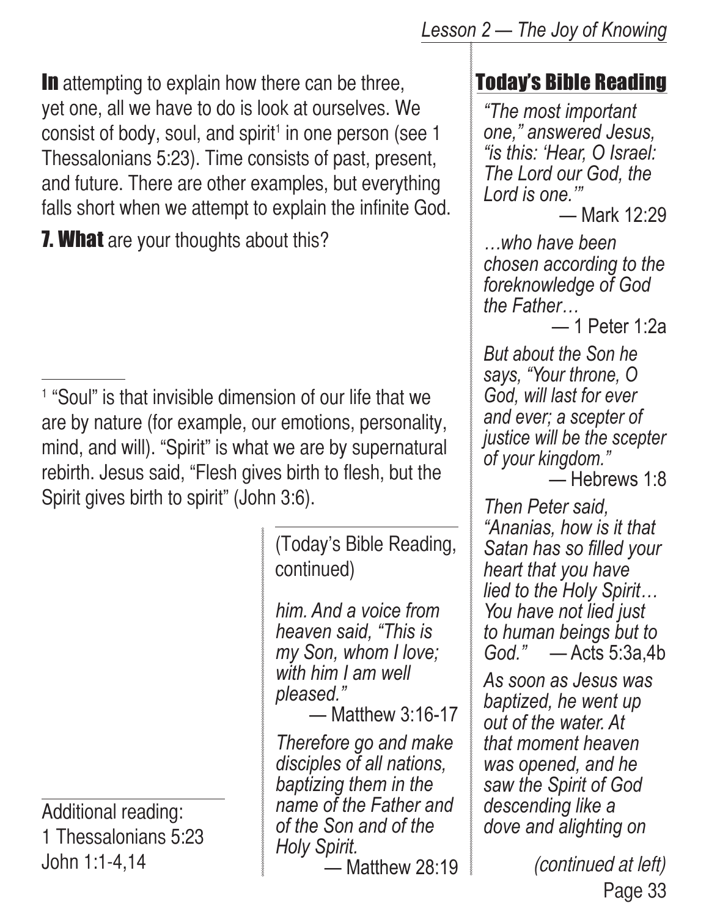**In** attempting to explain how there can be three, yet one, all we have to do is look at ourselves. We consist of body, soul, and spirit[1] in one person (see 1 Thessalonians 5:23). Time consists of past, present, and future. There are other examples, but everything falls short when we attempt to explain the infinite God.

**7. What** are your thoughts about this?

[1] "Soul" is that invisible dimension of our life that we are by nature (for example, our emotions, personality, mind, and will). "Spirit" is what we are by supernatural rebirth. Jesus said, "Flesh gives birth to flesh, but the Spirit gives birth to spirit" (John 3:6).

Additional reading:
1 Thessalonians 5:23
John 1:1-4,14

## Today's Bible Reading

*"The most important one," answered Jesus, "is this: 'Hear, O Israel: The Lord our God, the Lord is one.'"*
— Mark 12:29

*…who have been chosen according to the foreknowledge of God the Father…*
— 1 Peter 1:2a

*But about the Son he says, "Your throne, O God, will last for ever and ever; a scepter of justice will be the scepter of your kingdom."*
— Hebrews 1:8

*Then Peter said, "Ananias, how is it that Satan has so filled your heart that you have lied to the Holy Spirit… You have not lied just to human beings but to God."* — Acts 5:3a,4b

*As soon as Jesus was baptized, he went up out of the water. At that moment heaven was opened, and he saw the Spirit of God descending like a dove and alighting on him. And a voice from heaven said, "This is my Son, whom I love; with him I am well pleased."*
— Matthew 3:16-17

*Therefore go and make disciples of all nations, baptizing them in the name of the Father and of the Son and of the Holy Spirit.*
— Matthew 28:19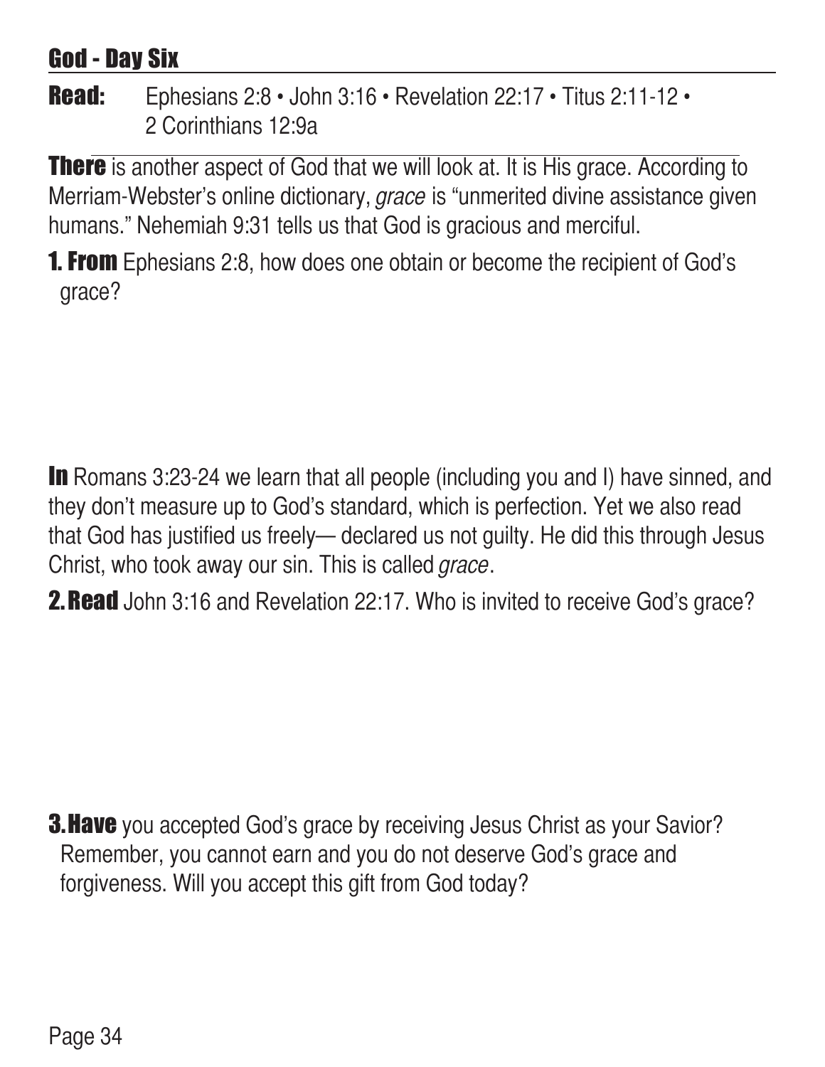## God - Day Six

**Read:** Ephesians 2:8 • John 3:16 • Revelation 22:17 • Titus 2:11-12 • 2 Corinthians 12:9a

**There** is another aspect of God that we will look at. It is His grace. According to Merriam-Webster's online dictionary, *grace* is "unmerited divine assistance given humans." Nehemiah 9:31 tells us that God is gracious and merciful.

**1. From** Ephesians 2:8, how does one obtain or become the recipient of God's grace?

**In** Romans 3:23-24 we learn that all people (including you and I) have sinned, and they don't measure up to God's standard, which is perfection. Yet we also read that God has justified us freely— declared us not guilty. He did this through Jesus Christ, who took away our sin. This is called *grace*.

**2. Read** John 3:16 and Revelation 22:17. Who is invited to receive God's grace?

**3. Have** you accepted God's grace by receiving Jesus Christ as your Savior? Remember, you cannot earn and you do not deserve God's grace and forgiveness. Will you accept this gift from God today?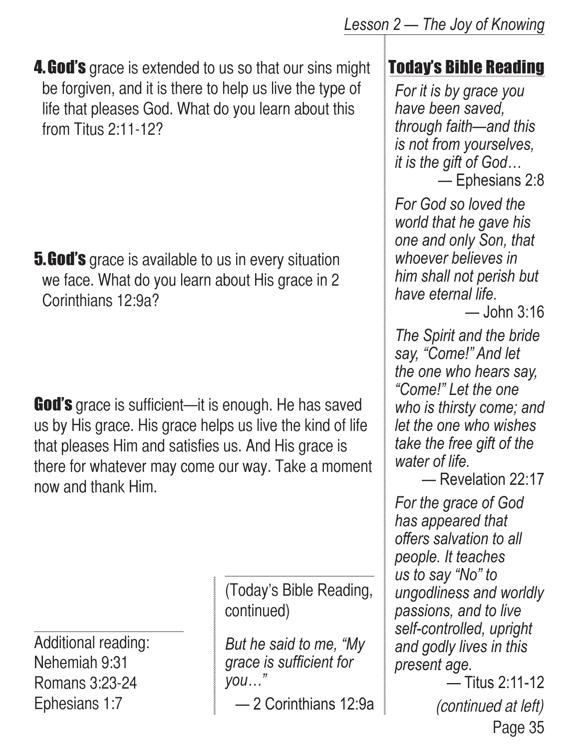**4. God's** grace is extended to us so that our sins might be forgiven, and it is there to help us live the type of life that pleases God. What do you learn about this from Titus 2:11-12?

**5. God's** grace is available to us in every situation we face. What do you learn about His grace in 2 Corinthians 12:9a?

**God's** grace is sufficient—it is enough. He has saved us by His grace. His grace helps us live the kind of life that pleases Him and satisfies us. And His grace is there for whatever may come our way. Take a moment now and thank Him.

Additional reading:
Nehemiah 9:31
Romans 3:23-24
Ephesians 1:7

## Today's Bible Reading

*For it is by grace you have been saved, through faith—and this is not from yourselves, it is the gift of God…*
— Ephesians 2:8

*For God so loved the world that he gave his one and only Son, that whoever believes in him shall not perish but have eternal life.*
— John 3:16

*The Spirit and the bride say, "Come!" And let the one who hears say, "Come!" Let the one who is thirsty come; and let the one who wishes take the free gift of the water of life.*
— Revelation 22:17

*For the grace of God has appeared that offers salvation to all people. It teaches us to say "No" to ungodliness and worldly passions, and to live self-controlled, upright and godly lives in this present age.*
— Titus 2:11-12

*(continued at left)*

(Today's Bible Reading, continued)

*But he said to me, "My grace is sufficient for you…"*
— 2 Corinthians 12:9a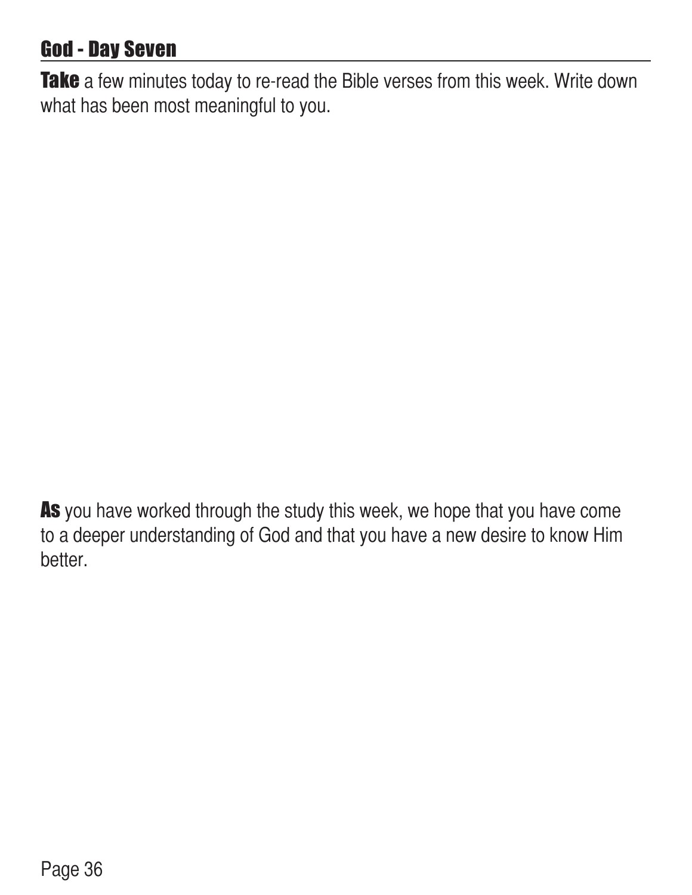## God - Day Seven

**Take** a few minutes today to re-read the Bible verses from this week. Write down what has been most meaningful to you.

**As** you have worked through the study this week, we hope that you have come to a deeper understanding of God and that you have a new desire to know Him better.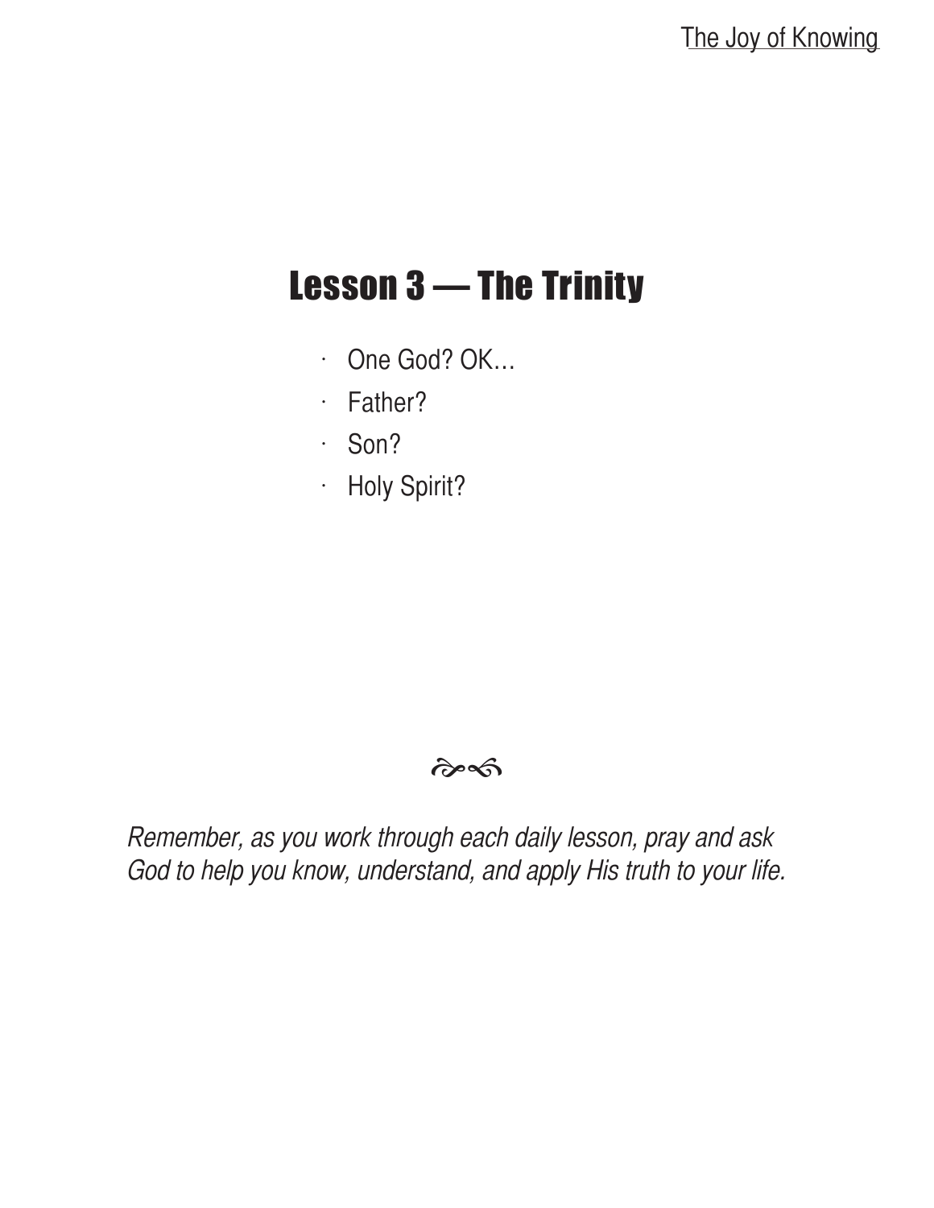# Lesson 3 — The Trinity

- One God? OK…
- Father?
- Son?
- Holy Spirit?

*Remember, as you work through each daily lesson, pray and ask God to help you know, understand, and apply His truth to your life.*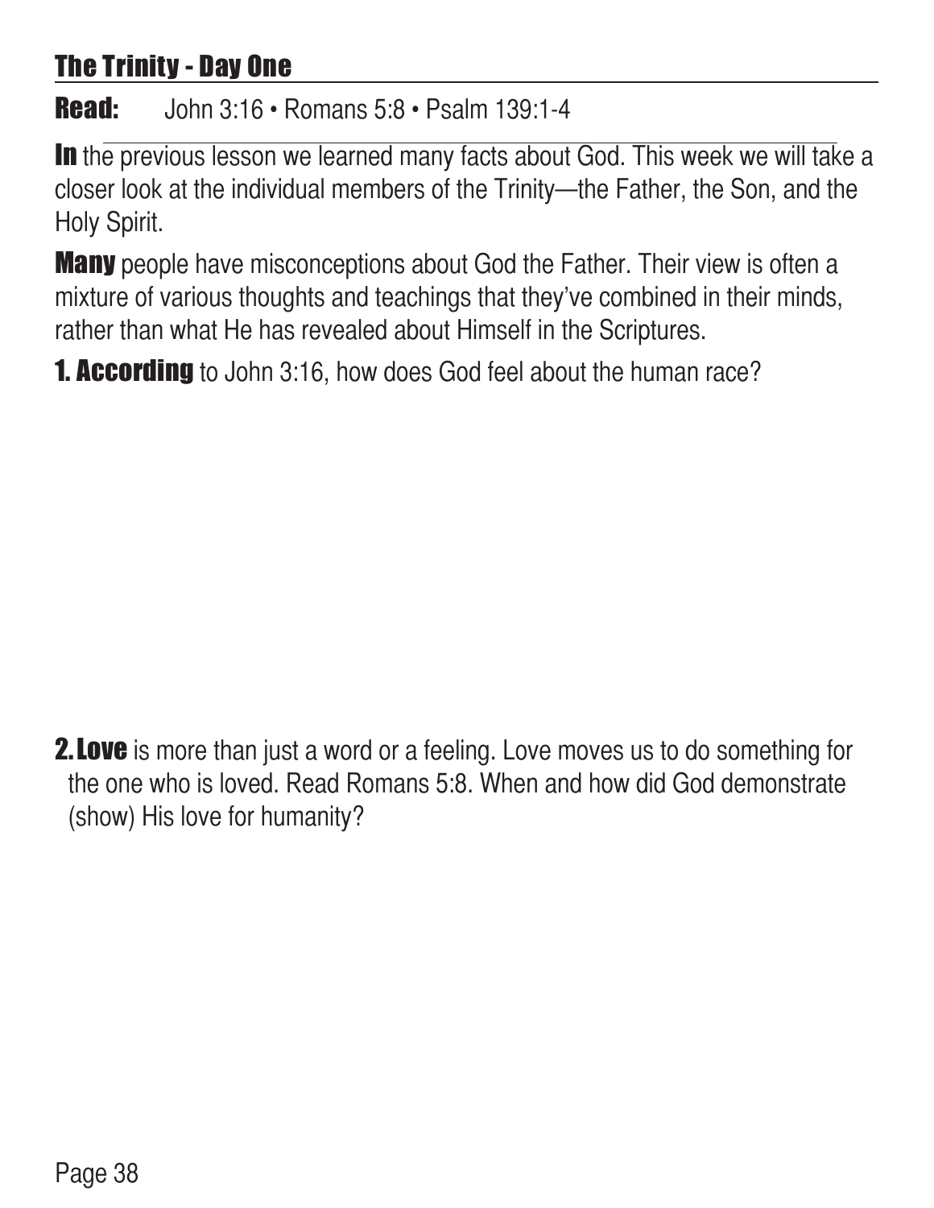## The Trinity - Day One

**Read:** John 3:16 • Romans 5:8 • Psalm 139:1-4

**In** the previous lesson we learned many facts about God. This week we will take a closer look at the individual members of the Trinity—the Father, the Son, and the Holy Spirit.

**Many** people have misconceptions about God the Father. Their view is often a mixture of various thoughts and teachings that they've combined in their minds, rather than what He has revealed about Himself in the Scriptures.

**1. According** to John 3:16, how does God feel about the human race?

**2. Love** is more than just a word or a feeling. Love moves us to do something for the one who is loved. Read Romans 5:8. When and how did God demonstrate (show) His love for humanity?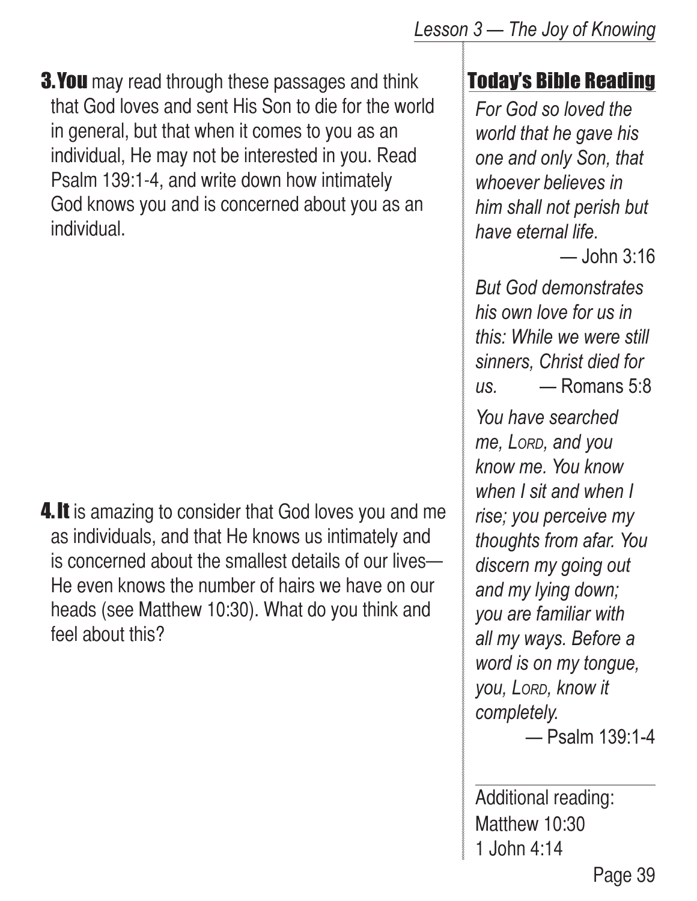**3. You** may read through these passages and think that God loves and sent His Son to die for the world in general, but that when it comes to you as an individual, He may not be interested in you. Read Psalm 139:1-4, and write down how intimately God knows you and is concerned about you as an individual.

**4. It** is amazing to consider that God loves you and me as individuals, and that He knows us intimately and is concerned about the smallest details of our lives—He even knows the number of hairs we have on our heads (see Matthew 10:30). What do you think and feel about this?

## Today's Bible Reading

*For God so loved the world that he gave his one and only Son, that whoever believes in him shall not perish but have eternal life.*

— John 3:16

*But God demonstrates his own love for us in this: While we were still sinners, Christ died for us.* — Romans 5:8

*You have searched me, LORD, and you know me. You know when I sit and when I rise; you perceive my thoughts from afar. You discern my going out and my lying down; you are familiar with all my ways. Before a word is on my tongue, you, LORD, know it completely.*

— Psalm 139:1-4

---

Additional reading:
Matthew 10:30
1 John 4:14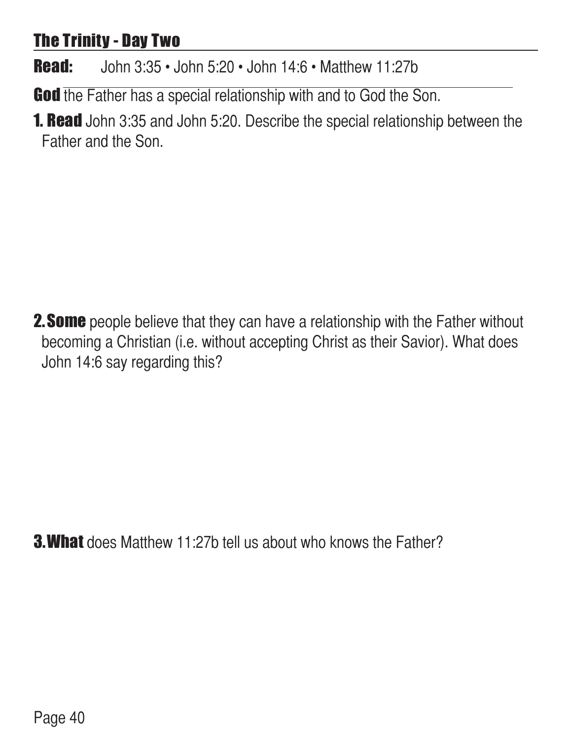## The Trinity - Day Two

**Read:** John 3:35 • John 5:20 • John 14:6 • Matthew 11:27b

**God** the Father has a special relationship with and to God the Son.

**1. Read** John 3:35 and John 5:20. Describe the special relationship between the Father and the Son.

**2. Some** people believe that they can have a relationship with the Father without becoming a Christian (i.e. without accepting Christ as their Savior). What does John 14:6 say regarding this?

**3. What** does Matthew 11:27b tell us about who knows the Father?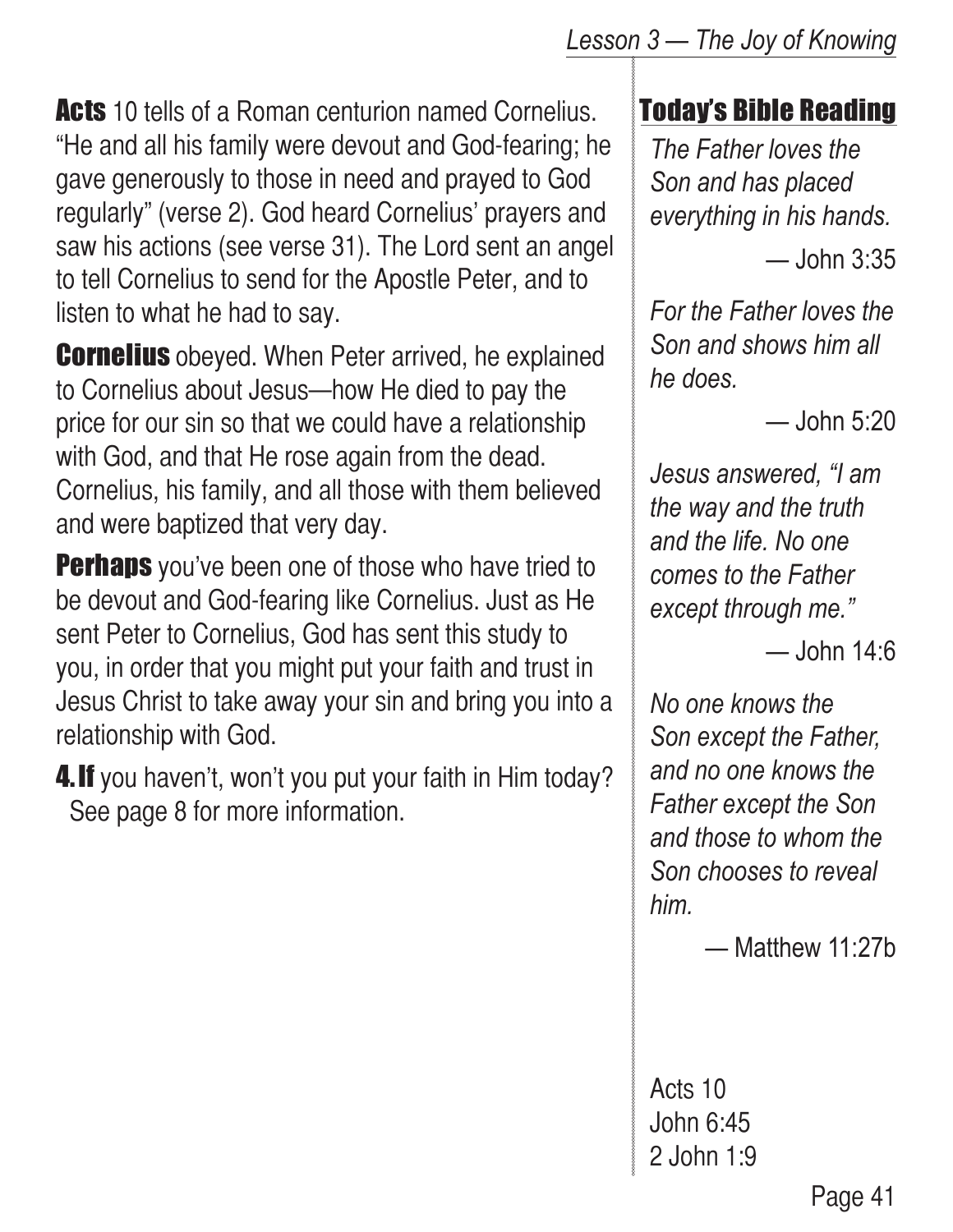**Acts** 10 tells of a Roman centurion named Cornelius. "He and all his family were devout and God-fearing; he gave generously to those in need and prayed to God regularly" (verse 2). God heard Cornelius' prayers and saw his actions (see verse 31). The Lord sent an angel to tell Cornelius to send for the Apostle Peter, and to listen to what he had to say.

**Cornelius** obeyed. When Peter arrived, he explained to Cornelius about Jesus—how He died to pay the price for our sin so that we could have a relationship with God, and that He rose again from the dead. Cornelius, his family, and all those with them believed and were baptized that very day.

**Perhaps** you've been one of those who have tried to be devout and God-fearing like Cornelius. Just as He sent Peter to Cornelius, God has sent this study to you, in order that you might put your faith and trust in Jesus Christ to take away your sin and bring you into a relationship with God.

**4. If** you haven't, won't you put your faith in Him today? See page 8 for more information.

## Today's Bible Reading

*The Father loves the Son and has placed everything in his hands.*

— John 3:35

*For the Father loves the Son and shows him all he does.*

— John 5:20

*Jesus answered, "I am the way and the truth and the life. No one comes to the Father except through me."*

— John 14:6

*No one knows the Son except the Father, and no one knows the Father except the Son and those to whom the Son chooses to reveal him.*

— Matthew 11:27b

Acts 10
John 6:45
2 John 1:9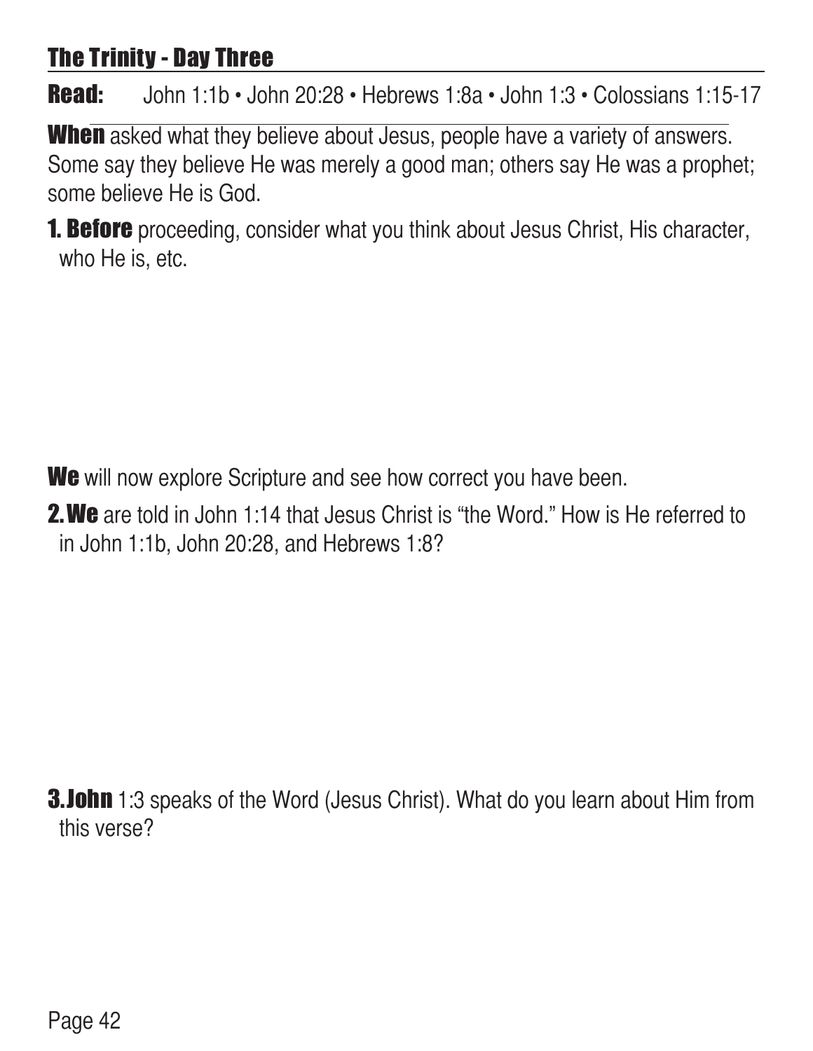## The Trinity - Day Three

**Read:** John 1:1b • John 20:28 • Hebrews 1:8a • John 1:3 • Colossians 1:15-17

**When** asked what they believe about Jesus, people have a variety of answers. Some say they believe He was merely a good man; others say He was a prophet; some believe He is God.

**1. Before** proceeding, consider what you think about Jesus Christ, His character, who He is, etc.

**We** will now explore Scripture and see how correct you have been.

**2. We** are told in John 1:14 that Jesus Christ is "the Word." How is He referred to in John 1:1b, John 20:28, and Hebrews 1:8?

**3. John** 1:3 speaks of the Word (Jesus Christ). What do you learn about Him from this verse?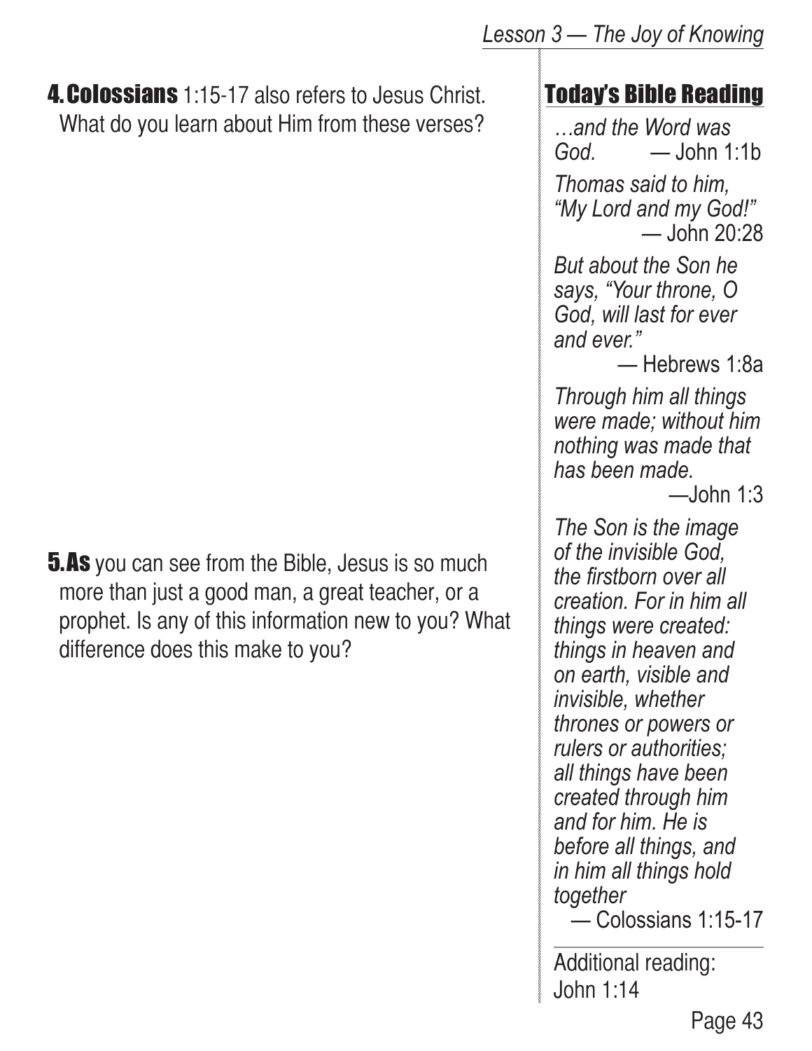**4. Colossians** 1:15-17 also refers to Jesus Christ. What do you learn about Him from these verses?

**5. As** you can see from the Bible, Jesus is so much more than just a good man, a great teacher, or a prophet. Is any of this information new to you? What difference does this make to you?

## Today's Bible Reading

*…and the Word was God.* — John 1:1b

*Thomas said to him, "My Lord and my God!"* — John 20:28

*But about the Son he says, "Your throne, O God, will last for ever and ever."* — Hebrews 1:8a

*Through him all things were made; without him nothing was made that has been made.* —John 1:3

*The Son is the image of the invisible God, the firstborn over all creation. For in him all things were created: things in heaven and on earth, visible and invisible, whether thrones or powers or rulers or authorities; all things have been created through him and for him. He is before all things, and in him all things hold together* — Colossians 1:15-17

Additional reading: John 1:14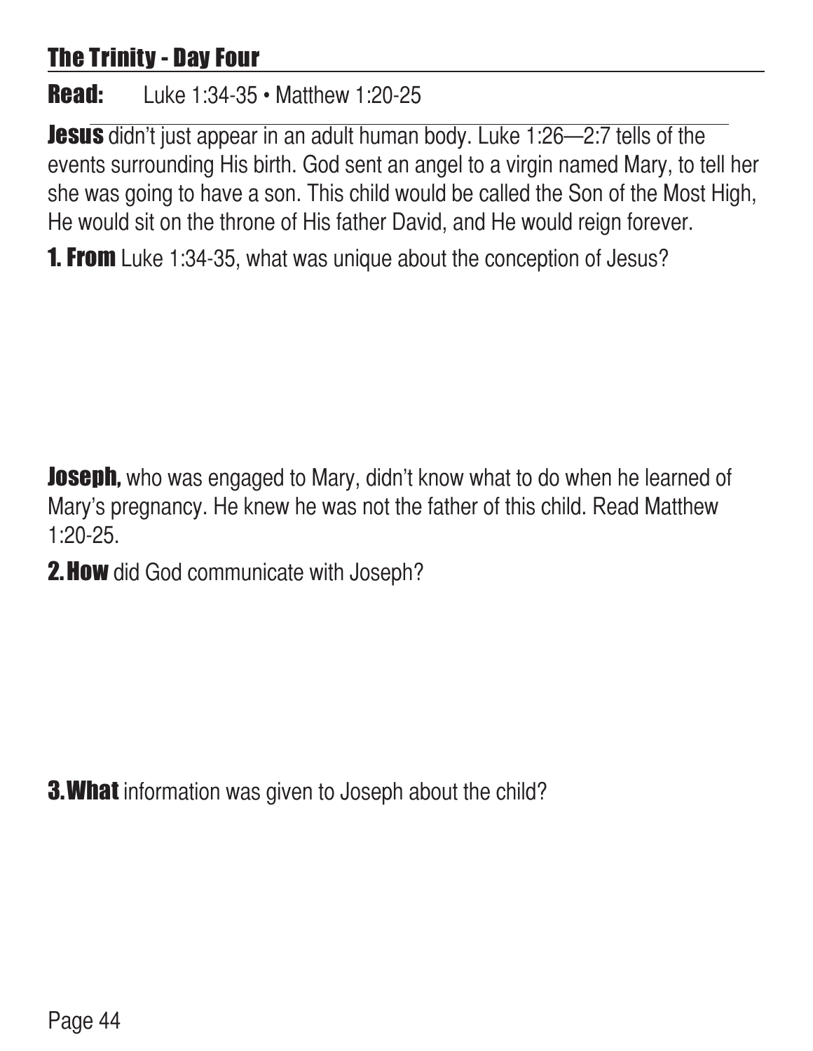## The Trinity - Day Four

**Read:** Luke 1:34-35 • Matthew 1:20-25

**Jesus** didn't just appear in an adult human body. Luke 1:26—2:7 tells of the events surrounding His birth. God sent an angel to a virgin named Mary, to tell her she was going to have a son. This child would be called the Son of the Most High, He would sit on the throne of His father David, and He would reign forever.

**1. From** Luke 1:34-35, what was unique about the conception of Jesus?

**Joseph,** who was engaged to Mary, didn't know what to do when he learned of Mary's pregnancy. He knew he was not the father of this child. Read Matthew 1:20-25.

**2. How** did God communicate with Joseph?

**3. What** information was given to Joseph about the child?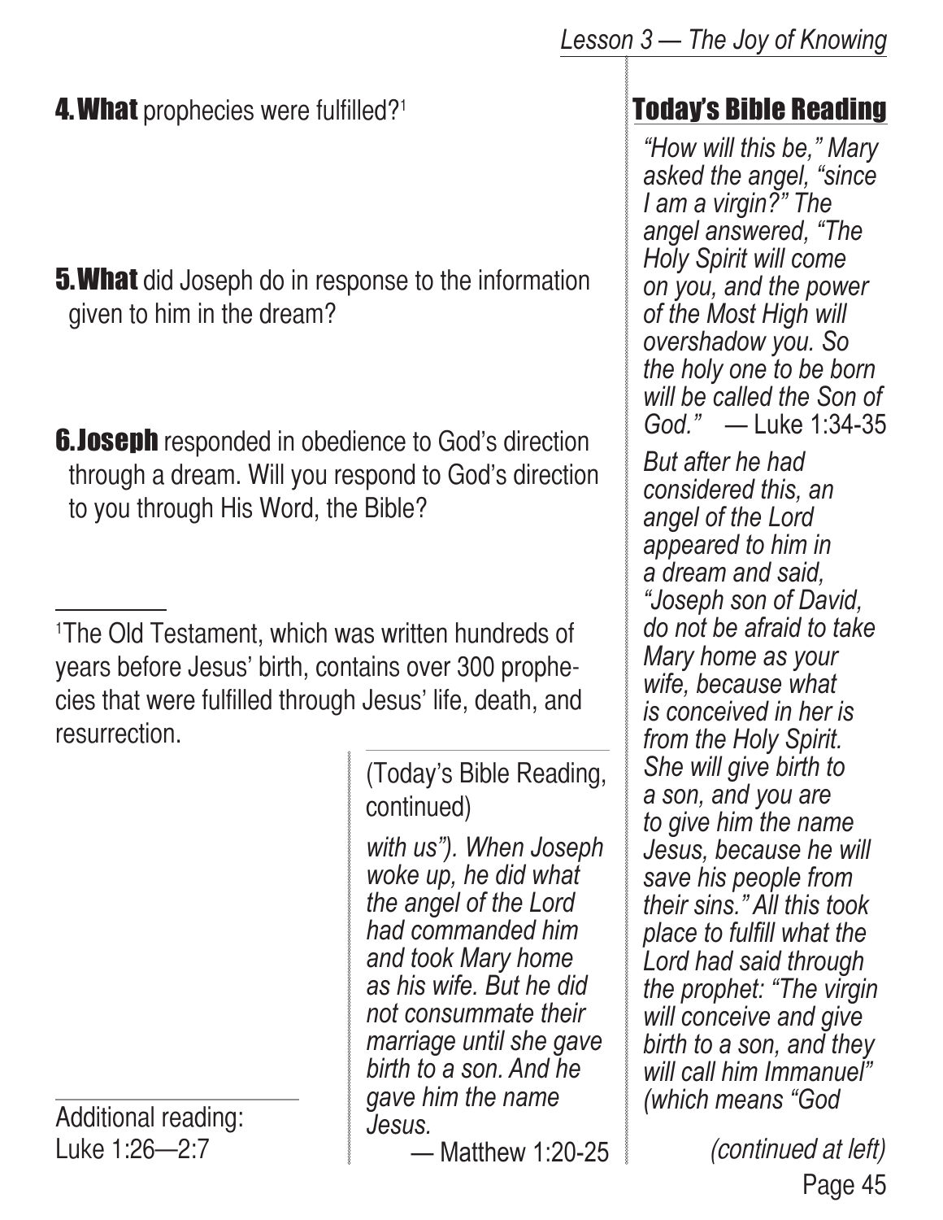**4. What** prophecies were fulfilled?[1]

**5. What** did Joseph do in response to the information given to him in the dream?

**6. Joseph** responded in obedience to God's direction through a dream. Will you respond to God's direction to you through His Word, the Bible?

---

[1]The Old Testament, which was written hundreds of years before Jesus' birth, contains over 300 prophecies that were fulfilled through Jesus' life, death, and resurrection.

Additional reading:
Luke 1:26—2:7

## Today's Bible Reading

*"How will this be," Mary asked the angel, "since I am a virgin?" The angel answered, "The Holy Spirit will come on you, and the power of the Most High will overshadow you. So the holy one to be born will be called the Son of God."* — Luke 1:34-35

*But after he had considered this, an angel of the Lord appeared to him in a dream and said, "Joseph son of David, do not be afraid to take Mary home as your wife, because what is conceived in her is from the Holy Spirit. She will give birth to a son, and you are to give him the name Jesus, because he will save his people from their sins." All this took place to fulfill what the Lord had said through the prophet: "The virgin will conceive and give birth to a son, and they will call him Immanuel" (which means "God with us"). When Joseph woke up, he did what the angel of the Lord had commanded him and took Mary home as his wife. But he did not consummate their marriage until she gave birth to a son. And he gave him the name Jesus.*

— Matthew 1:20-25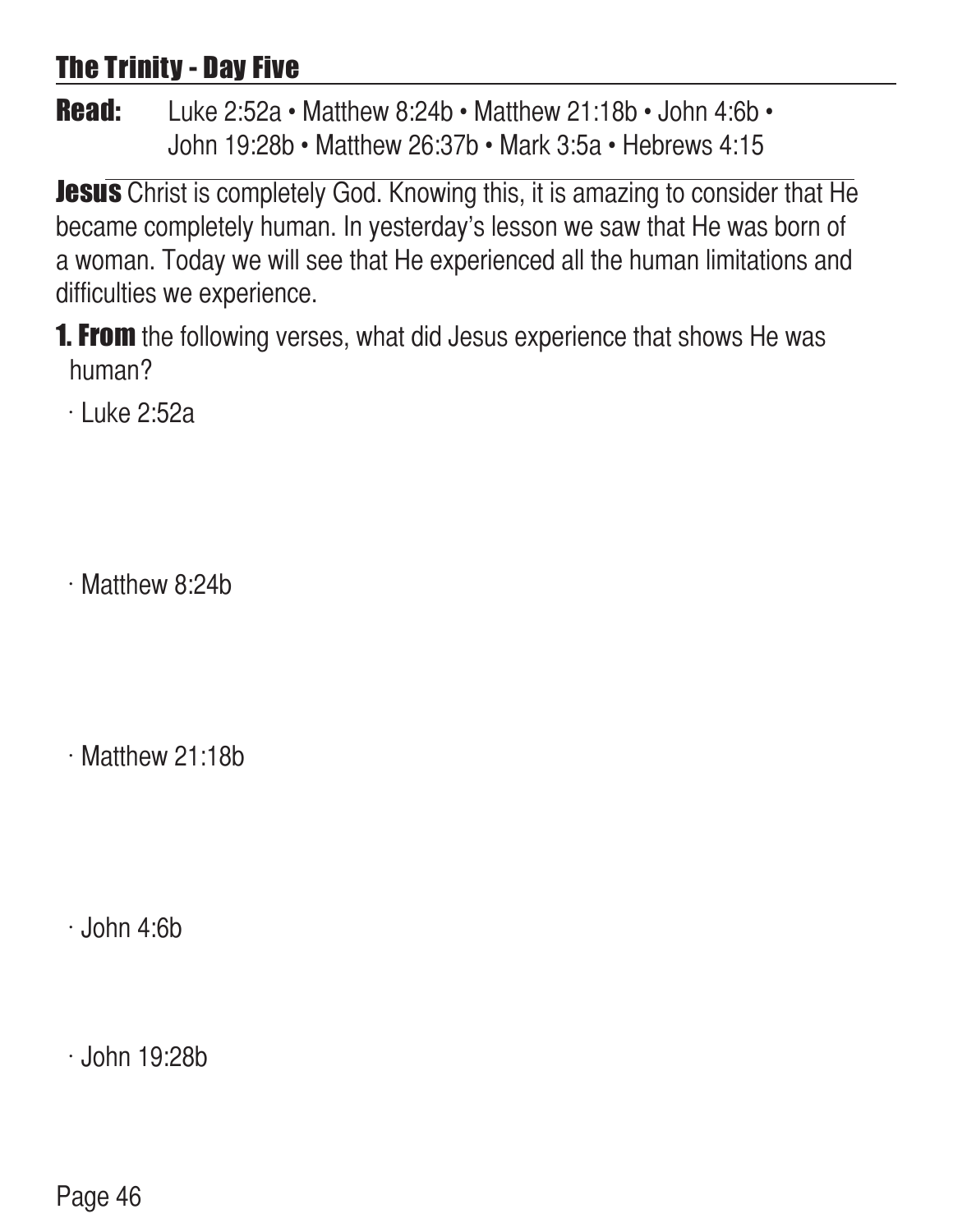## The Trinity - Day Five

**Read:** Luke 2:52a • Matthew 8:24b • Matthew 21:18b • John 4:6b • John 19:28b • Matthew 26:37b • Mark 3:5a • Hebrews 4:15

**Jesus** Christ is completely God. Knowing this, it is amazing to consider that He became completely human. In yesterday's lesson we saw that He was born of a woman. Today we will see that He experienced all the human limitations and difficulties we experience.

**1. From** the following verses, what did Jesus experience that shows He was human?

- Luke 2:52a

- Matthew 8:24b

- Matthew 21:18b

- John 4:6b

- John 19:28b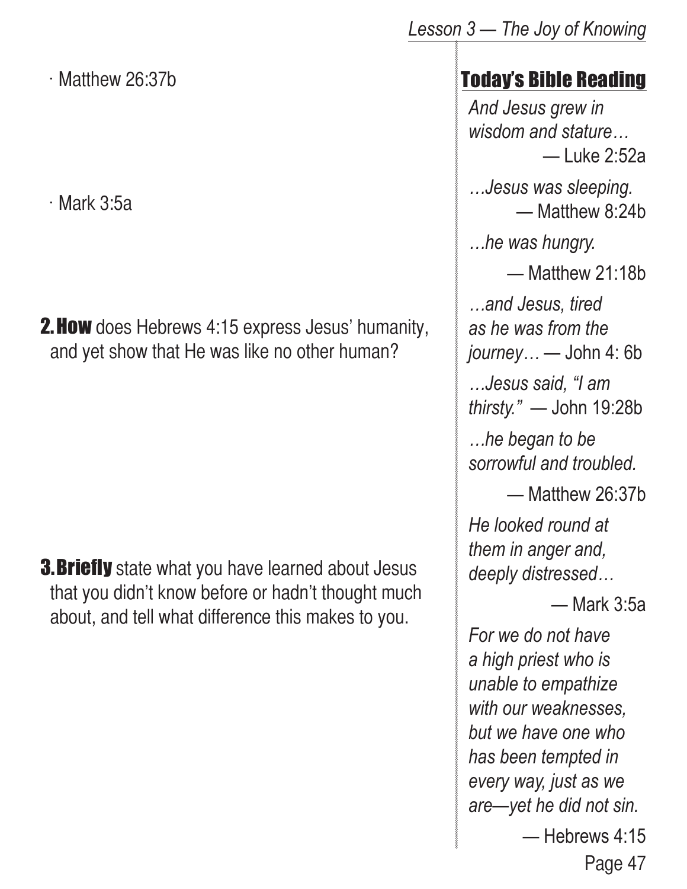· Matthew 26:37b

· Mark 3:5a

**2. How** does Hebrews 4:15 express Jesus' humanity, and yet show that He was like no other human?

**3. Briefly** state what you have learned about Jesus that you didn't know before or hadn't thought much about, and tell what difference this makes to you.

## Today's Bible Reading

*And Jesus grew in wisdom and stature…* — Luke 2:52a

*…Jesus was sleeping.* — Matthew 8:24b

*…he was hungry.* — Matthew 21:18b

*…and Jesus, tired as he was from the journey…* — John 4: 6b

*…Jesus said, "I am thirsty."* — John 19:28b

*…he began to be sorrowful and troubled.* — Matthew 26:37b

*He looked round at them in anger and, deeply distressed…* — Mark 3:5a

*For we do not have a high priest who is unable to empathize with our weaknesses, but we have one who has been tempted in every way, just as we are—yet he did not sin.* — Hebrews 4:15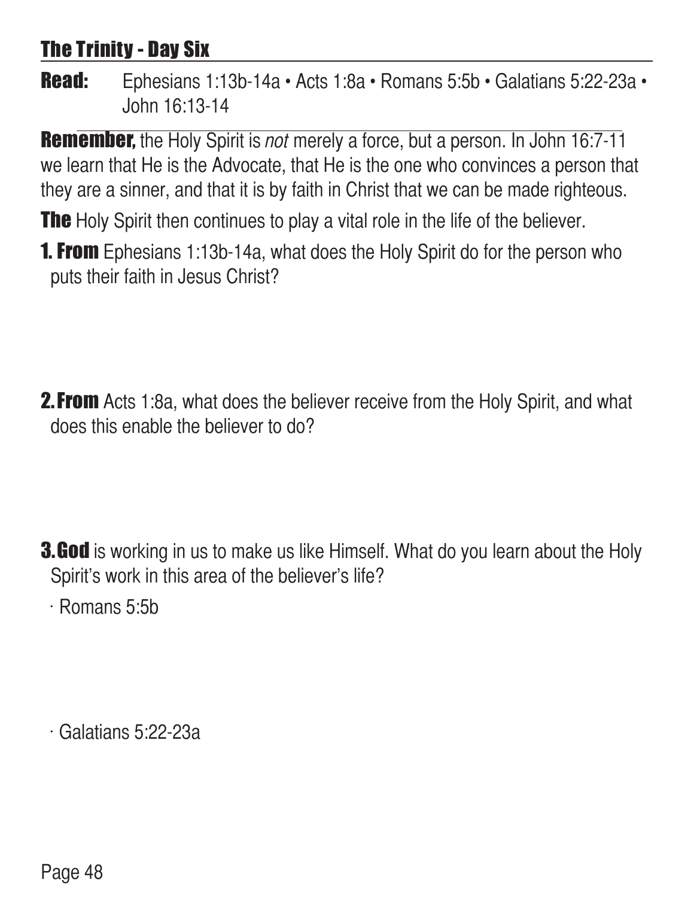## The Trinity - Day Six

**Read:** Ephesians 1:13b-14a • Acts 1:8a • Romans 5:5b • Galatians 5:22-23a • John 16:13-14

**Remember,** the Holy Spirit is *not* merely a force, but a person. In John 16:7-11 we learn that He is the Advocate, that He is the one who convinces a person that they are a sinner, and that it is by faith in Christ that we can be made righteous.

**The** Holy Spirit then continues to play a vital role in the life of the believer.

**1. From** Ephesians 1:13b-14a, what does the Holy Spirit do for the person who puts their faith in Jesus Christ?

**2. From** Acts 1:8a, what does the believer receive from the Holy Spirit, and what does this enable the believer to do?

**3. God** is working in us to make us like Himself. What do you learn about the Holy Spirit's work in this area of the believer's life?

· Romans 5:5b

· Galatians 5:22-23a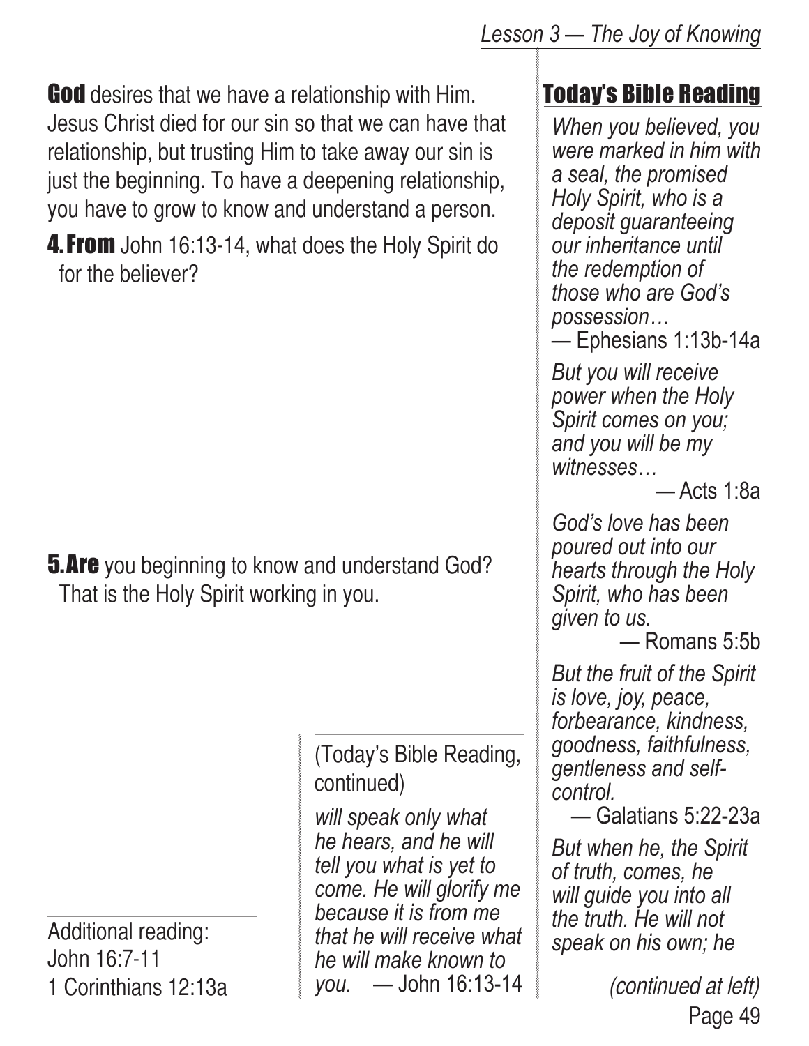**God** desires that we have a relationship with Him. Jesus Christ died for our sin so that we can have that relationship, but trusting Him to take away our sin is just the beginning. To have a deepening relationship, you have to grow to know and understand a person.

**4. From** John 16:13-14, what does the Holy Spirit do for the believer?

**5. Are** you beginning to know and understand God? That is the Holy Spirit working in you.

Additional reading:
John 16:7-11
1 Corinthians 12:13a

## Today's Bible Reading

*When you believed, you were marked in him with a seal, the promised Holy Spirit, who is a deposit guaranteeing our inheritance until the redemption of those who are God's possession…*
— Ephesians 1:13b-14a

*But you will receive power when the Holy Spirit comes on you; and you will be my witnesses…*
— Acts 1:8a

*God's love has been poured out into our hearts through the Holy Spirit, who has been given to us.*
— Romans 5:5b

*But the fruit of the Spirit is love, joy, peace, forbearance, kindness, goodness, faithfulness, gentleness and self-control.*
— Galatians 5:22-23a

*But when he, the Spirit of truth, comes, he will guide you into all the truth. He will not speak on his own; he*

*(continued at left)*

(Today's Bible Reading, continued)

*will speak only what he hears, and he will tell you what is yet to come. He will glorify me because it is from me that he will receive what he will make known to you.* — John 16:13-14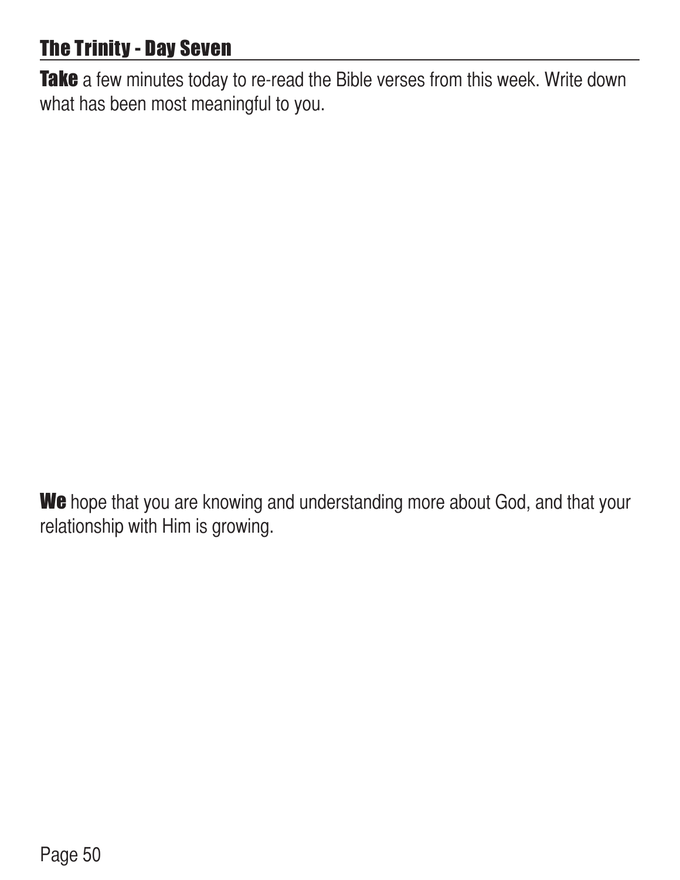## The Trinity - Day Seven

**Take** a few minutes today to re-read the Bible verses from this week. Write down what has been most meaningful to you.

**We** hope that you are knowing and understanding more about God, and that your relationship with Him is growing.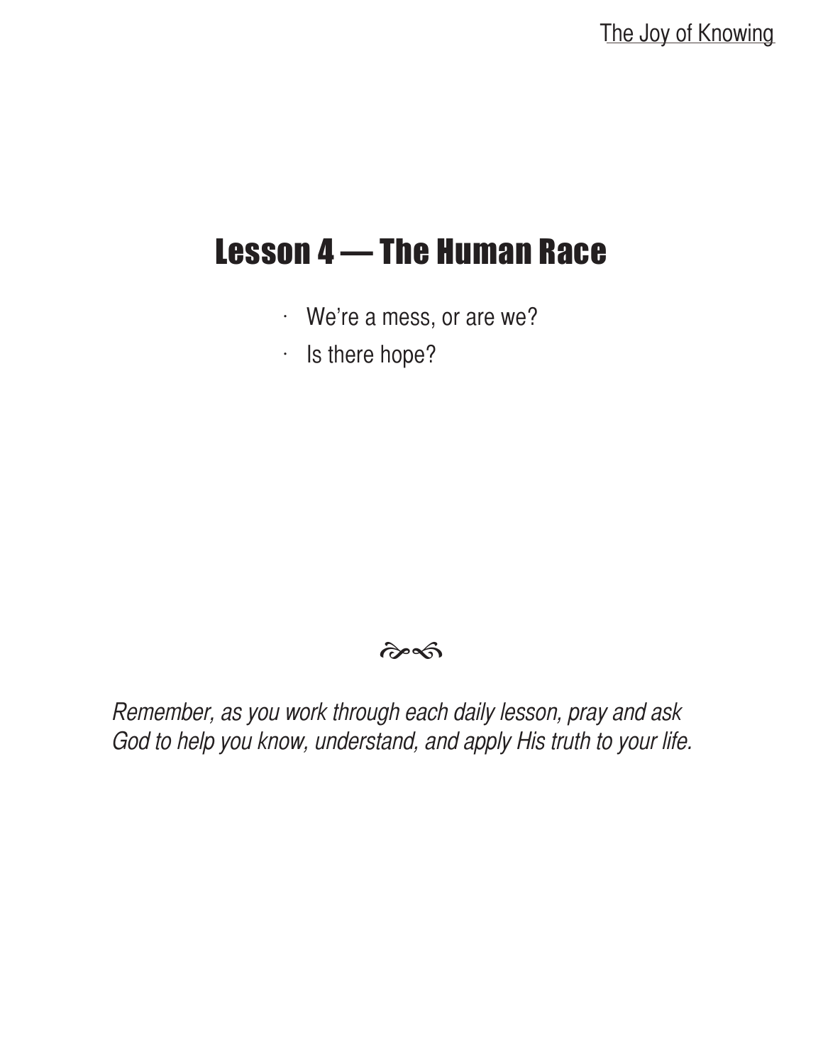# Lesson 4 — The Human Race

- We're a mess, or are we?
- Is there hope?

*Remember, as you work through each daily lesson, pray and ask God to help you know, understand, and apply His truth to your life.*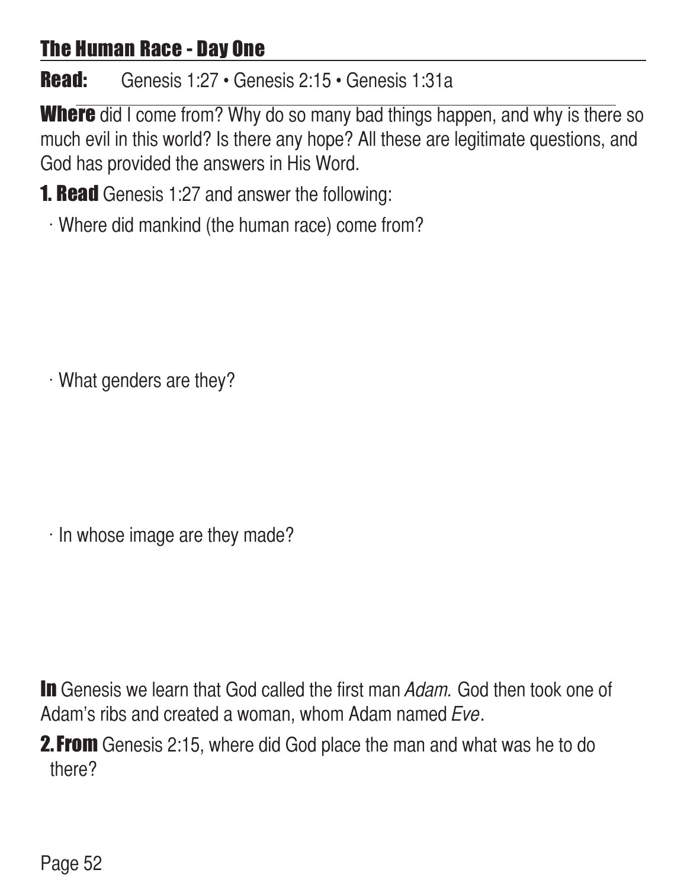## The Human Race - Day One

**Read:** Genesis 1:27 • Genesis 2:15 • Genesis 1:31a

**Where** did I come from? Why do so many bad things happen, and why is there so much evil in this world? Is there any hope? All these are legitimate questions, and God has provided the answers in His Word.

**1. Read** Genesis 1:27 and answer the following:

· Where did mankind (the human race) come from?

· What genders are they?

· In whose image are they made?

**In** Genesis we learn that God called the first man *Adam.* God then took one of Adam's ribs and created a woman, whom Adam named *Eve*.

**2. From** Genesis 2:15, where did God place the man and what was he to do there?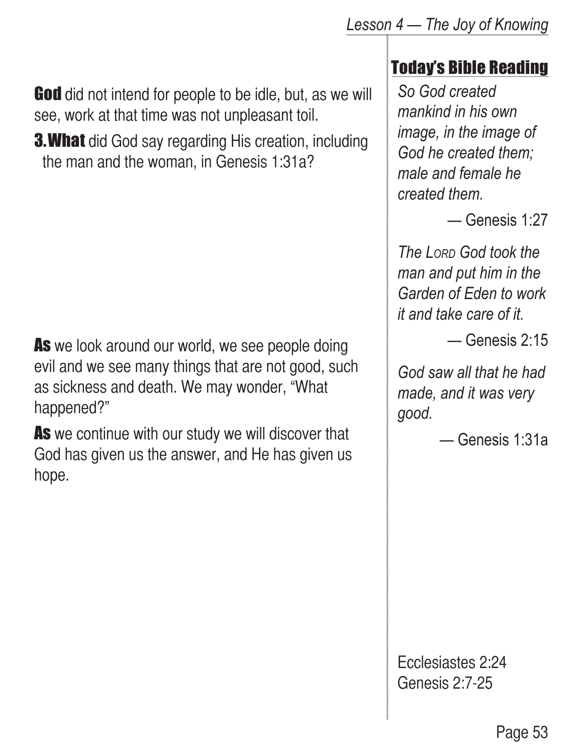**God** did not intend for people to be idle, but, as we will see, work at that time was not unpleasant toil.

**3. What** did God say regarding His creation, including the man and the woman, in Genesis 1:31a?

**As** we look around our world, we see people doing evil and we see many things that are not good, such as sickness and death. We may wonder, "What happened?"

**As** we continue with our study we will discover that God has given us the answer, and He has given us hope.

## Today's Bible Reading

*So God created mankind in his own image, in the image of God he created them; male and female he created them.*

— Genesis 1:27

*The LORD God took the man and put him in the Garden of Eden to work it and take care of it.*

— Genesis 2:15

*God saw all that he had made, and it was very good.*

— Genesis 1:31a

Ecclesiastes 2:24
Genesis 2:7-25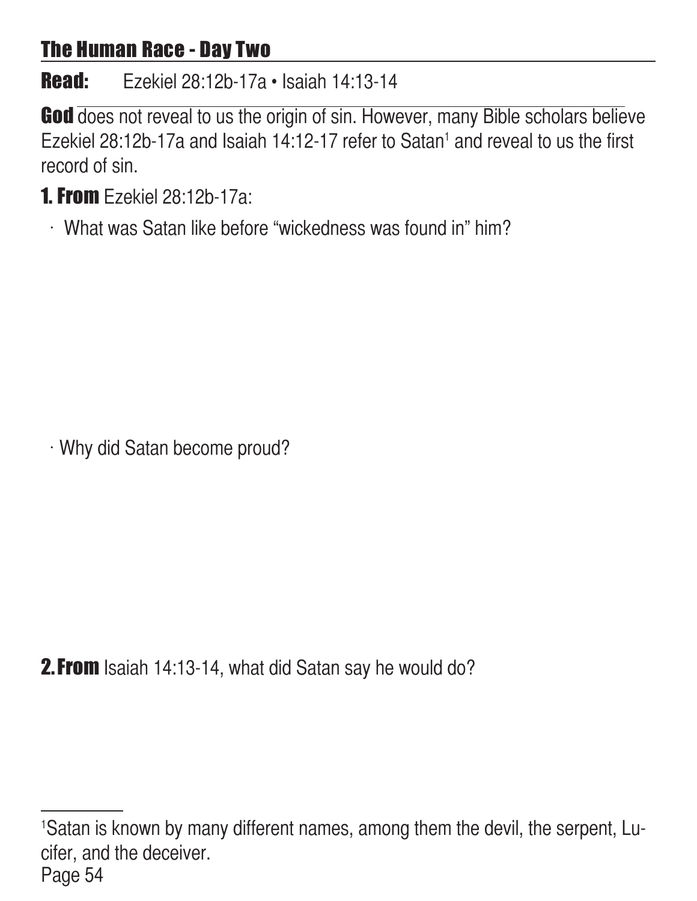## The Human Race - Day Two

**Read:** Ezekiel 28:12b-17a • Isaiah 14:13-14

**God** does not reveal to us the origin of sin. However, many Bible scholars believe Ezekiel 28:12b-17a and Isaiah 14:12-17 refer to Satan[1] and reveal to us the first record of sin.

**1. From** Ezekiel 28:12b-17a:

- What was Satan like before "wickedness was found in" him?

- Why did Satan become proud?

**2. From** Isaiah 14:13-14, what did Satan say he would do?

---

[1]Satan is known by many different names, among them the devil, the serpent, Lucifer, and the deceiver.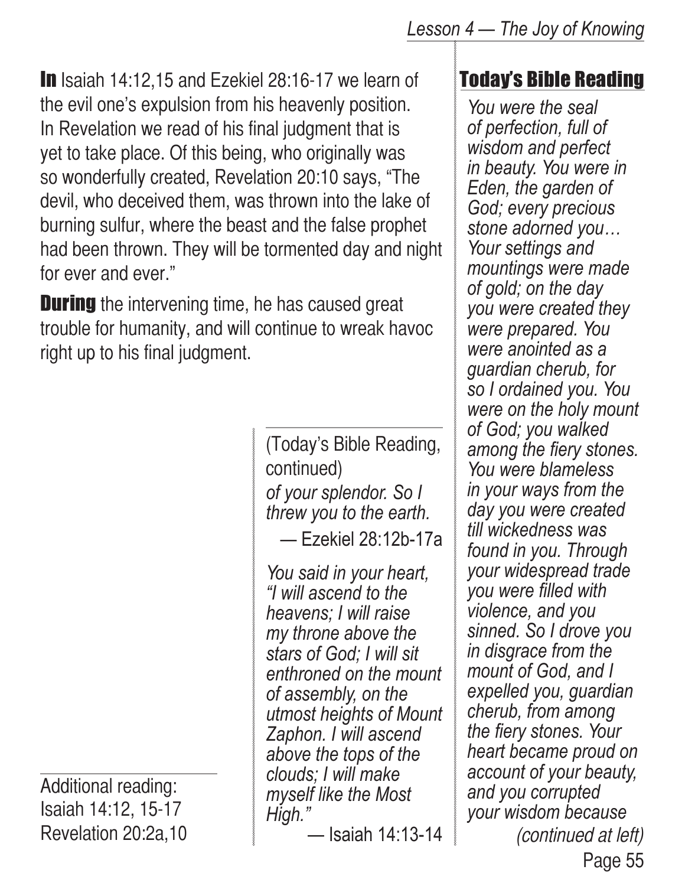**In** Isaiah 14:12,15 and Ezekiel 28:16-17 we learn of the evil one's expulsion from his heavenly position. In Revelation we read of his final judgment that is yet to take place. Of this being, who originally was so wonderfully created, Revelation 20:10 says, "The devil, who deceived them, was thrown into the lake of burning sulfur, where the beast and the false prophet had been thrown. They will be tormented day and night for ever and ever."

**During** the intervening time, he has caused great trouble for humanity, and will continue to wreak havoc right up to his final judgment.

## Today's Bible Reading

*You were the seal of perfection, full of wisdom and perfect in beauty. You were in Eden, the garden of God; every precious stone adorned you… Your settings and mountings were made of gold; on the day you were created they were prepared. You were anointed as a guardian cherub, for so I ordained you. You were on the holy mount of God; you walked among the fiery stones. You were blameless in your ways from the day you were created till wickedness was found in you. Through your widespread trade you were filled with violence, and you sinned. So I drove you in disgrace from the mount of God, and I expelled you, guardian cherub, from among the fiery stones. Your heart became proud on account of your beauty, and you corrupted your wisdom because*

*(continued at left)*

(Today's Bible Reading, continued)

*of your splendor. So I threw you to the earth.*

— Ezekiel 28:12b-17a

*You said in your heart, "I will ascend to the heavens; I will raise my throne above the stars of God; I will sit enthroned on the mount of assembly, on the utmost heights of Mount Zaphon. I will ascend above the tops of the clouds; I will make myself like the Most High."*

— Isaiah 14:13-14

Additional reading:
Isaiah 14:12, 15-17
Revelation 20:2a,10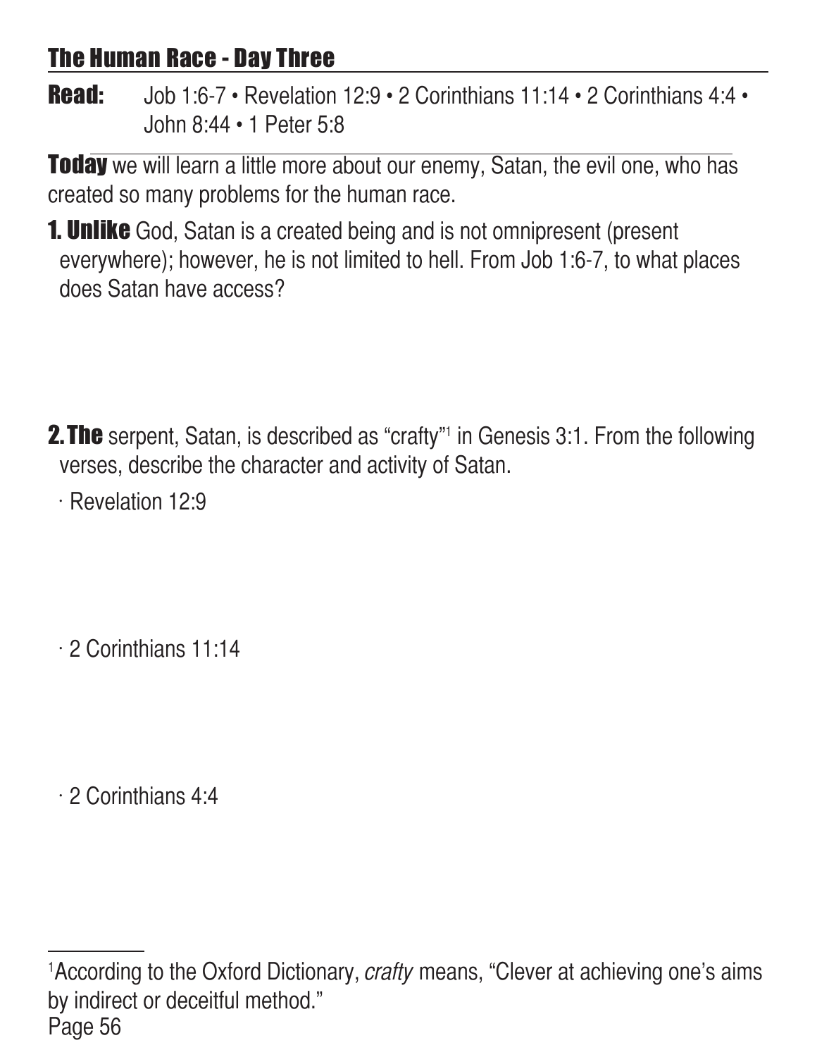## The Human Race - Day Three

**Read:** Job 1:6-7 • Revelation 12:9 • 2 Corinthians 11:14 • 2 Corinthians 4:4 • John 8:44 • 1 Peter 5:8

**Today** we will learn a little more about our enemy, Satan, the evil one, who has created so many problems for the human race.

**1. Unlike** God, Satan is a created being and is not omnipresent (present everywhere); however, he is not limited to hell. From Job 1:6-7, to what places does Satan have access?

**2. The** serpent, Satan, is described as "crafty"[1] in Genesis 3:1. From the following verses, describe the character and activity of Satan.

· Revelation 12:9

· 2 Corinthians 11:14

· 2 Corinthians 4:4

[1]According to the Oxford Dictionary, *crafty* means, "Clever at achieving one's aims by indirect or deceitful method."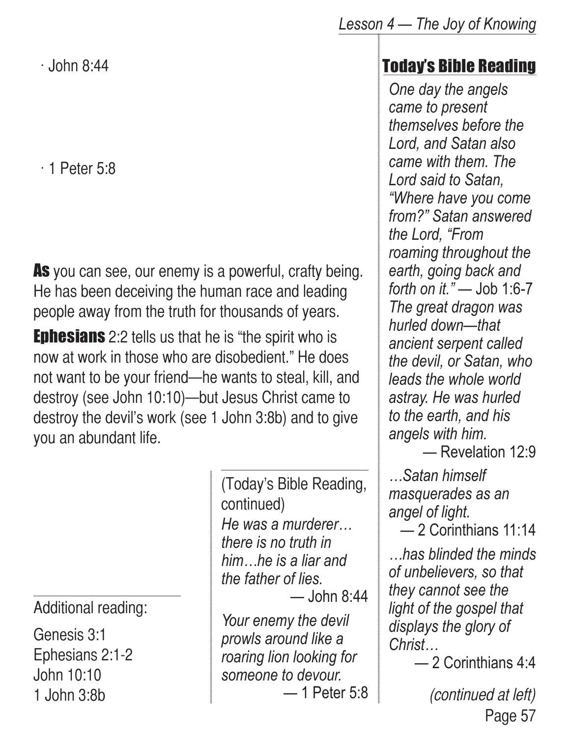· John 8:44

· 1 Peter 5:8

**As** you can see, our enemy is a powerful, crafty being. He has been deceiving the human race and leading people away from the truth for thousands of years.

**Ephesians** 2:2 tells us that he is "the spirit who is now at work in those who are disobedient." He does not want to be your friend—he wants to steal, kill, and destroy (see John 10:10)—but Jesus Christ came to destroy the devil's work (see 1 John 3:8b) and to give you an abundant life.

Additional reading:

Genesis 3:1
Ephesians 2:1-2
John 10:10
1 John 3:8b

## Today's Bible Reading

*One day the angels came to present themselves before the Lord, and Satan also came with them. The Lord said to Satan, "Where have you come from?" Satan answered the Lord, "From roaming throughout the earth, going back and forth on it."* — Job 1:6-7

*The great dragon was hurled down—that ancient serpent called the devil, or Satan, who leads the whole world astray. He was hurled to the earth, and his angels with him.*
— Revelation 12:9

*…Satan himself masquerades as an angel of light.*
— 2 Corinthians 11:14

*…has blinded the minds of unbelievers, so that they cannot see the light of the gospel that displays the glory of Christ…*
— 2 Corinthians 4:4

*(continued at left)*

(Today's Bible Reading, continued)

*He was a murderer… there is no truth in him…he is a liar and the father of lies.*
— John 8:44

*Your enemy the devil prowls around like a roaring lion looking for someone to devour.*
— 1 Peter 5:8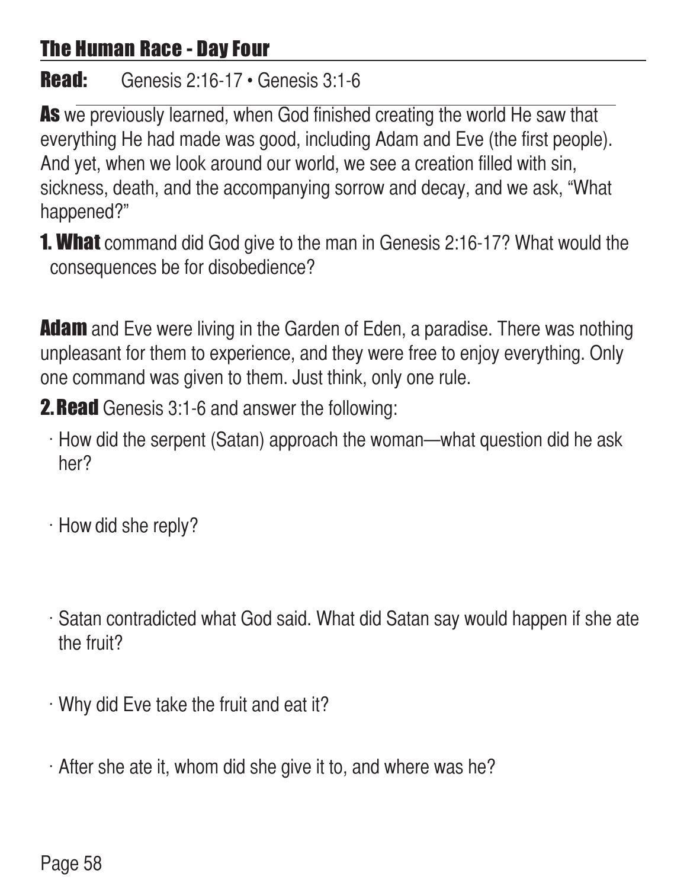## The Human Race - Day Four

**Read:** Genesis 2:16-17 • Genesis 3:1-6

**As** we previously learned, when God finished creating the world He saw that everything He had made was good, including Adam and Eve (the first people). And yet, when we look around our world, we see a creation filled with sin, sickness, death, and the accompanying sorrow and decay, and we ask, "What happened?"

**1. What** command did God give to the man in Genesis 2:16-17? What would the consequences be for disobedience?

**Adam** and Eve were living in the Garden of Eden, a paradise. There was nothing unpleasant for them to experience, and they were free to enjoy everything. Only one command was given to them. Just think, only one rule.

**2. Read** Genesis 3:1-6 and answer the following:

- How did the serpent (Satan) approach the woman—what question did he ask her?
- How did she reply?
- Satan contradicted what God said. What did Satan say would happen if she ate the fruit?
- Why did Eve take the fruit and eat it?
- After she ate it, whom did she give it to, and where was he?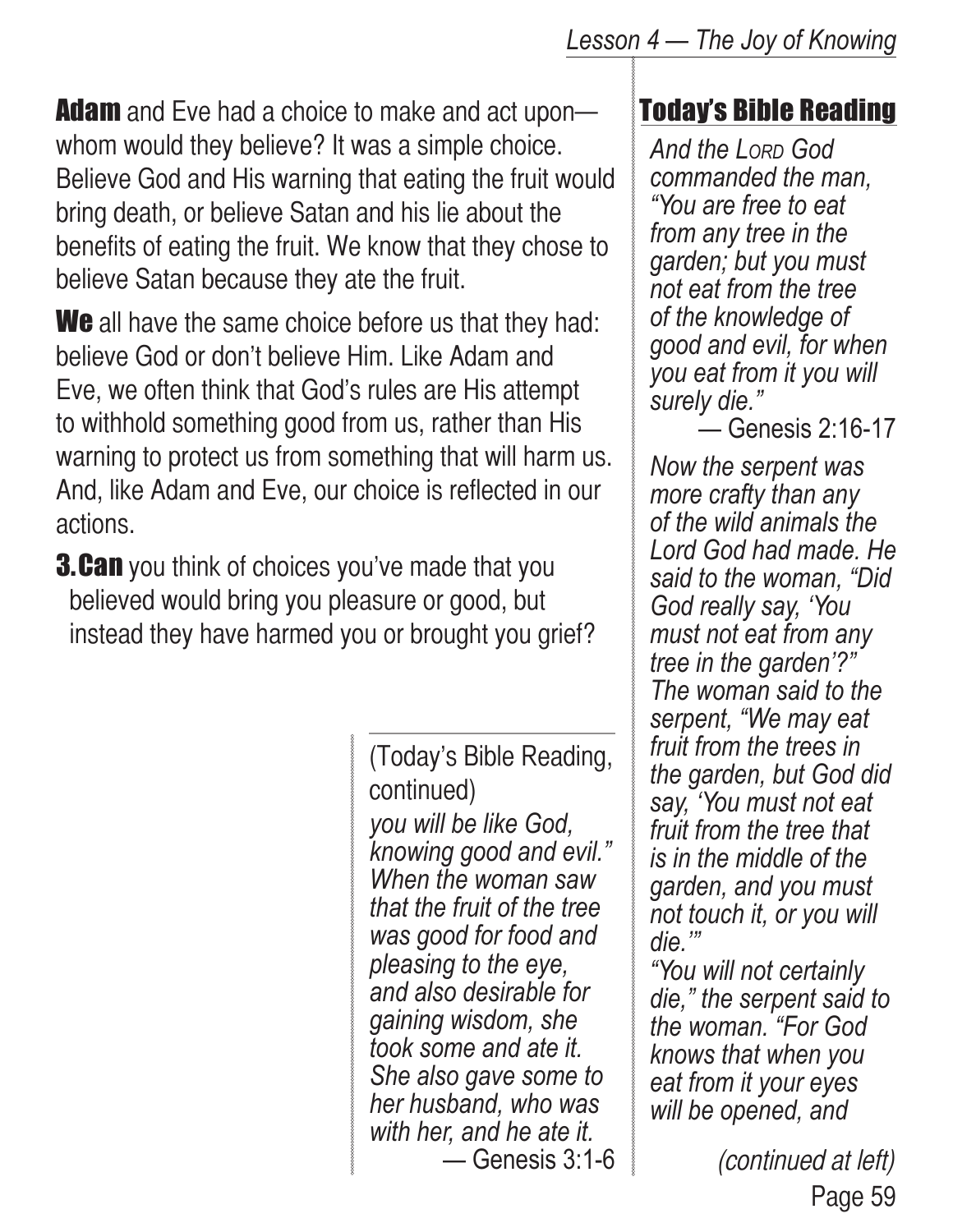**Adam** and Eve had a choice to make and act upon—whom would they believe? It was a simple choice. Believe God and His warning that eating the fruit would bring death, or believe Satan and his lie about the benefits of eating the fruit. We know that they chose to believe Satan because they ate the fruit.

**We** all have the same choice before us that they had: believe God or don't believe Him. Like Adam and Eve, we often think that God's rules are His attempt to withhold something good from us, rather than His warning to protect us from something that will harm us. And, like Adam and Eve, our choice is reflected in our actions.

**3. Can** you think of choices you've made that you believed would bring you pleasure or good, but instead they have harmed you or brought you grief?

## Today's Bible Reading

*And the LORD God commanded the man, "You are free to eat from any tree in the garden; but you must not eat from the tree of the knowledge of good and evil, for when you eat from it you will surely die."*

— Genesis 2:16-17

*Now the serpent was more crafty than any of the wild animals the Lord God had made. He said to the woman, "Did God really say, 'You must not eat from any tree in the garden'?" The woman said to the serpent, "We may eat fruit from the trees in the garden, but God did say, 'You must not eat fruit from the tree that is in the middle of the garden, and you must not touch it, or you will die.'"*

*"You will not certainly die," the serpent said to the woman. "For God knows that when you eat from it your eyes will be opened, and*

*(continued at left)*

(Today's Bible Reading, continued)

*you will be like God, knowing good and evil." When the woman saw that the fruit of the tree was good for food and pleasing to the eye, and also desirable for gaining wisdom, she took some and ate it. She also gave some to her husband, who was with her, and he ate it.*

— Genesis 3:1-6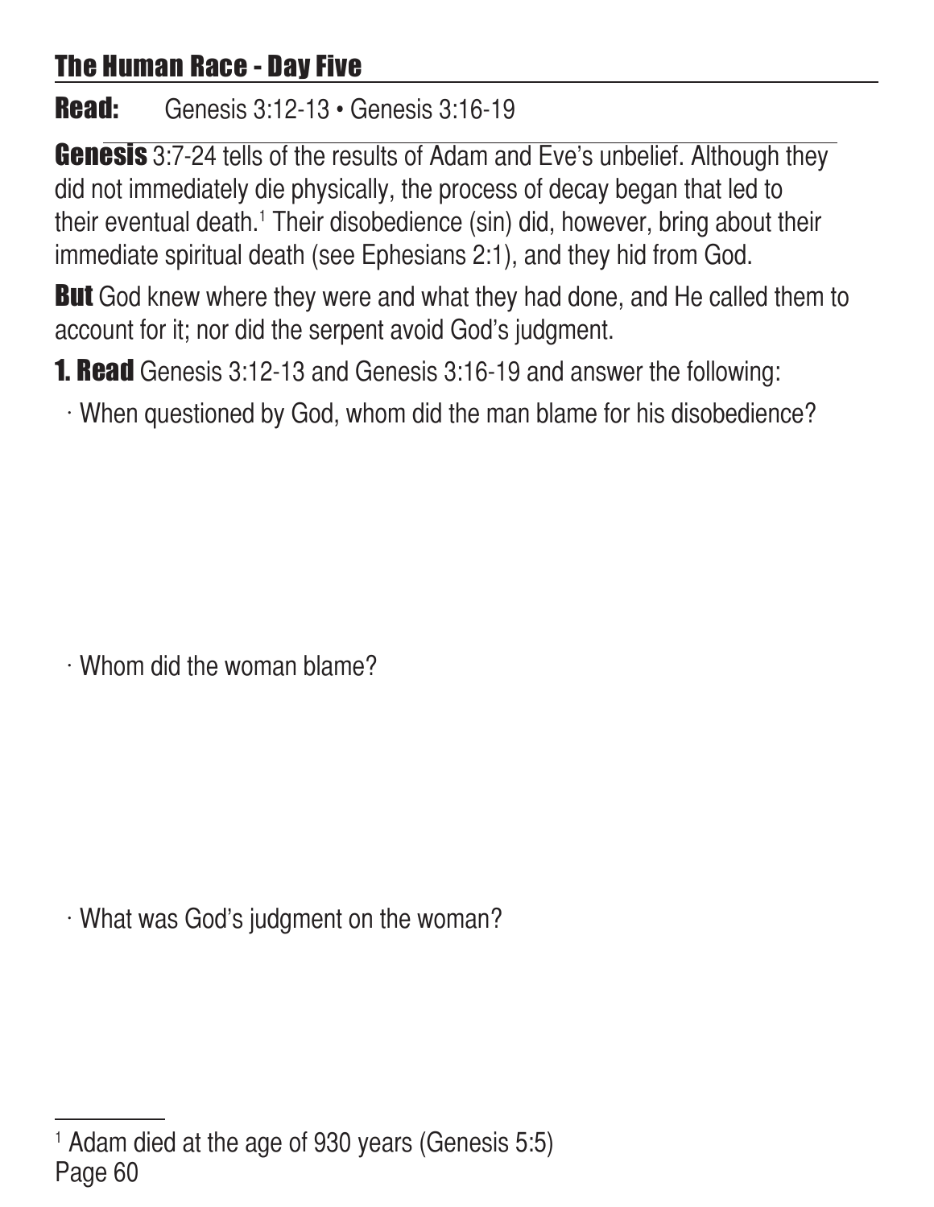## The Human Race - Day Five

**Read:** Genesis 3:12-13 • Genesis 3:16-19

**Genesis** 3:7-24 tells of the results of Adam and Eve's unbelief. Although they did not immediately die physically, the process of decay began that led to their eventual death.[1] Their disobedience (sin) did, however, bring about their immediate spiritual death (see Ephesians 2:1), and they hid from God.

**But** God knew where they were and what they had done, and He called them to account for it; nor did the serpent avoid God's judgment.

**1. Read** Genesis 3:12-13 and Genesis 3:16-19 and answer the following:

· When questioned by God, whom did the man blame for his disobedience?

· Whom did the woman blame?

· What was God's judgment on the woman?

[1] Adam died at the age of 930 years (Genesis 5:5)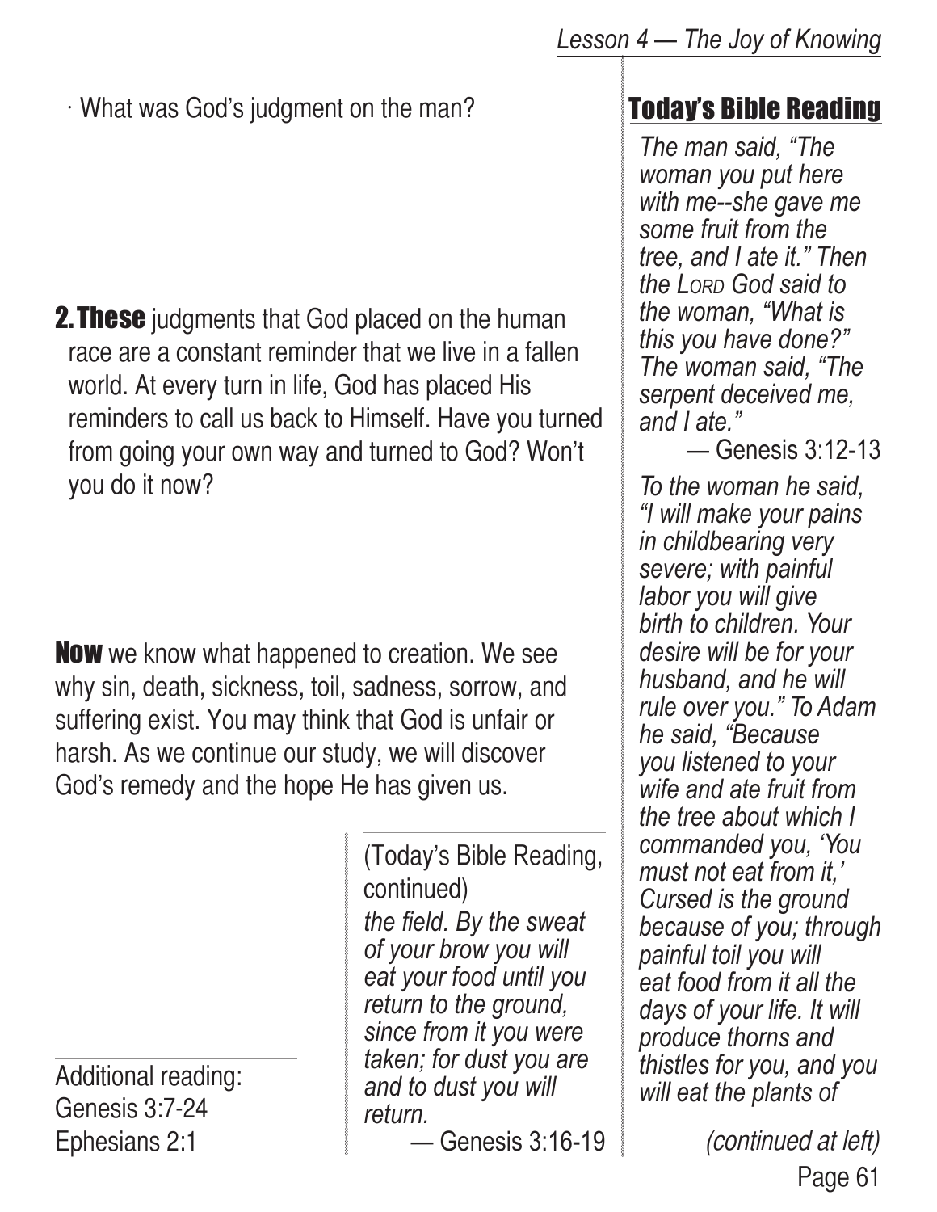· What was God's judgment on the man?

**2. These** judgments that God placed on the human race are a constant reminder that we live in a fallen world. At every turn in life, God has placed His reminders to call us back to Himself. Have you turned from going your own way and turned to God? Won't you do it now?

**Now** we know what happened to creation. We see why sin, death, sickness, toil, sadness, sorrow, and suffering exist. You may think that God is unfair or harsh. As we continue our study, we will discover God's remedy and the hope He has given us.

Additional reading:
Genesis 3:7-24
Ephesians 2:1

## Today's Bible Reading

*The man said, "The woman you put here with me--she gave me some fruit from the tree, and I ate it." Then the LORD God said to the woman, "What is this you have done?" The woman said, "The serpent deceived me, and I ate."*

— Genesis 3:12-13

*To the woman he said, "I will make your pains in childbearing very severe; with painful labor you will give birth to children. Your desire will be for your husband, and he will rule over you." To Adam he said, "Because you listened to your wife and ate fruit from the tree about which I commanded you, 'You must not eat from it,' Cursed is the ground because of you; through painful toil you will eat food from it all the days of your life. It will produce thorns and thistles for you, and you will eat the plants of the field. By the sweat of your brow you will eat your food until you return to the ground, since from it you were taken; for dust you are and to dust you will return.*

— Genesis 3:16-19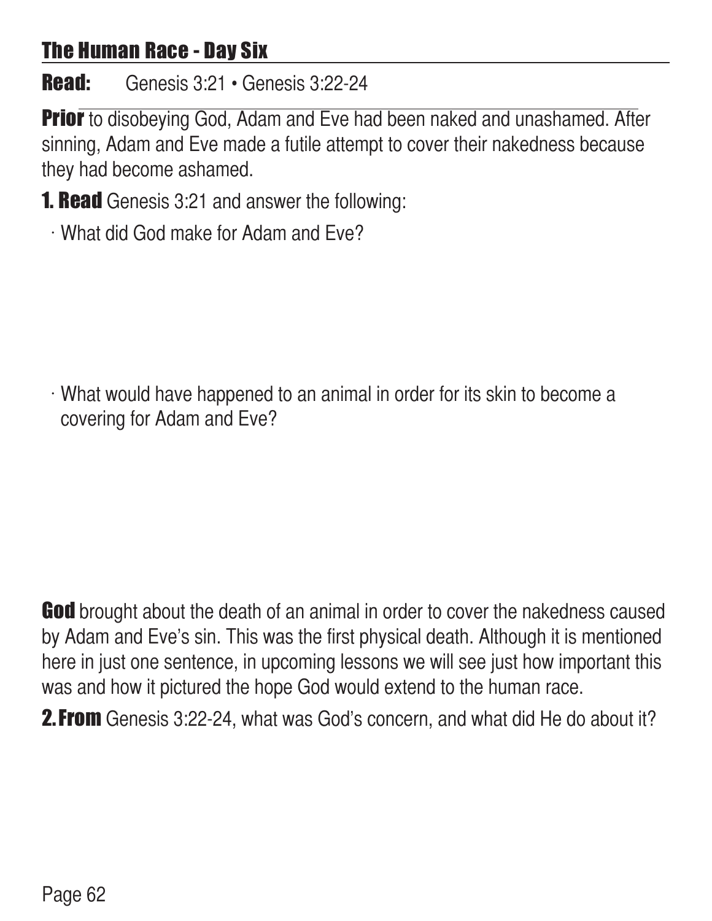## The Human Race - Day Six

**Read:** Genesis 3:21 • Genesis 3:22-24

**Prior** to disobeying God, Adam and Eve had been naked and unashamed. After sinning, Adam and Eve made a futile attempt to cover their nakedness because they had become ashamed.

**1. Read** Genesis 3:21 and answer the following:

· What did God make for Adam and Eve?

· What would have happened to an animal in order for its skin to become a covering for Adam and Eve?

**God** brought about the death of an animal in order to cover the nakedness caused by Adam and Eve's sin. This was the first physical death. Although it is mentioned here in just one sentence, in upcoming lessons we will see just how important this was and how it pictured the hope God would extend to the human race.

**2. From** Genesis 3:22-24, what was God's concern, and what did He do about it?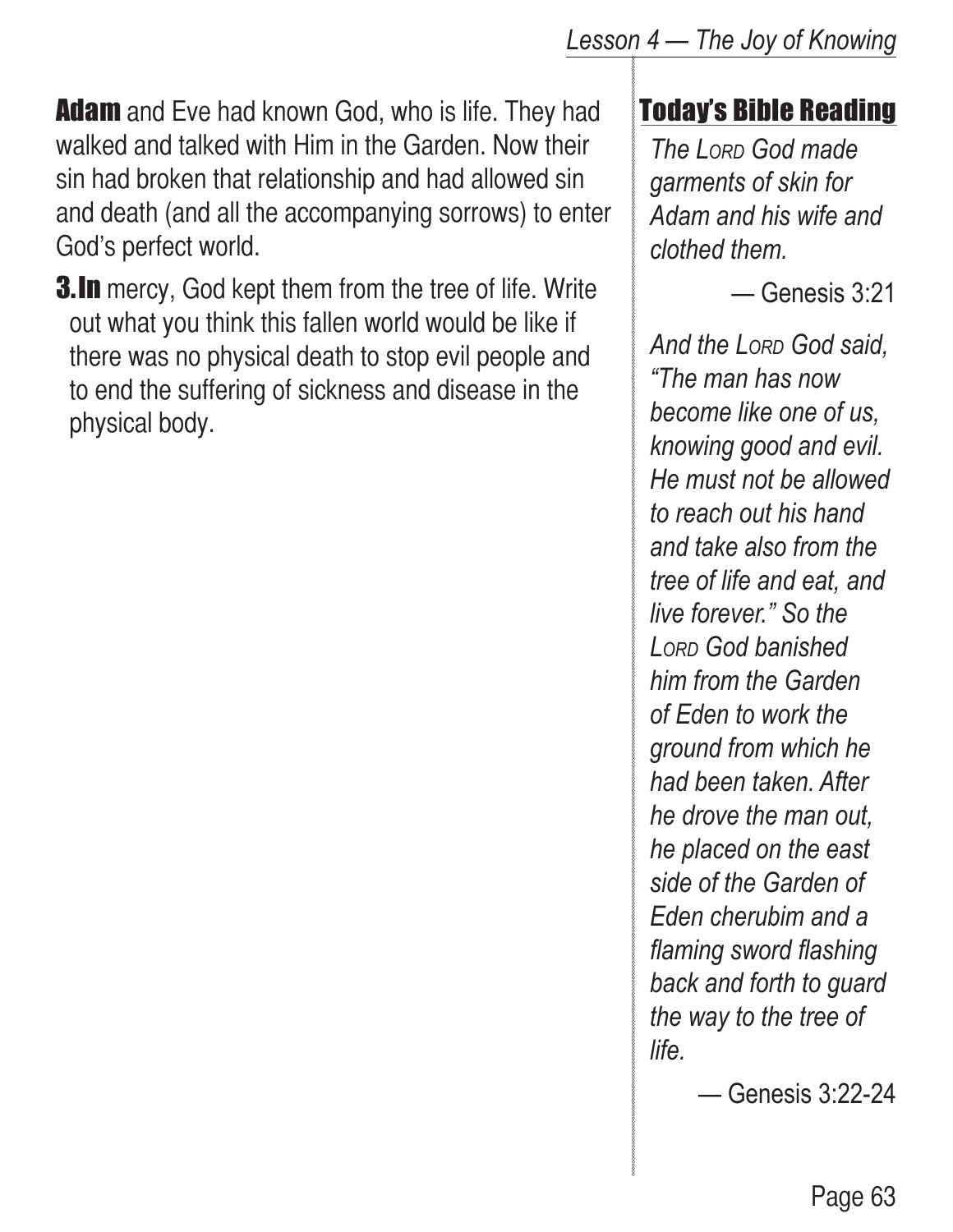**Adam** and Eve had known God, who is life. They had walked and talked with Him in the Garden. Now their sin had broken that relationship and had allowed sin and death (and all the accompanying sorrows) to enter God's perfect world.

**3. In** mercy, God kept them from the tree of life. Write out what you think this fallen world would be like if there was no physical death to stop evil people and to end the suffering of sickness and disease in the physical body.

## Today's Bible Reading

*The LORD God made garments of skin for Adam and his wife and clothed them.*

— Genesis 3:21

*And the LORD God said, "The man has now become like one of us, knowing good and evil. He must not be allowed to reach out his hand and take also from the tree of life and eat, and live forever." So the LORD God banished him from the Garden of Eden to work the ground from which he had been taken. After he drove the man out, he placed on the east side of the Garden of Eden cherubim and a flaming sword flashing back and forth to guard the way to the tree of life.*

— Genesis 3:22-24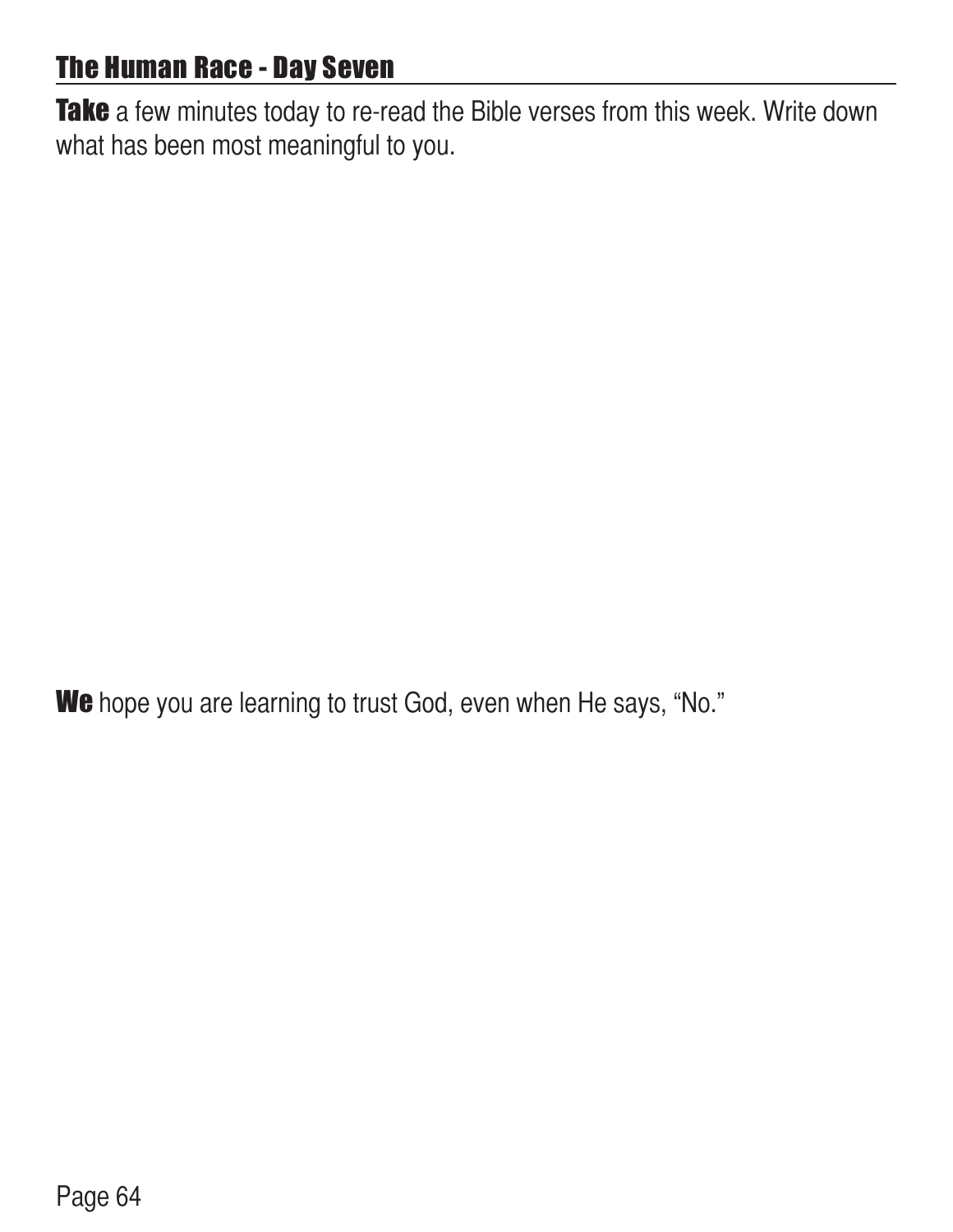## The Human Race - Day Seven

**Take** a few minutes today to re-read the Bible verses from this week. Write down what has been most meaningful to you.

**We** hope you are learning to trust God, even when He says, “No.”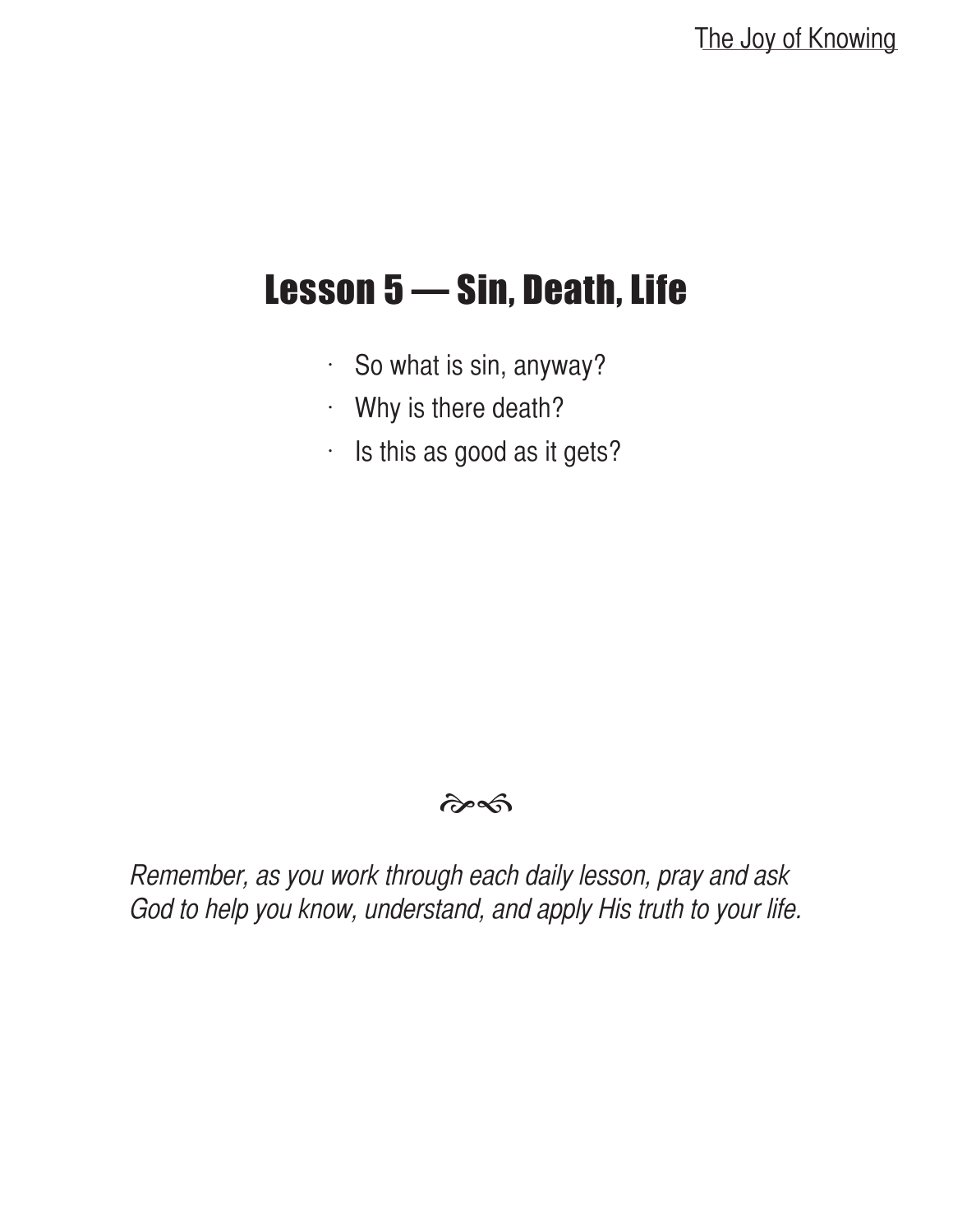# Lesson 5 — Sin, Death, Life

- So what is sin, anyway?
- Why is there death?
- Is this as good as it gets?

*Remember, as you work through each daily lesson, pray and ask God to help you know, understand, and apply His truth to your life.*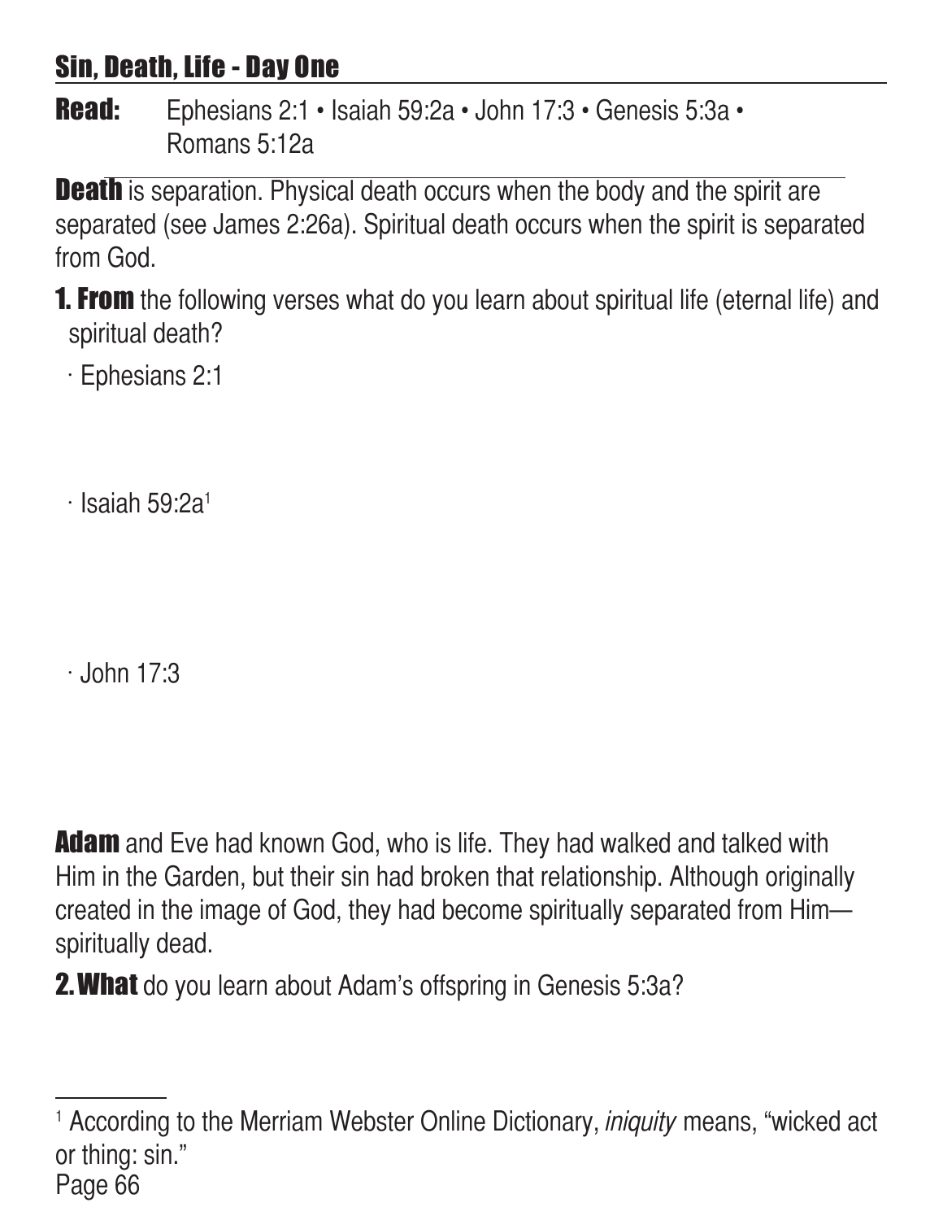## Sin, Death, Life - Day One

**Read:** Ephesians 2:1 • Isaiah 59:2a • John 17:3 • Genesis 5:3a • Romans 5:12a

**Death** is separation. Physical death occurs when the body and the spirit are separated (see James 2:26a). Spiritual death occurs when the spirit is separated from God.

**1. From** the following verses what do you learn about spiritual life (eternal life) and spiritual death?

· Ephesians 2:1

· Isaiah 59:2a[1]

· John 17:3

**Adam** and Eve had known God, who is life. They had walked and talked with Him in the Garden, but their sin had broken that relationship. Although originally created in the image of God, they had become spiritually separated from Him—spiritually dead.

**2. What** do you learn about Adam's offspring in Genesis 5:3a?

---

[1] According to the Merriam Webster Online Dictionary, *iniquity* means, "wicked act or thing: sin."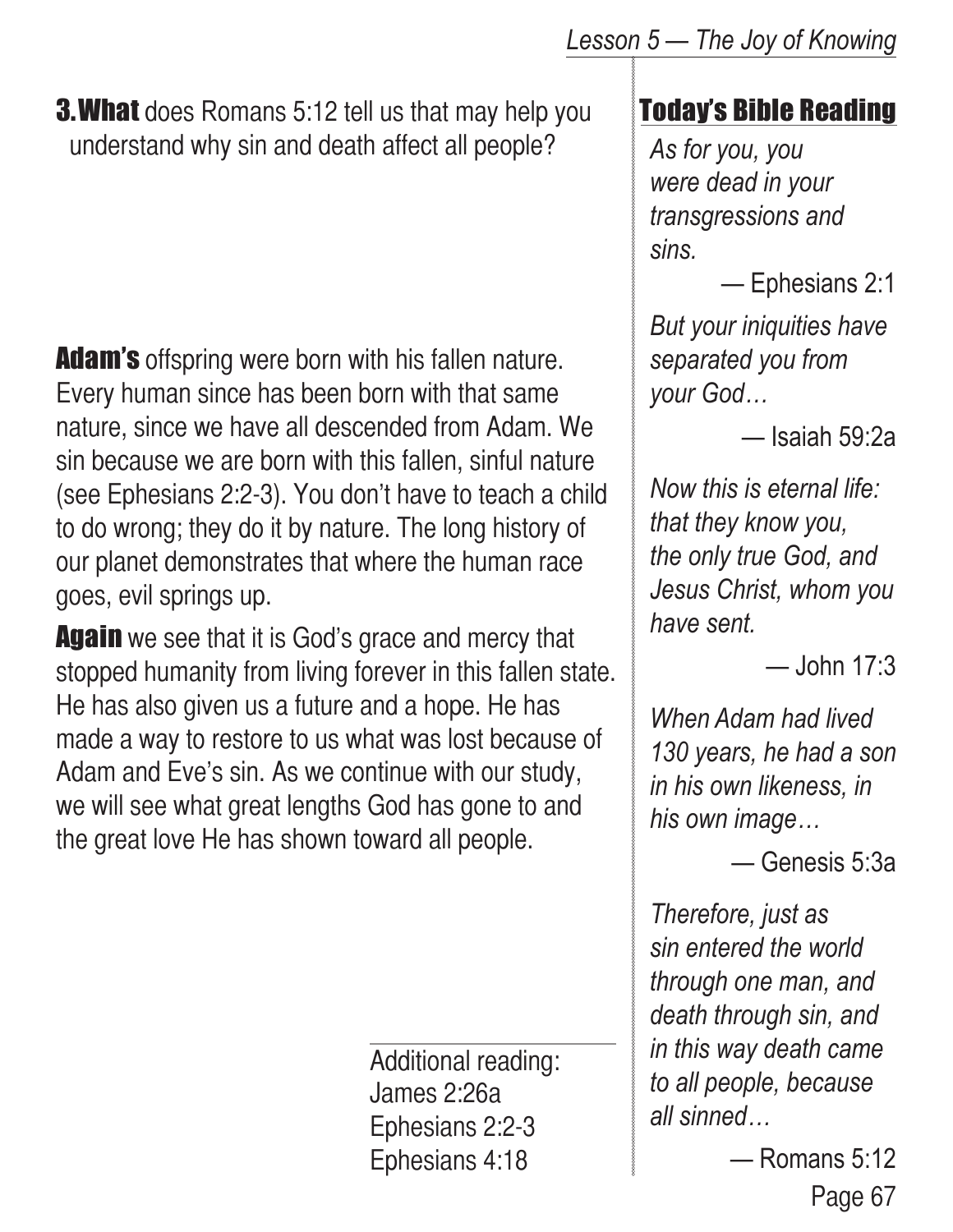**3. What** does Romans 5:12 tell us that may help you understand why sin and death affect all people?

**Adam's** offspring were born with his fallen nature. Every human since has been born with that same nature, since we have all descended from Adam. We sin because we are born with this fallen, sinful nature (see Ephesians 2:2-3). You don't have to teach a child to do wrong; they do it by nature. The long history of our planet demonstrates that where the human race goes, evil springs up.

**Again** we see that it is God's grace and mercy that stopped humanity from living forever in this fallen state. He has also given us a future and a hope. He has made a way to restore to us what was lost because of Adam and Eve's sin. As we continue with our study, we will see what great lengths God has gone to and the great love He has shown toward all people.

Additional reading:
James 2:26a
Ephesians 2:2-3
Ephesians 4:18

## Today's Bible Reading

*As for you, you were dead in your transgressions and sins.*

— Ephesians 2:1

*But your iniquities have separated you from your God…*

— Isaiah 59:2a

*Now this is eternal life: that they know you, the only true God, and Jesus Christ, whom you have sent.*

— John 17:3

*When Adam had lived 130 years, he had a son in his own likeness, in his own image…*

— Genesis 5:3a

*Therefore, just as sin entered the world through one man, and death through sin, and in this way death came to all people, because all sinned…*

— Romans 5:12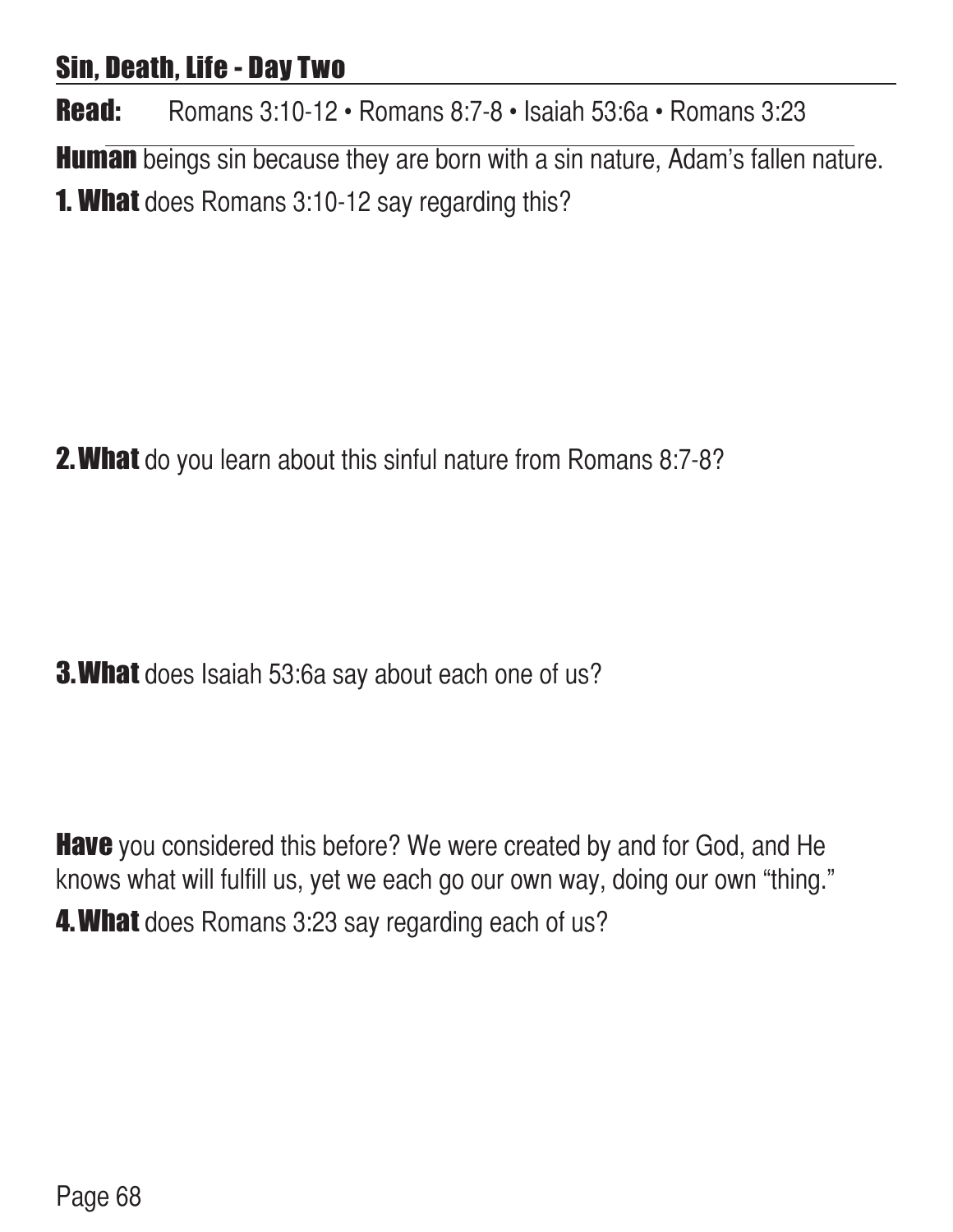## Sin, Death, Life - Day Two

**Read:** Romans 3:10-12 • Romans 8:7-8 • Isaiah 53:6a • Romans 3:23

**Human** beings sin because they are born with a sin nature, Adam's fallen nature.

**1. What** does Romans 3:10-12 say regarding this?

**2. What** do you learn about this sinful nature from Romans 8:7-8?

**3. What** does Isaiah 53:6a say about each one of us?

**Have** you considered this before? We were created by and for God, and He knows what will fulfill us, yet we each go our own way, doing our own "thing."

**4. What** does Romans 3:23 say regarding each of us?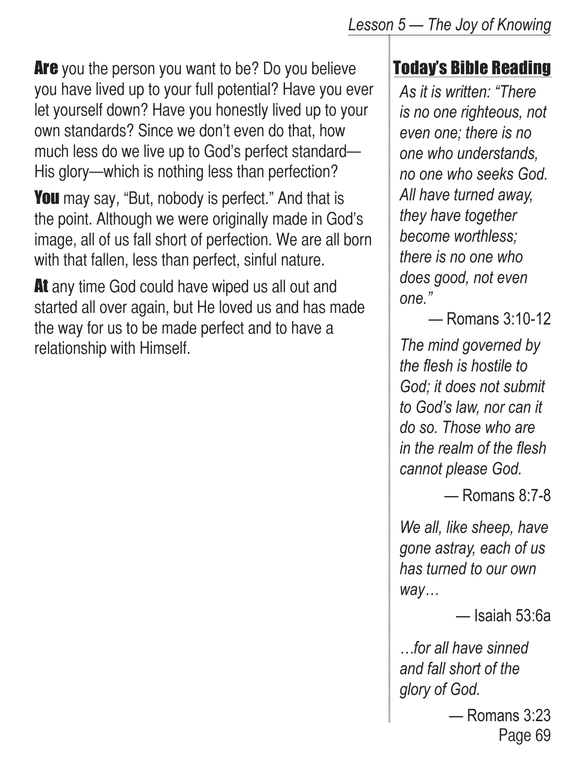**Are** you the person you want to be? Do you believe you have lived up to your full potential? Have you ever let yourself down? Have you honestly lived up to your own standards? Since we don't even do that, how much less do we live up to God's perfect standard—His glory—which is nothing less than perfection?

**You** may say, "But, nobody is perfect." And that is the point. Although we were originally made in God's image, all of us fall short of perfection. We are all born with that fallen, less than perfect, sinful nature.

**At** any time God could have wiped us all out and started all over again, but He loved us and has made the way for us to be made perfect and to have a relationship with Himself.

## Today's Bible Reading

*As it is written: "There is no one righteous, not even one; there is no one who understands, no one who seeks God. All have turned away, they have together become worthless; there is no one who does good, not even one."*

— Romans 3:10-12

*The mind governed by the flesh is hostile to God; it does not submit to God's law, nor can it do so. Those who are in the realm of the flesh cannot please God.*

— Romans 8:7-8

*We all, like sheep, have gone astray, each of us has turned to our own way…*

— Isaiah 53:6a

*…for all have sinned and fall short of the glory of God.*

— Romans 3:23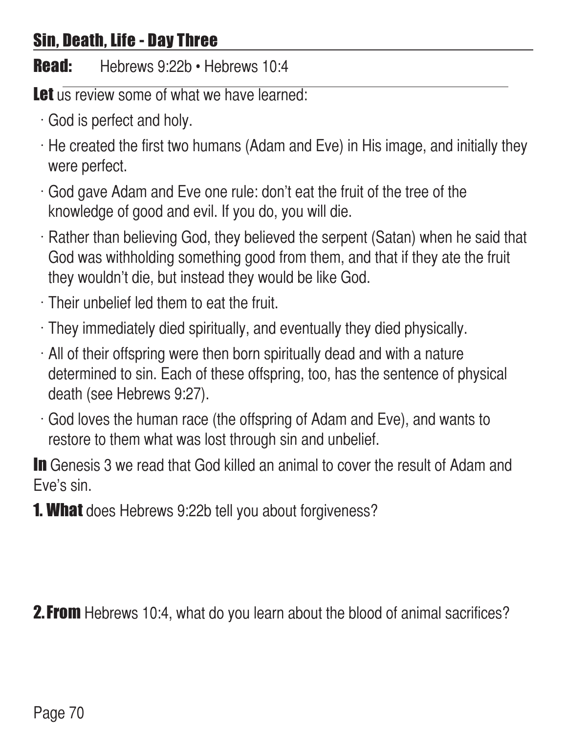## Sin, Death, Life - Day Three

**Read:** Hebrews 9:22b • Hebrews 10:4

**Let** us review some of what we have learned:

- God is perfect and holy.
- He created the first two humans (Adam and Eve) in His image, and initially they were perfect.
- God gave Adam and Eve one rule: don't eat the fruit of the tree of the knowledge of good and evil. If you do, you will die.
- Rather than believing God, they believed the serpent (Satan) when he said that God was withholding something good from them, and that if they ate the fruit they wouldn't die, but instead they would be like God.
- Their unbelief led them to eat the fruit.
- They immediately died spiritually, and eventually they died physically.
- All of their offspring were then born spiritually dead and with a nature determined to sin. Each of these offspring, too, has the sentence of physical death (see Hebrews 9:27).
- God loves the human race (the offspring of Adam and Eve), and wants to restore to them what was lost through sin and unbelief.

**In** Genesis 3 we read that God killed an animal to cover the result of Adam and Eve's sin.

**1. What** does Hebrews 9:22b tell you about forgiveness?

**2. From** Hebrews 10:4, what do you learn about the blood of animal sacrifices?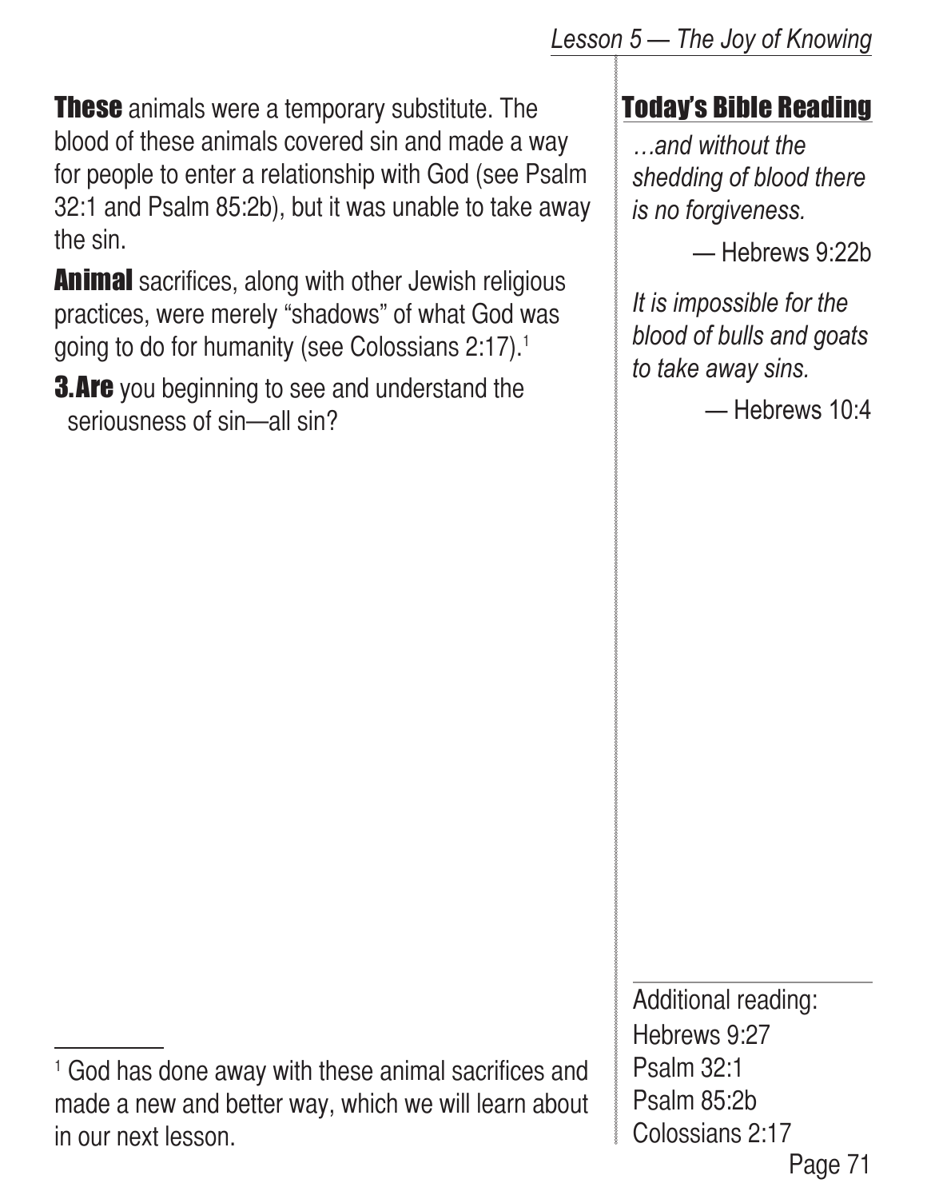**These** animals were a temporary substitute. The blood of these animals covered sin and made a way for people to enter a relationship with God (see Psalm 32:1 and Psalm 85:2b), but it was unable to take away the sin.

**Animal** sacrifices, along with other Jewish religious practices, were merely "shadows" of what God was going to do for humanity (see Colossians 2:17).[1]

**3. Are** you beginning to see and understand the seriousness of sin—all sin?

## Today's Bible Reading

*…and without the shedding of blood there is no forgiveness.*

— Hebrews 9:22b

*It is impossible for the blood of bulls and goats to take away sins.*

— Hebrews 10:4

Additional reading:
Hebrews 9:27
Psalm 32:1
Psalm 85:2b
Colossians 2:17

[1] God has done away with these animal sacrifices and made a new and better way, which we will learn about in our next lesson.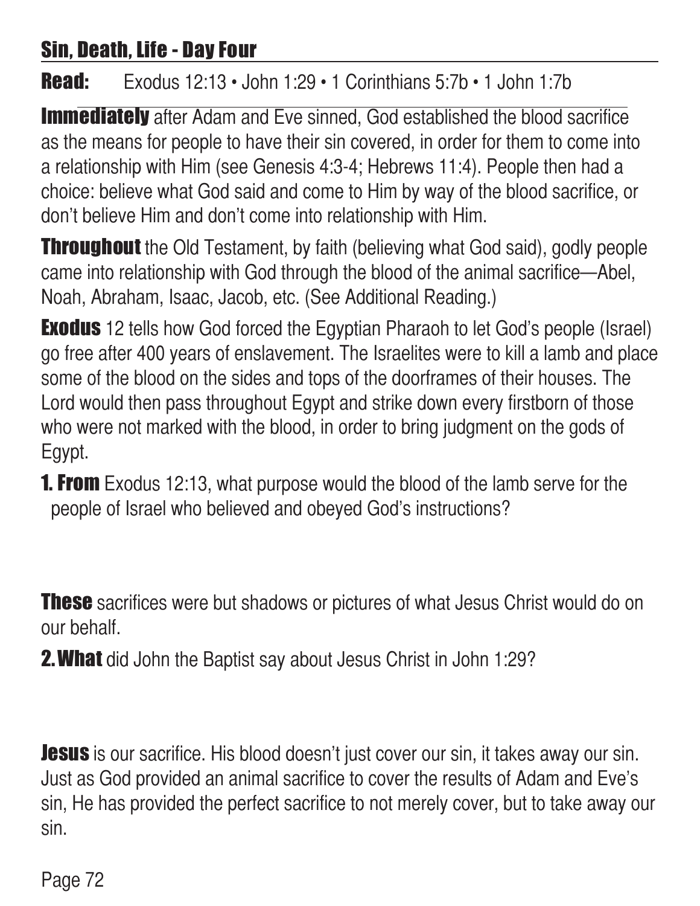## Sin, Death, Life - Day Four

**Read:** Exodus 12:13 • John 1:29 • 1 Corinthians 5:7b • 1 John 1:7b

**Immediately** after Adam and Eve sinned, God established the blood sacrifice as the means for people to have their sin covered, in order for them to come into a relationship with Him (see Genesis 4:3-4; Hebrews 11:4). People then had a choice: believe what God said and come to Him by way of the blood sacrifice, or don't believe Him and don't come into relationship with Him.

**Throughout** the Old Testament, by faith (believing what God said), godly people came into relationship with God through the blood of the animal sacrifice—Abel, Noah, Abraham, Isaac, Jacob, etc. (See Additional Reading.)

**Exodus** 12 tells how God forced the Egyptian Pharaoh to let God's people (Israel) go free after 400 years of enslavement. The Israelites were to kill a lamb and place some of the blood on the sides and tops of the doorframes of their houses. The Lord would then pass throughout Egypt and strike down every firstborn of those who were not marked with the blood, in order to bring judgment on the gods of Egypt.

**1. From** Exodus 12:13, what purpose would the blood of the lamb serve for the people of Israel who believed and obeyed God's instructions?

**These** sacrifices were but shadows or pictures of what Jesus Christ would do on our behalf.

**2. What** did John the Baptist say about Jesus Christ in John 1:29?

**Jesus** is our sacrifice. His blood doesn't just cover our sin, it takes away our sin. Just as God provided an animal sacrifice to cover the results of Adam and Eve's sin, He has provided the perfect sacrifice to not merely cover, but to take away our sin.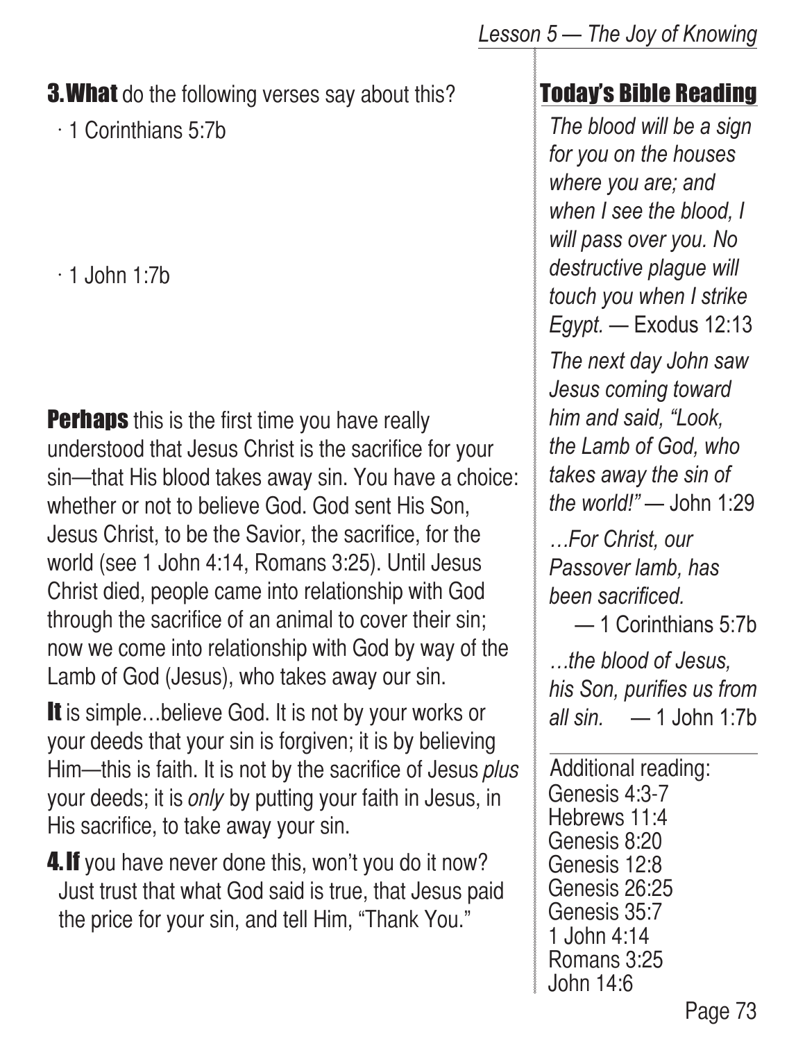**3. What** do the following verses say about this?

· 1 Corinthians 5:7b

· 1 John 1:7b

**Perhaps** this is the first time you have really understood that Jesus Christ is the sacrifice for your sin—that His blood takes away sin. You have a choice: whether or not to believe God. God sent His Son, Jesus Christ, to be the Savior, the sacrifice, for the world (see 1 John 4:14, Romans 3:25). Until Jesus Christ died, people came into relationship with God through the sacrifice of an animal to cover their sin; now we come into relationship with God by way of the Lamb of God (Jesus), who takes away our sin.

**It** is simple…believe God. It is not by your works or your deeds that your sin is forgiven; it is by believing Him—this is faith. It is not by the sacrifice of Jesus *plus* your deeds; it is *only* by putting your faith in Jesus, in His sacrifice, to take away your sin.

**4. If** you have never done this, won't you do it now? Just trust that what God said is true, that Jesus paid the price for your sin, and tell Him, "Thank You."

## Today's Bible Reading

*The blood will be a sign for you on the houses where you are; and when I see the blood, I will pass over you. No destructive plague will touch you when I strike Egypt.* — Exodus 12:13

*The next day John saw Jesus coming toward him and said, "Look, the Lamb of God, who takes away the sin of the world!"* — John 1:29

*…For Christ, our Passover lamb, has been sacrificed.* — 1 Corinthians 5:7b

*…the blood of Jesus, his Son, purifies us from all sin.* — 1 John 1:7b

Additional reading:
Genesis 4:3-7
Hebrews 11:4
Genesis 8:20
Genesis 12:8
Genesis 26:25
Genesis 35:7
1 John 4:14
Romans 3:25
John 14:6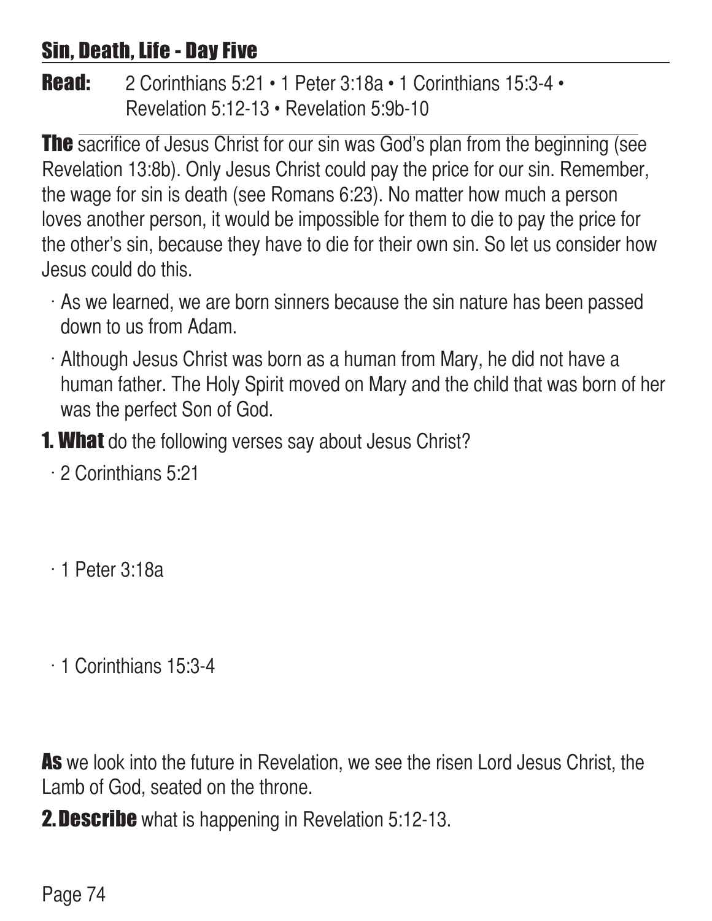## Sin, Death, Life - Day Five

**Read:** 2 Corinthians 5:21 • 1 Peter 3:18a • 1 Corinthians 15:3-4 • Revelation 5:12-13 • Revelation 5:9b-10

**The** sacrifice of Jesus Christ for our sin was God's plan from the beginning (see Revelation 13:8b). Only Jesus Christ could pay the price for our sin. Remember, the wage for sin is death (see Romans 6:23). No matter how much a person loves another person, it would be impossible for them to die to pay the price for the other's sin, because they have to die for their own sin. So let us consider how Jesus could do this.

- As we learned, we are born sinners because the sin nature has been passed down to us from Adam.
- Although Jesus Christ was born as a human from Mary, he did not have a human father. The Holy Spirit moved on Mary and the child that was born of her was the perfect Son of God.

**1. What** do the following verses say about Jesus Christ?

- 2 Corinthians 5:21

- 1 Peter 3:18a

- 1 Corinthians 15:3-4

**As** we look into the future in Revelation, we see the risen Lord Jesus Christ, the Lamb of God, seated on the throne.

**2. Describe** what is happening in Revelation 5:12-13.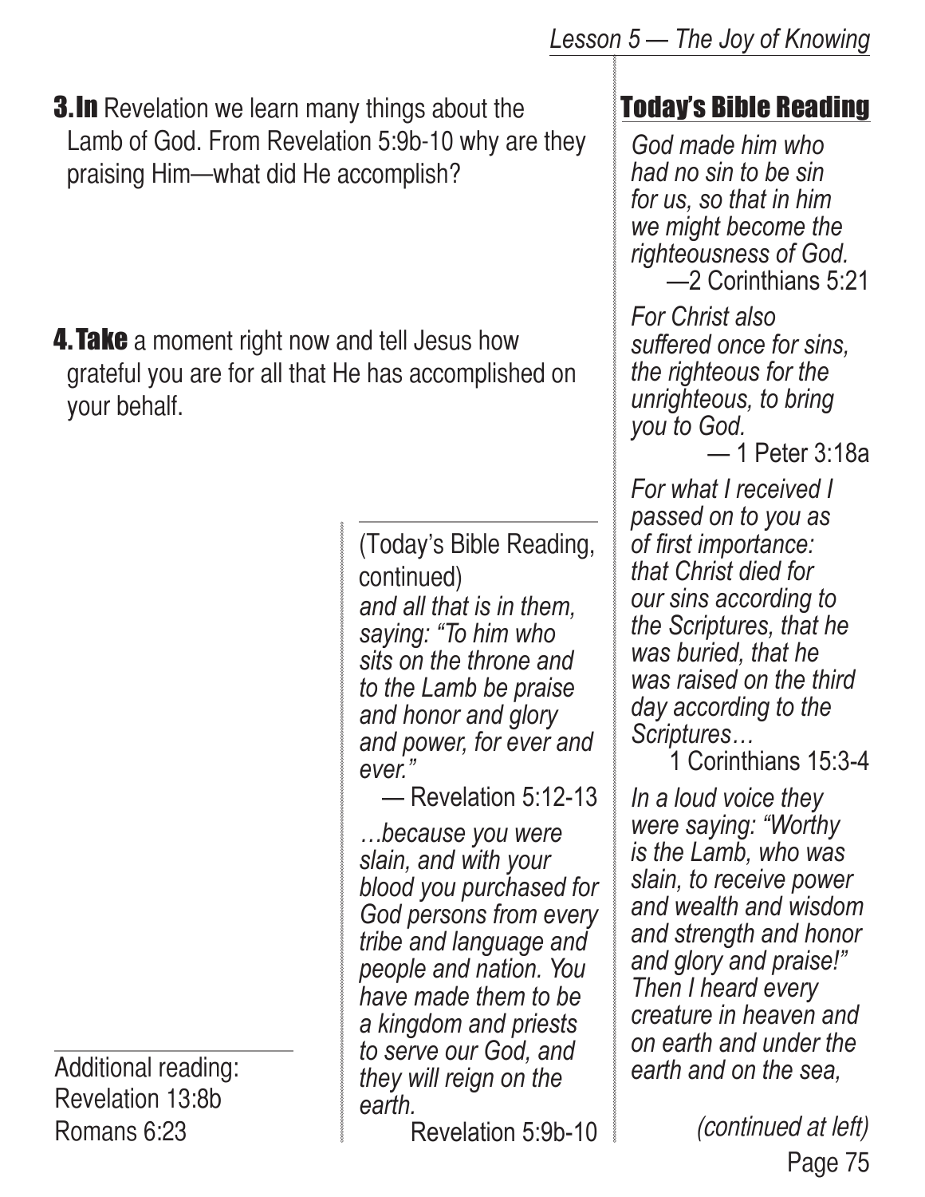**3. In** Revelation we learn many things about the Lamb of God. From Revelation 5:9b-10 why are they praising Him—what did He accomplish?

**4. Take** a moment right now and tell Jesus how grateful you are for all that He has accomplished on your behalf.

Additional reading:
Revelation 13:8b
Romans 6:23

## Today's Bible Reading

*God made him who had no sin to be sin for us, so that in him we might become the righteousness of God.*
—2 Corinthians 5:21

*For Christ also suffered once for sins, the righteous for the unrighteous, to bring you to God.*
— 1 Peter 3:18a

*For what I received I passed on to you as of first importance: that Christ died for our sins according to the Scriptures, that he was buried, that he was raised on the third day according to the Scriptures…*
1 Corinthians 15:3-4

*In a loud voice they were saying: "Worthy is the Lamb, who was slain, to receive power and wealth and wisdom and strength and honor and glory and praise!" Then I heard every creature in heaven and on earth and under the earth and on the sea,*

*(continued at left)*

(Today's Bible Reading, continued)
*and all that is in them, saying: "To him who sits on the throne and to the Lamb be praise and honor and glory and power, for ever and ever."*
— Revelation 5:12-13

*…because you were slain, and with your blood you purchased for God persons from every tribe and language and people and nation. You have made them to be a kingdom and priests to serve our God, and they will reign on the earth.*
Revelation 5:9b-10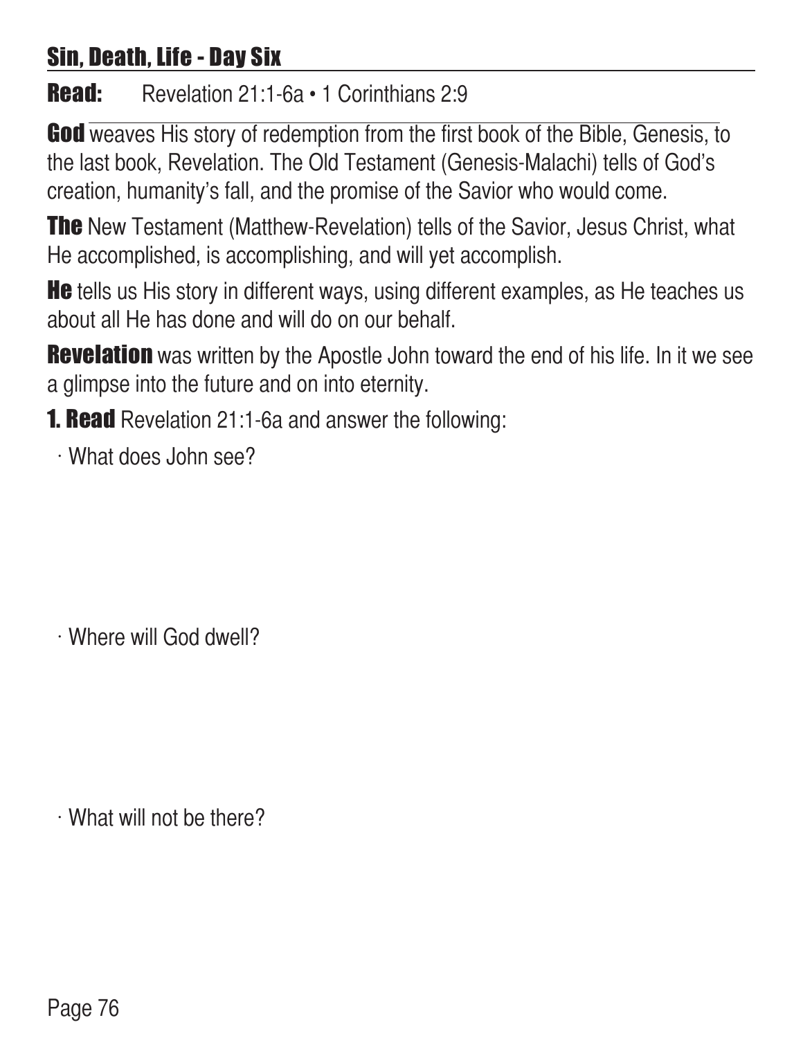## Sin, Death, Life - Day Six

**Read:** Revelation 21:1-6a • 1 Corinthians 2:9

**God** weaves His story of redemption from the first book of the Bible, Genesis, to the last book, Revelation. The Old Testament (Genesis-Malachi) tells of God's creation, humanity's fall, and the promise of the Savior who would come.

**The** New Testament (Matthew-Revelation) tells of the Savior, Jesus Christ, what He accomplished, is accomplishing, and will yet accomplish.

**He** tells us His story in different ways, using different examples, as He teaches us about all He has done and will do on our behalf.

**Revelation** was written by the Apostle John toward the end of his life. In it we see a glimpse into the future and on into eternity.

**1. Read** Revelation 21:1-6a and answer the following:

· What does John see?

· Where will God dwell?

· What will not be there?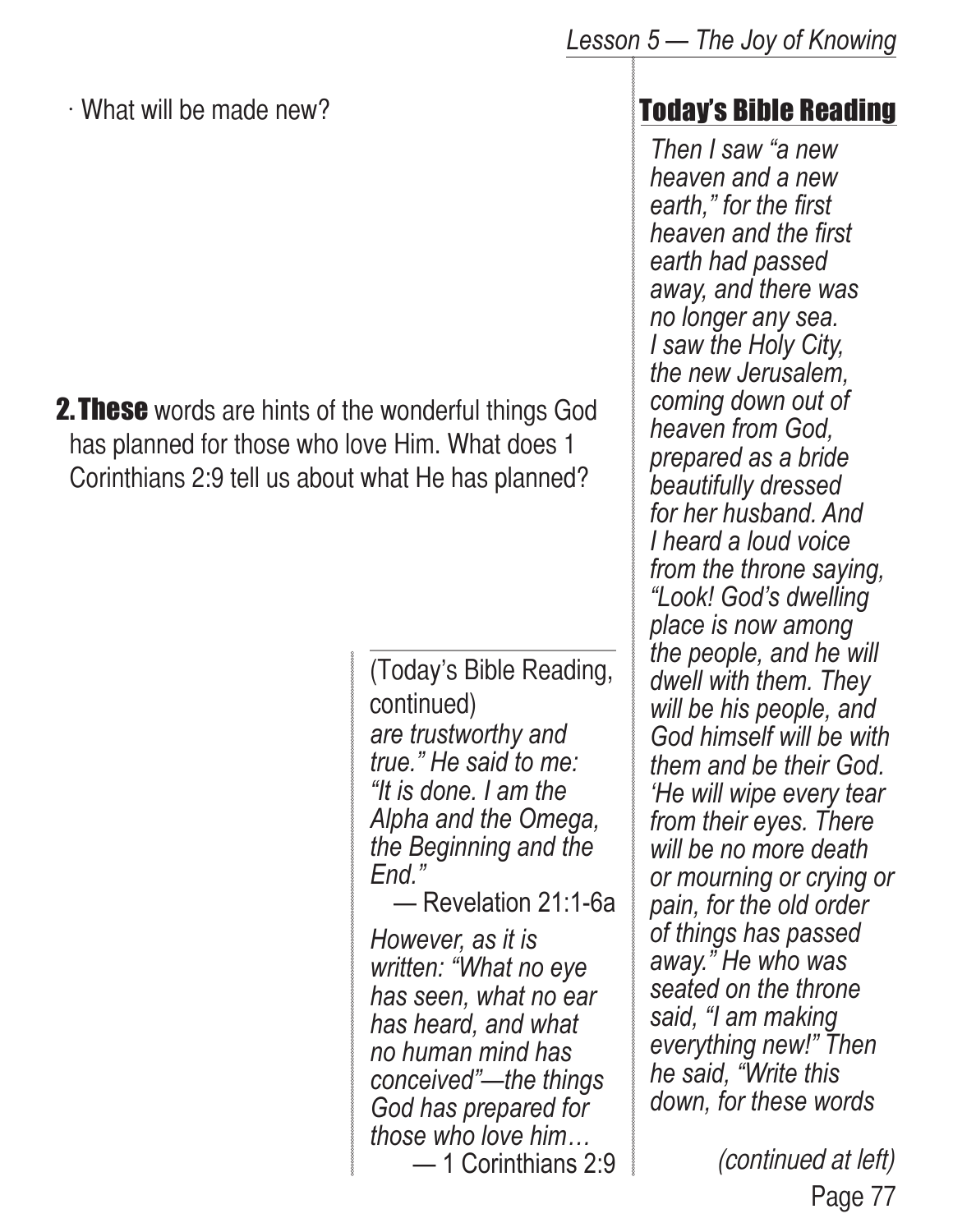· What will be made new?

**2. These** words are hints of the wonderful things God has planned for those who love Him. What does 1 Corinthians 2:9 tell us about what He has planned?

## Today's Bible Reading

*Then I saw "a new heaven and a new earth," for the first heaven and the first earth had passed away, and there was no longer any sea. I saw the Holy City, the new Jerusalem, coming down out of heaven from God, prepared as a bride beautifully dressed for her husband. And I heard a loud voice from the throne saying, "Look! God's dwelling place is now among the people, and he will dwell with them. They will be his people, and God himself will be with them and be their God. 'He will wipe every tear from their eyes. There will be no more death or mourning or crying or pain, for the old order of things has passed away." He who was seated on the throne said, "I am making everything new!" Then he said, "Write this down, for these words*

*(continued at left)*

(Today's Bible Reading, continued)

*are trustworthy and true." He said to me: "It is done. I am the Alpha and the Omega, the Beginning and the End."*

— Revelation 21:1-6a

*However, as it is written: "What no eye has seen, what no ear has heard, and what no human mind has conceived"—the things God has prepared for those who love him…*

— 1 Corinthians 2:9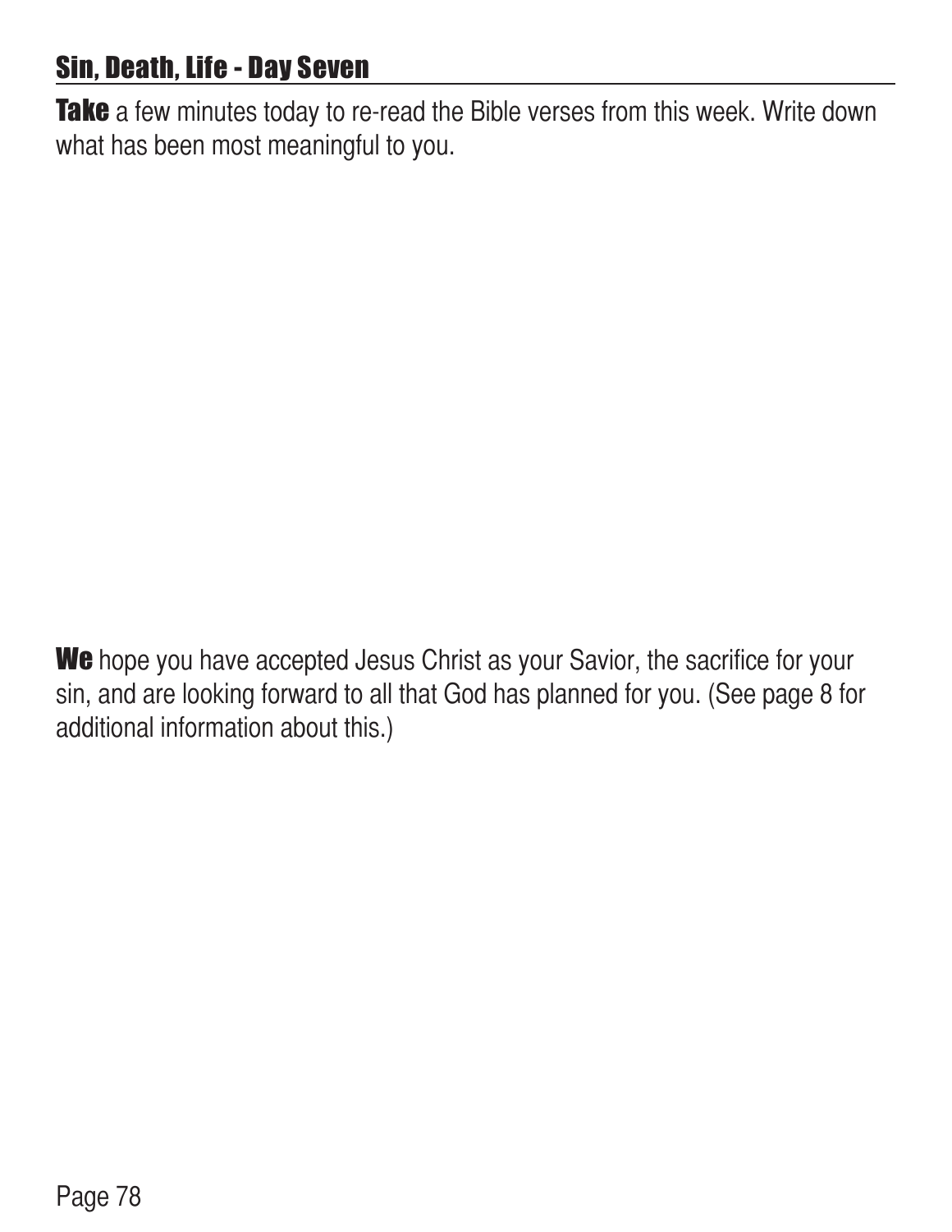## Sin, Death, Life - Day Seven

**Take** a few minutes today to re-read the Bible verses from this week. Write down what has been most meaningful to you.

**We** hope you have accepted Jesus Christ as your Savior, the sacrifice for your sin, and are looking forward to all that God has planned for you. (See page 8 for additional information about this.)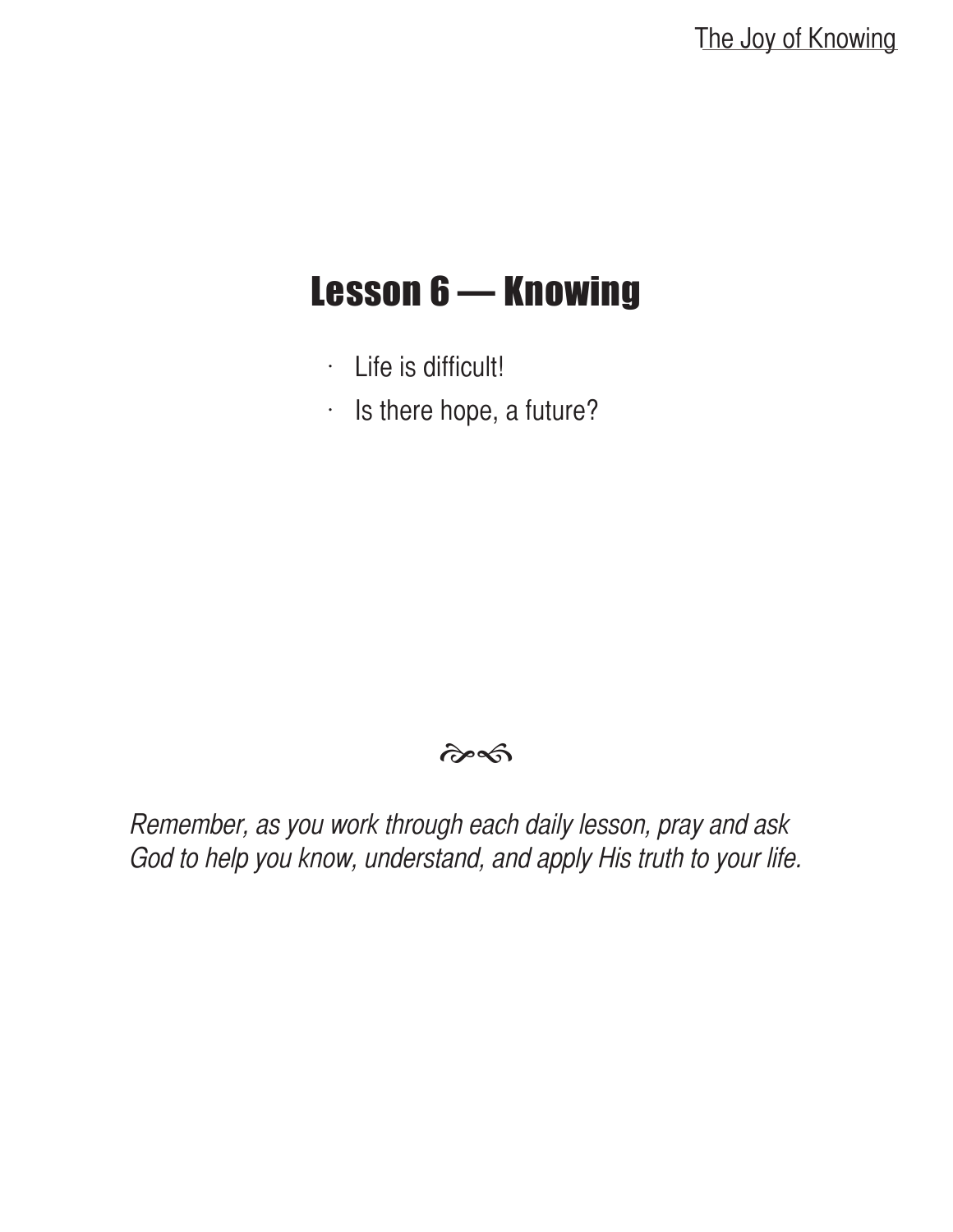# Lesson 6 — Knowing

- Life is difficult!
- Is there hope, a future?

*Remember, as you work through each daily lesson, pray and ask God to help you know, understand, and apply His truth to your life.*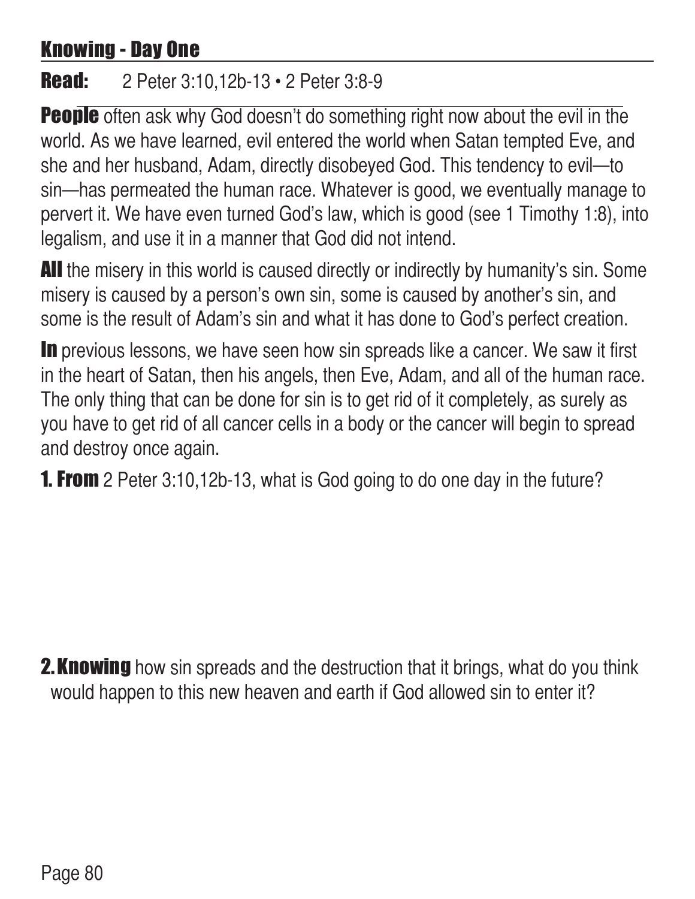## Knowing - Day One

**Read:** 2 Peter 3:10,12b-13 • 2 Peter 3:8-9

**People** often ask why God doesn't do something right now about the evil in the world. As we have learned, evil entered the world when Satan tempted Eve, and she and her husband, Adam, directly disobeyed God. This tendency to evil—to sin—has permeated the human race. Whatever is good, we eventually manage to pervert it. We have even turned God's law, which is good (see 1 Timothy 1:8), into legalism, and use it in a manner that God did not intend.

**All** the misery in this world is caused directly or indirectly by humanity's sin. Some misery is caused by a person's own sin, some is caused by another's sin, and some is the result of Adam's sin and what it has done to God's perfect creation.

**In** previous lessons, we have seen how sin spreads like a cancer. We saw it first in the heart of Satan, then his angels, then Eve, Adam, and all of the human race. The only thing that can be done for sin is to get rid of it completely, as surely as you have to get rid of all cancer cells in a body or the cancer will begin to spread and destroy once again.

**1. From** 2 Peter 3:10,12b-13, what is God going to do one day in the future?

**2. Knowing** how sin spreads and the destruction that it brings, what do you think would happen to this new heaven and earth if God allowed sin to enter it?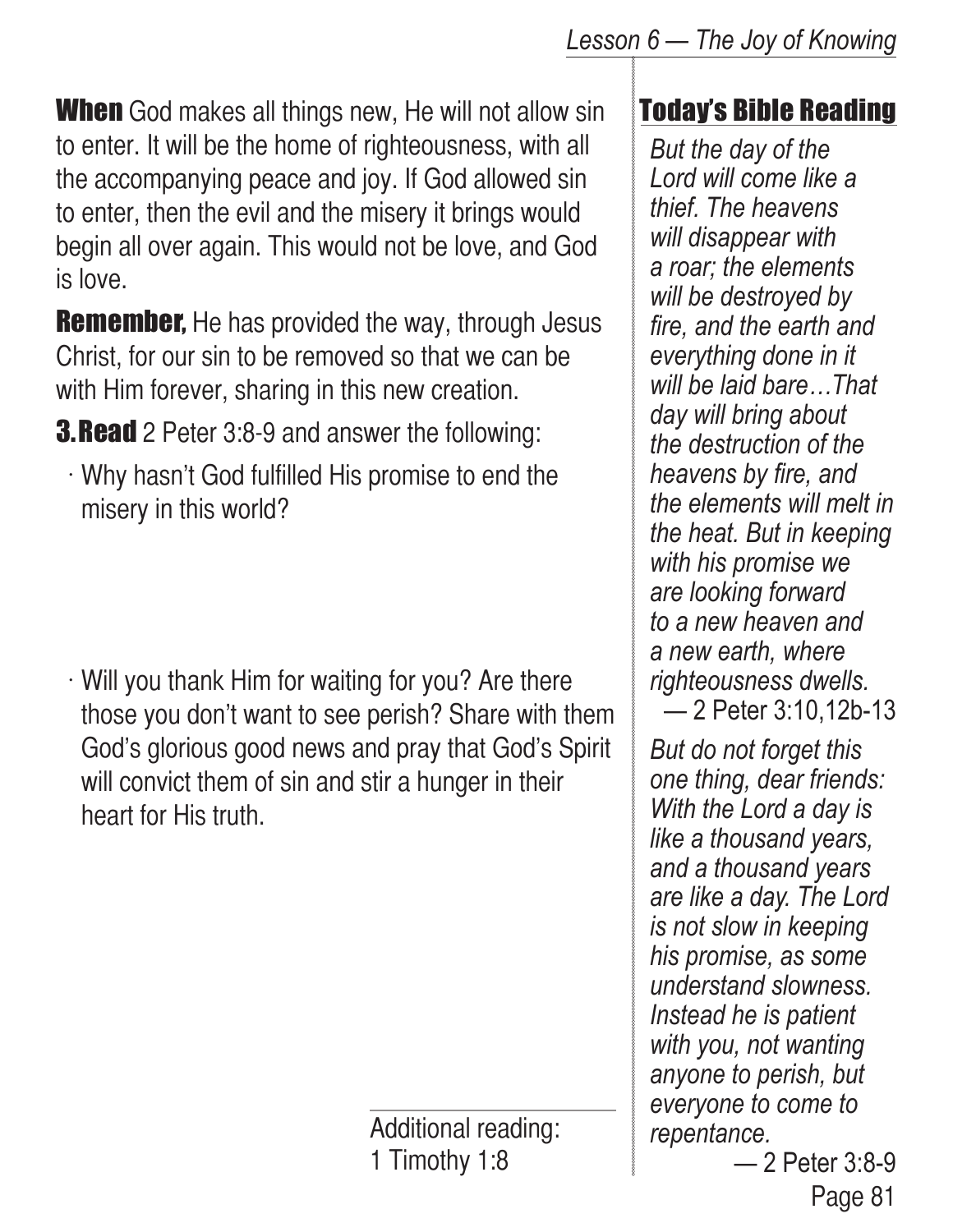**When** God makes all things new, He will not allow sin to enter. It will be the home of righteousness, with all the accompanying peace and joy. If God allowed sin to enter, then the evil and the misery it brings would begin all over again. This would not be love, and God is love.

**Remember,** He has provided the way, through Jesus Christ, for our sin to be removed so that we can be with Him forever, sharing in this new creation.

**3. Read** 2 Peter 3:8-9 and answer the following:

- Why hasn't God fulfilled His promise to end the misery in this world?

- Will you thank Him for waiting for you? Are there those you don't want to see perish? Share with them God's glorious good news and pray that God's Spirit will convict them of sin and stir a hunger in their heart for His truth.

Additional reading:
1 Timothy 1:8

## Today's Bible Reading

*But the day of the Lord will come like a thief. The heavens will disappear with a roar; the elements will be destroyed by fire, and the earth and everything done in it will be laid bare…That day will bring about the destruction of the heavens by fire, and the elements will melt in the heat. But in keeping with his promise we are looking forward to a new heaven and a new earth, where righteousness dwells.*
— 2 Peter 3:10,12b-13

*But do not forget this one thing, dear friends: With the Lord a day is like a thousand years, and a thousand years are like a day. The Lord is not slow in keeping his promise, as some understand slowness. Instead he is patient with you, not wanting anyone to perish, but everyone to come to repentance.*
— 2 Peter 3:8-9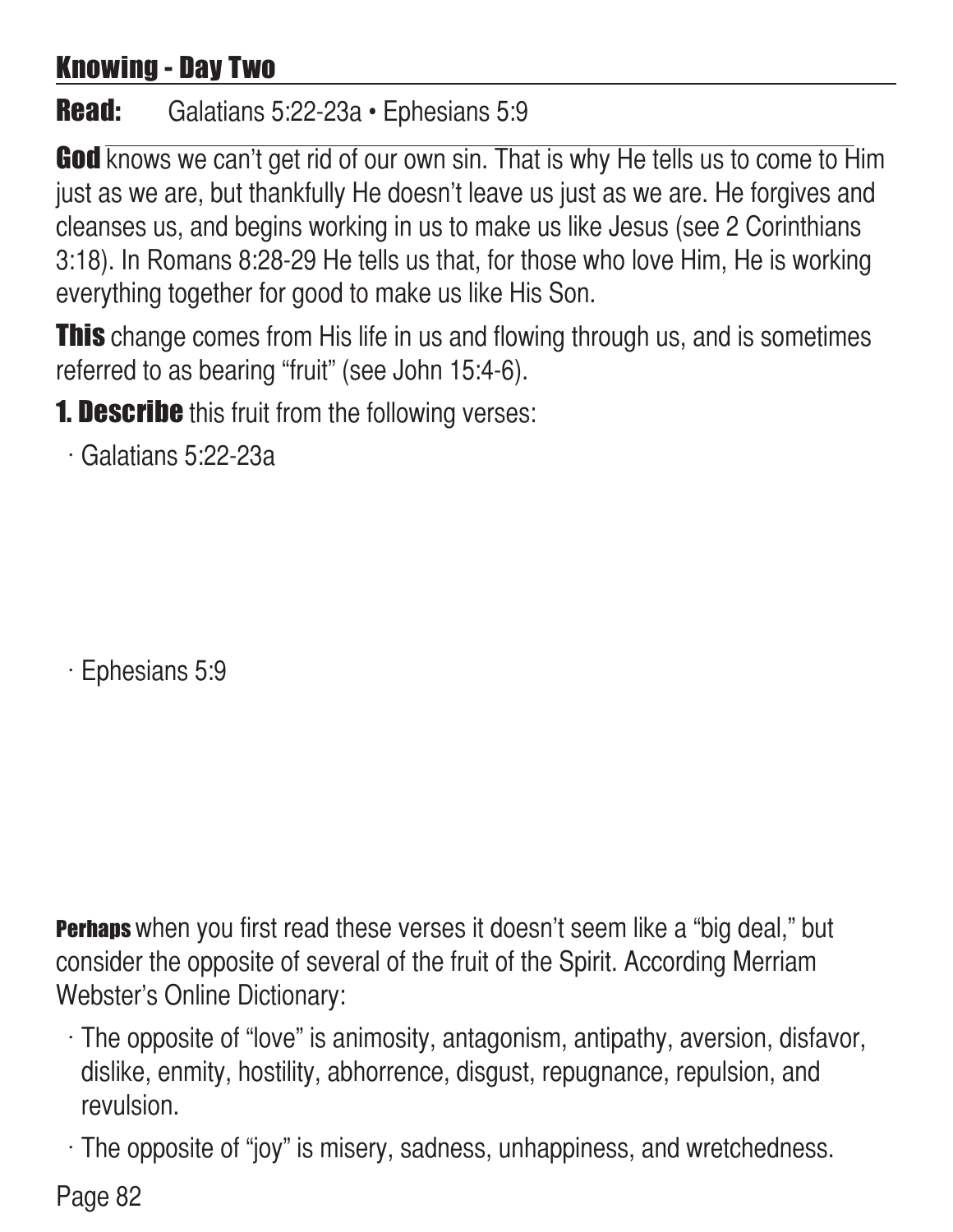## Knowing - Day Two

**Read:** Galatians 5:22-23a • Ephesians 5:9

**God** knows we can't get rid of our own sin. That is why He tells us to come to Him just as we are, but thankfully He doesn't leave us just as we are. He forgives and cleanses us, and begins working in us to make us like Jesus (see 2 Corinthians 3:18). In Romans 8:28-29 He tells us that, for those who love Him, He is working everything together for good to make us like His Son.

**This** change comes from His life in us and flowing through us, and is sometimes referred to as bearing "fruit" (see John 15:4-6).

**1. Describe** this fruit from the following verses:

- Galatians 5:22-23a

- Ephesians 5:9

**Perhaps** when you first read these verses it doesn't seem like a "big deal," but consider the opposite of several of the fruit of the Spirit. According Merriam Webster's Online Dictionary:

- The opposite of "love" is animosity, antagonism, antipathy, aversion, disfavor, dislike, enmity, hostility, abhorrence, disgust, repugnance, repulsion, and revulsion.
- The opposite of "joy" is misery, sadness, unhappiness, and wretchedness.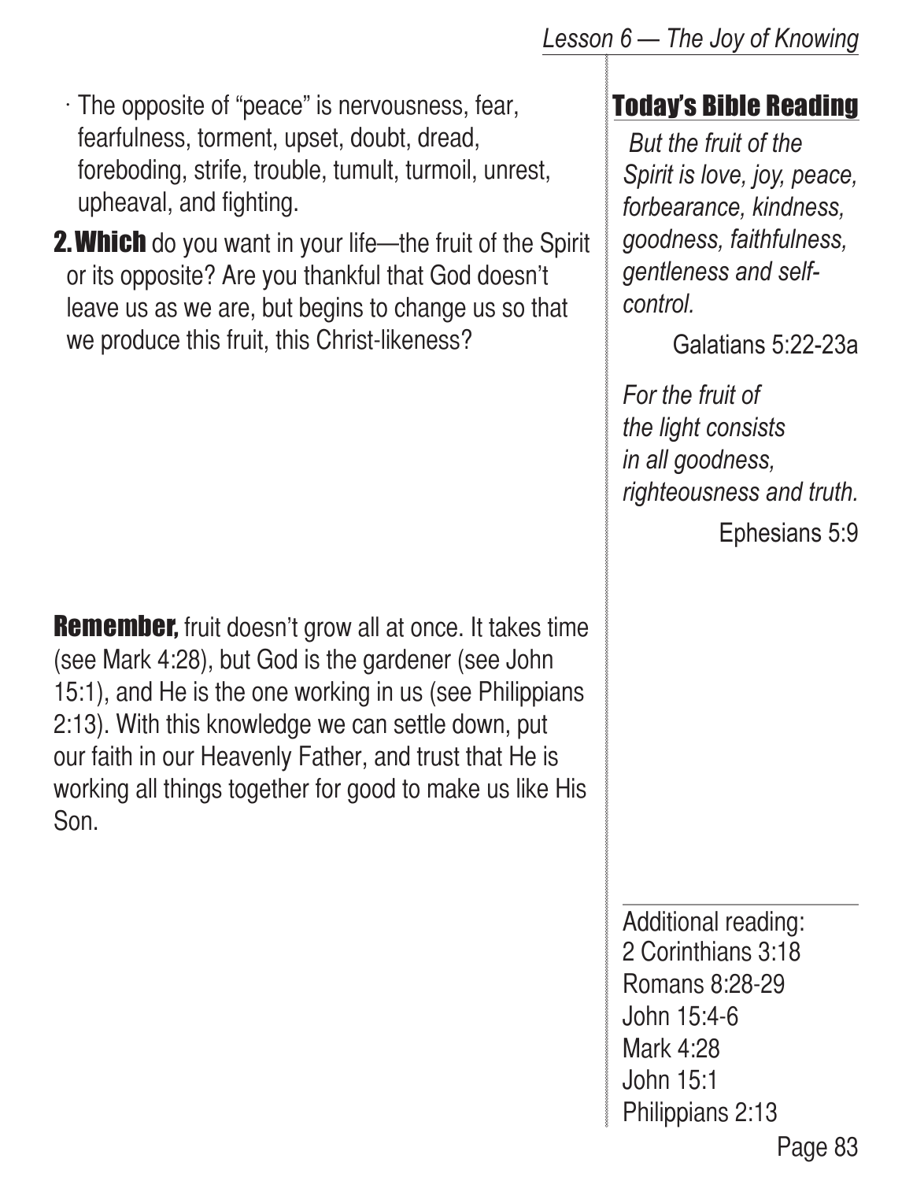- The opposite of "peace" is nervousness, fear, fearfulness, torment, upset, doubt, dread, foreboding, strife, trouble, tumult, turmoil, unrest, upheaval, and fighting.

**2. Which** do you want in your life—the fruit of the Spirit or its opposite? Are you thankful that God doesn't leave us as we are, but begins to change us so that we produce this fruit, this Christ-likeness?

**Remember,** fruit doesn't grow all at once. It takes time (see Mark 4:28), but God is the gardener (see John 15:1), and He is the one working in us (see Philippians 2:13). With this knowledge we can settle down, put our faith in our Heavenly Father, and trust that He is working all things together for good to make us like His Son.

## Today's Bible Reading

*But the fruit of the Spirit is love, joy, peace, forbearance, kindness, goodness, faithfulness, gentleness and self-control.*

Galatians 5:22-23a

*For the fruit of the light consists in all goodness, righteousness and truth.*

Ephesians 5:9

---

Additional reading:
2 Corinthians 3:18
Romans 8:28-29
John 15:4-6
Mark 4:28
John 15:1
Philippians 2:13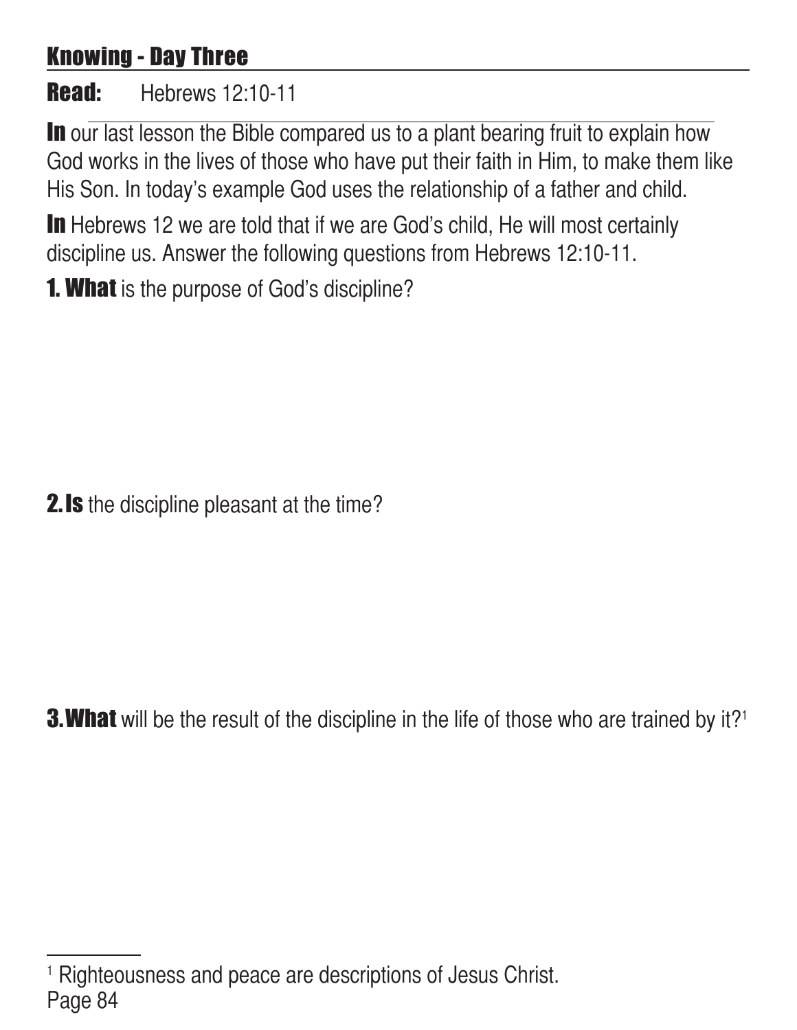## Knowing - Day Three

**Read:** Hebrews 12:10-11

**In** our last lesson the Bible compared us to a plant bearing fruit to explain how God works in the lives of those who have put their faith in Him, to make them like His Son. In today's example God uses the relationship of a father and child.

**In** Hebrews 12 we are told that if we are God's child, He will most certainly discipline us. Answer the following questions from Hebrews 12:10-11.

**1. What** is the purpose of God's discipline?

**2. Is** the discipline pleasant at the time?

**3. What** will be the result of the discipline in the life of those who are trained by it?[1]

[1] Righteousness and peace are descriptions of Jesus Christ.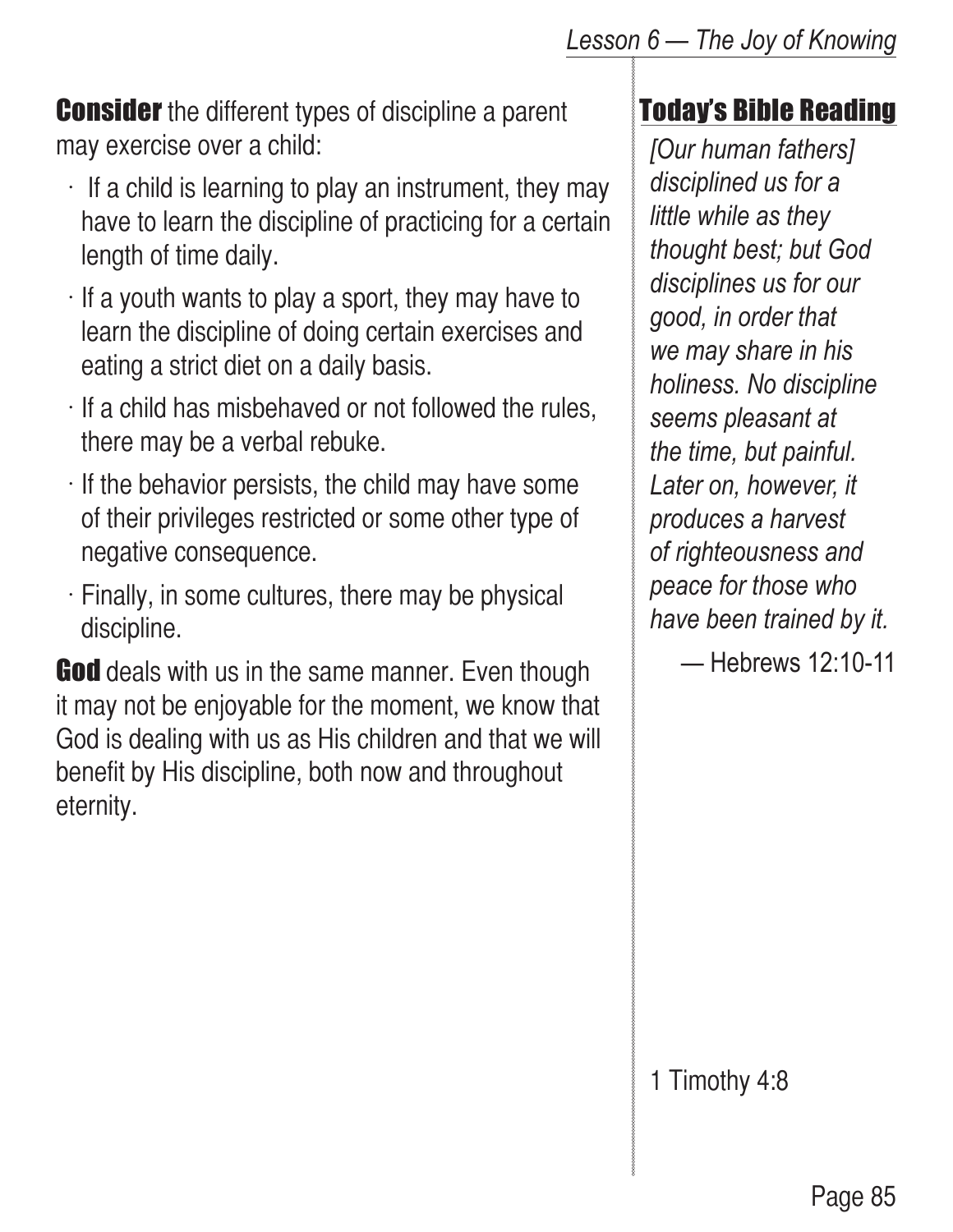**Consider** the different types of discipline a parent may exercise over a child:

- If a child is learning to play an instrument, they may have to learn the discipline of practicing for a certain length of time daily.
- If a youth wants to play a sport, they may have to learn the discipline of doing certain exercises and eating a strict diet on a daily basis.
- If a child has misbehaved or not followed the rules, there may be a verbal rebuke.
- If the behavior persists, the child may have some of their privileges restricted or some other type of negative consequence.
- Finally, in some cultures, there may be physical discipline.

**God** deals with us in the same manner. Even though it may not be enjoyable for the moment, we know that God is dealing with us as His children and that we will benefit by His discipline, both now and throughout eternity.

## Today's Bible Reading

*[Our human fathers] disciplined us for a little while as they thought best; but God disciplines us for our good, in order that we may share in his holiness. No discipline seems pleasant at the time, but painful. Later on, however, it produces a harvest of righteousness and peace for those who have been trained by it.*

— Hebrews 12:10-11

1 Timothy 4:8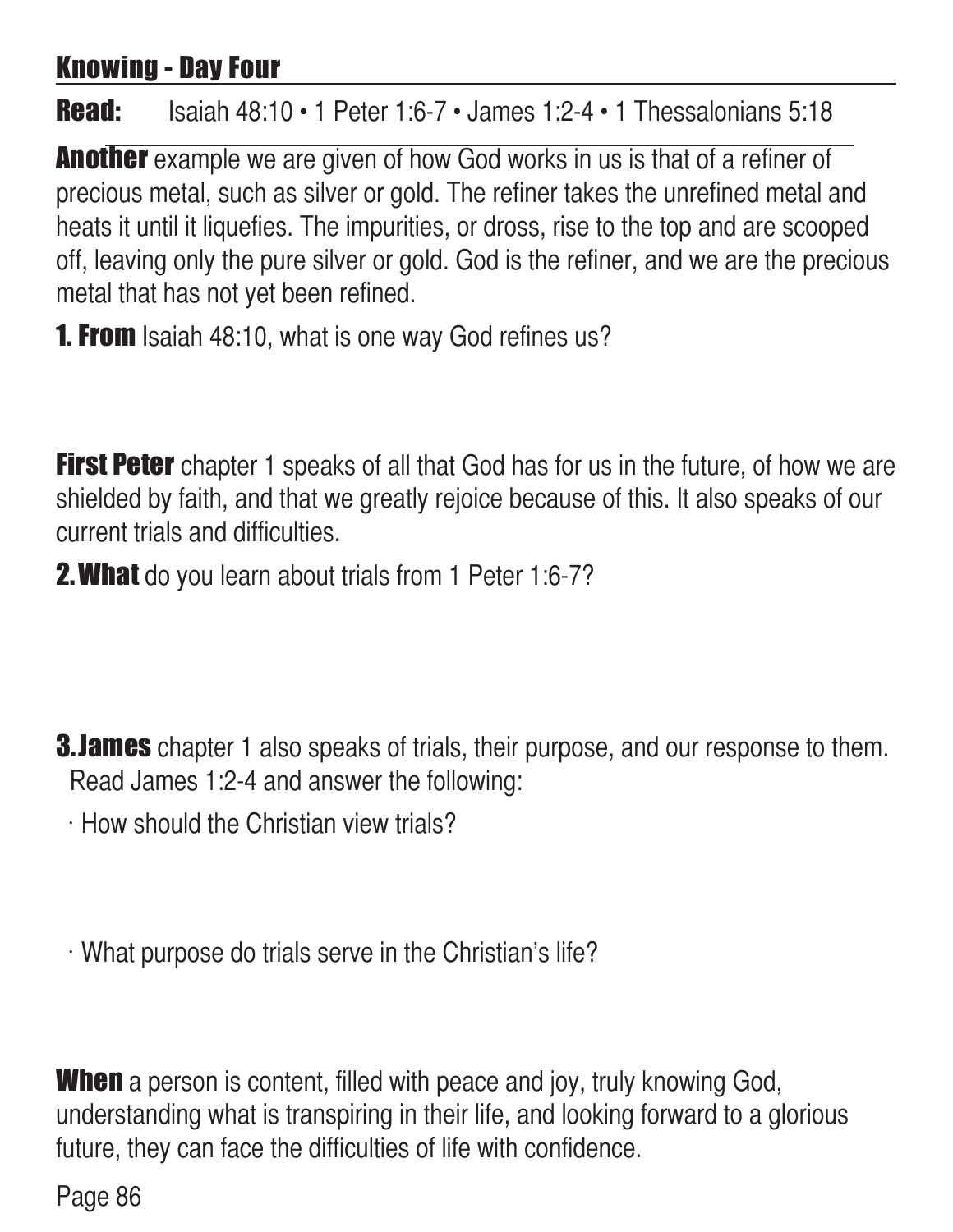## Knowing - Day Four

**Read:** Isaiah 48:10 • 1 Peter 1:6-7 • James 1:2-4 • 1 Thessalonians 5:18

**Another** example we are given of how God works in us is that of a refiner of precious metal, such as silver or gold. The refiner takes the unrefined metal and heats it until it liquefies. The impurities, or dross, rise to the top and are scooped off, leaving only the pure silver or gold. God is the refiner, and we are the precious metal that has not yet been refined.

**1. From** Isaiah 48:10, what is one way God refines us?

**First Peter** chapter 1 speaks of all that God has for us in the future, of how we are shielded by faith, and that we greatly rejoice because of this. It also speaks of our current trials and difficulties.

**2. What** do you learn about trials from 1 Peter 1:6-7?

**3. James** chapter 1 also speaks of trials, their purpose, and our response to them. Read James 1:2-4 and answer the following:

· How should the Christian view trials?

· What purpose do trials serve in the Christian's life?

**When** a person is content, filled with peace and joy, truly knowing God, understanding what is transpiring in their life, and looking forward to a glorious future, they can face the difficulties of life with confidence.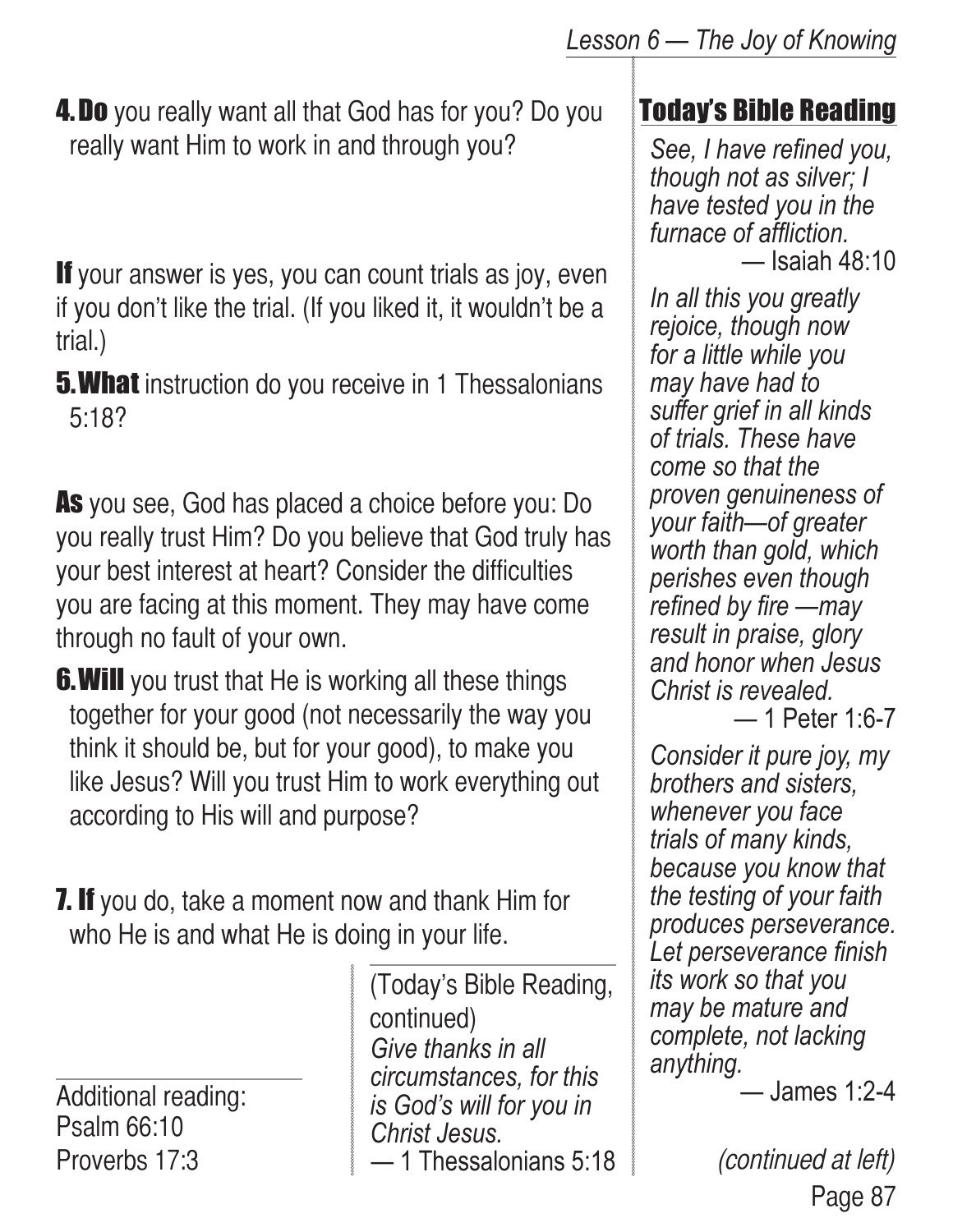**4. Do** you really want all that God has for you? Do you really want Him to work in and through you?

**If** your answer is yes, you can count trials as joy, even if you don't like the trial. (If you liked it, it wouldn't be a trial.)

**5. What** instruction do you receive in 1 Thessalonians 5:18?

**As** you see, God has placed a choice before you: Do you really trust Him? Do you believe that God truly has your best interest at heart? Consider the difficulties you are facing at this moment. They may have come through no fault of your own.

**6. Will** you trust that He is working all these things together for your good (not necessarily the way you think it should be, but for your good), to make you like Jesus? Will you trust Him to work everything out according to His will and purpose?

**7. If** you do, take a moment now and thank Him for who He is and what He is doing in your life.

Additional reading:
Psalm 66:10
Proverbs 17:3

## Today's Bible Reading

*See, I have refined you, though not as silver; I have tested you in the furnace of affliction.*
— Isaiah 48:10

*In all this you greatly rejoice, though now for a little while you may have had to suffer grief in all kinds of trials. These have come so that the proven genuineness of your faith—of greater worth than gold, which perishes even though refined by fire —may result in praise, glory and honor when Jesus Christ is revealed.*
— 1 Peter 1:6-7

*Consider it pure joy, my brothers and sisters, whenever you face trials of many kinds, because you know that the testing of your faith produces perseverance. Let perseverance finish its work so that you may be mature and complete, not lacking anything.*
— James 1:2-4

*(continued at left)*

(Today's Bible Reading, continued)

*Give thanks in all circumstances, for this is God's will for you in Christ Jesus.*
— 1 Thessalonians 5:18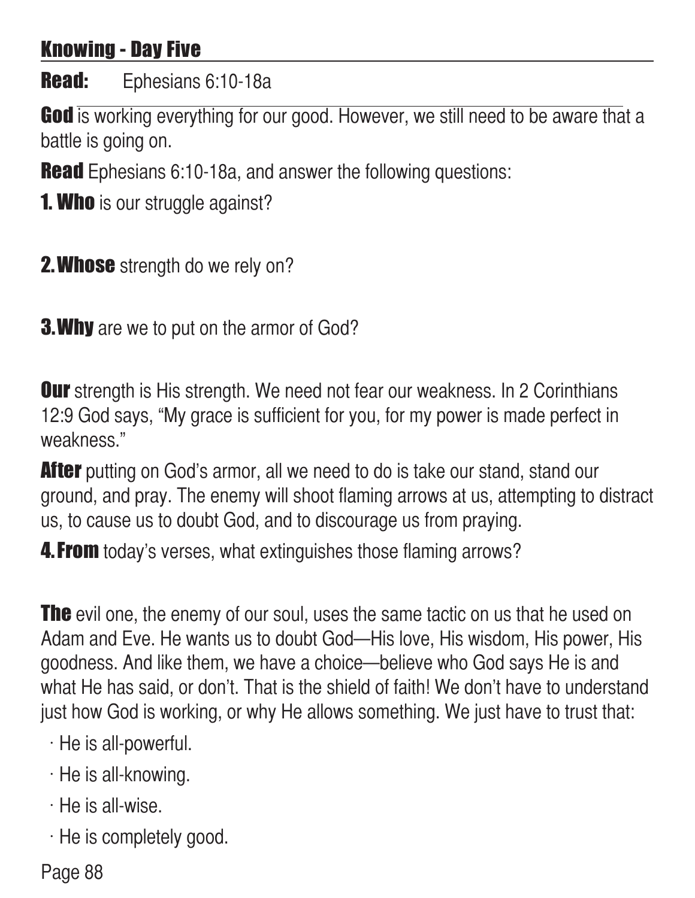## Knowing - Day Five

**Read:** Ephesians 6:10-18a

**God** is working everything for our good. However, we still need to be aware that a battle is going on.

**Read** Ephesians 6:10-18a, and answer the following questions:

**1. Who** is our struggle against?

**2. Whose** strength do we rely on?

**3. Why** are we to put on the armor of God?

**Our** strength is His strength. We need not fear our weakness. In 2 Corinthians 12:9 God says, "My grace is sufficient for you, for my power is made perfect in weakness."

**After** putting on God's armor, all we need to do is take our stand, stand our ground, and pray. The enemy will shoot flaming arrows at us, attempting to distract us, to cause us to doubt God, and to discourage us from praying.

**4. From** today's verses, what extinguishes those flaming arrows?

**The** evil one, the enemy of our soul, uses the same tactic on us that he used on Adam and Eve. He wants us to doubt God—His love, His wisdom, His power, His goodness. And like them, we have a choice—believe who God says He is and what He has said, or don't. That is the shield of faith! We don't have to understand just how God is working, or why He allows something. We just have to trust that:

- He is all-powerful.
- He is all-knowing.
- He is all-wise.
- He is completely good.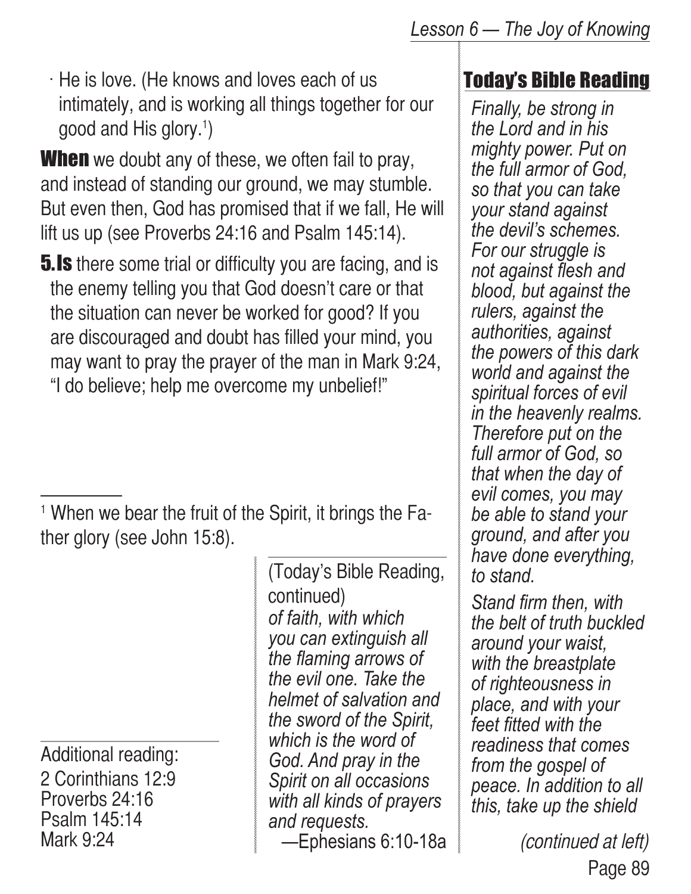· He is love. (He knows and loves each of us intimately, and is working all things together for our good and His glory.[1])

**When** we doubt any of these, we often fail to pray, and instead of standing our ground, we may stumble. But even then, God has promised that if we fall, He will lift us up (see Proverbs 24:16 and Psalm 145:14).

**5. Is** there some trial or difficulty you are facing, and is the enemy telling you that God doesn't care or that the situation can never be worked for good? If you are discouraged and doubt has filled your mind, you may want to pray the prayer of the man in Mark 9:24, "I do believe; help me overcome my unbelief!"

[1] When we bear the fruit of the Spirit, it brings the Father glory (see John 15:8).

Additional reading:
2 Corinthians 12:9
Proverbs 24:16
Psalm 145:14
Mark 9:24

## Today's Bible Reading

*Finally, be strong in the Lord and in his mighty power. Put on the full armor of God, so that you can take your stand against the devil's schemes. For our struggle is not against flesh and blood, but against the rulers, against the authorities, against the powers of this dark world and against the spiritual forces of evil in the heavenly realms. Therefore put on the full armor of God, so that when the day of evil comes, you may be able to stand your ground, and after you have done everything, to stand.*

*Stand firm then, with the belt of truth buckled around your waist, with the breastplate of righteousness in place, and with your feet fitted with the readiness that comes from the gospel of peace. In addition to all this, take up the shield of faith, with which you can extinguish all the flaming arrows of the evil one. Take the helmet of salvation and the sword of the Spirit, which is the word of God. And pray in the Spirit on all occasions with all kinds of prayers and requests.*

—Ephesians 6:10-18a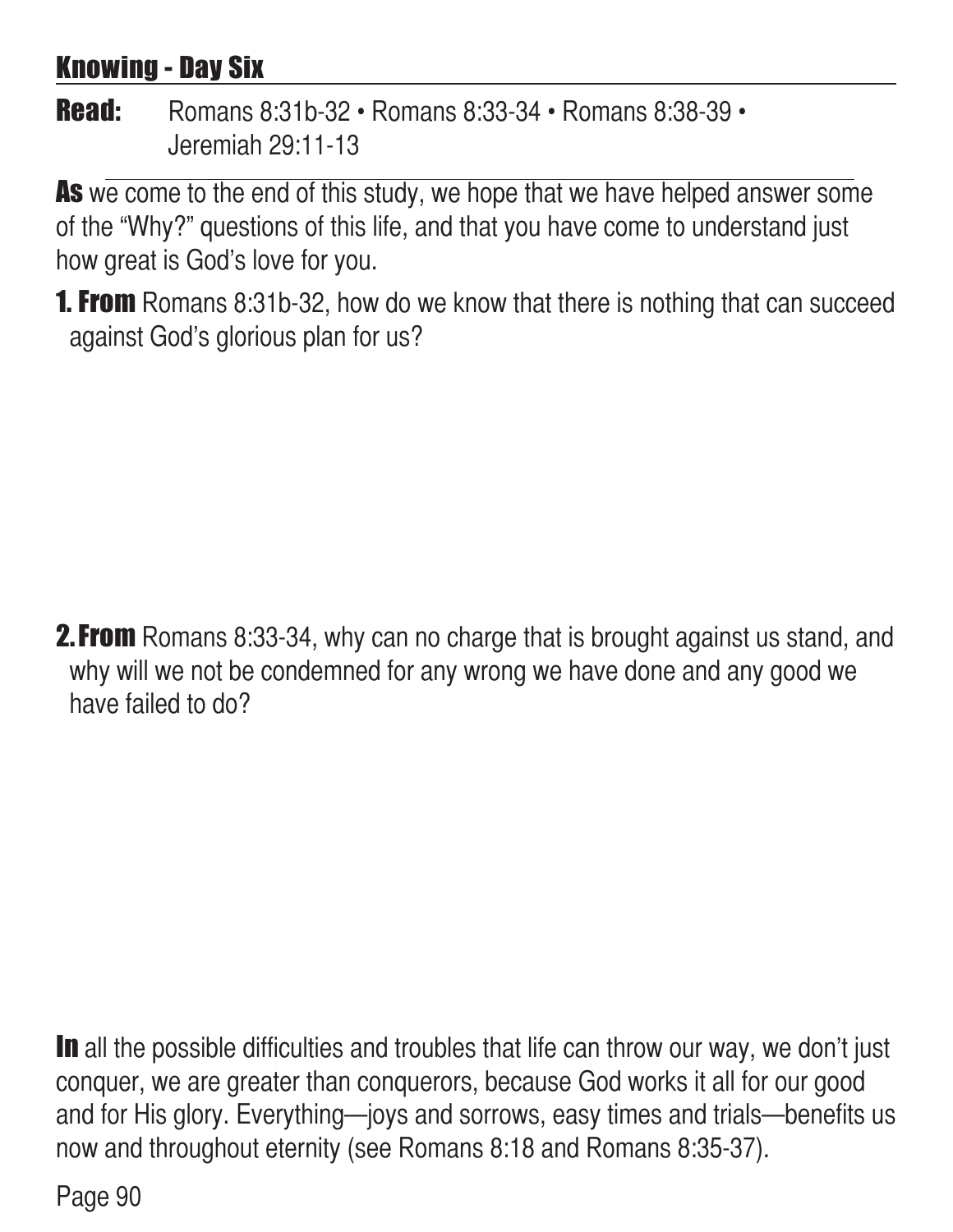## Knowing - Day Six

**Read:** Romans 8:31b-32 • Romans 8:33-34 • Romans 8:38-39 • Jeremiah 29:11-13

**As** we come to the end of this study, we hope that we have helped answer some of the "Why?" questions of this life, and that you have come to understand just how great is God's love for you.

**1. From** Romans 8:31b-32, how do we know that there is nothing that can succeed against God's glorious plan for us?

**2. From** Romans 8:33-34, why can no charge that is brought against us stand, and why will we not be condemned for any wrong we have done and any good we have failed to do?

**In** all the possible difficulties and troubles that life can throw our way, we don't just conquer, we are greater than conquerors, because God works it all for our good and for His glory. Everything—joys and sorrows, easy times and trials—benefits us now and throughout eternity (see Romans 8:18 and Romans 8:35-37).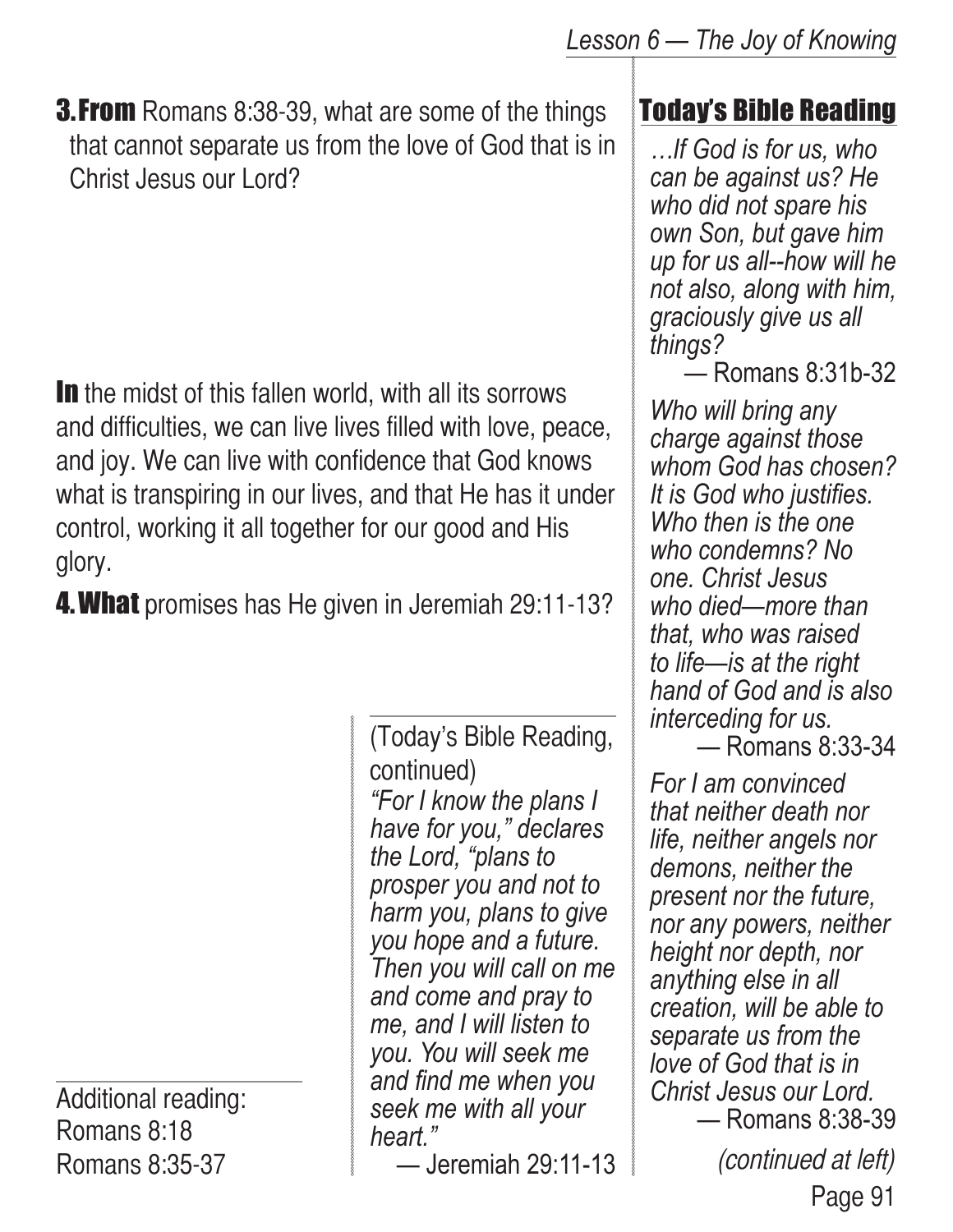**3. From** Romans 8:38-39, what are some of the things that cannot separate us from the love of God that is in Christ Jesus our Lord?

**In** the midst of this fallen world, with all its sorrows and difficulties, we can live lives filled with love, peace, and joy. We can live with confidence that God knows what is transpiring in our lives, and that He has it under control, working it all together for our good and His glory.

**4. What** promises has He given in Jeremiah 29:11-13?

Additional reading:
Romans 8:18
Romans 8:35-37

## Today's Bible Reading

*…If God is for us, who can be against us? He who did not spare his own Son, but gave him up for us all--how will he not also, along with him, graciously give us all things?*
— Romans 8:31b-32

*Who will bring any charge against those whom God has chosen? It is God who justifies. Who then is the one who condemns? No one. Christ Jesus who died—more than that, who was raised to life—is at the right hand of God and is also interceding for us.*
— Romans 8:33-34

*For I am convinced that neither death nor life, neither angels nor demons, neither the present nor the future, nor any powers, neither height nor depth, nor anything else in all creation, will be able to separate us from the love of God that is in Christ Jesus our Lord.*
— Romans 8:38-39

*(continued at left)*

(Today's Bible Reading, continued)

*"For I know the plans I have for you," declares the Lord, "plans to prosper you and not to harm you, plans to give you hope and a future. Then you will call on me and come and pray to me, and I will listen to you. You will seek me and find me when you seek me with all your heart."*
— Jeremiah 29:11-13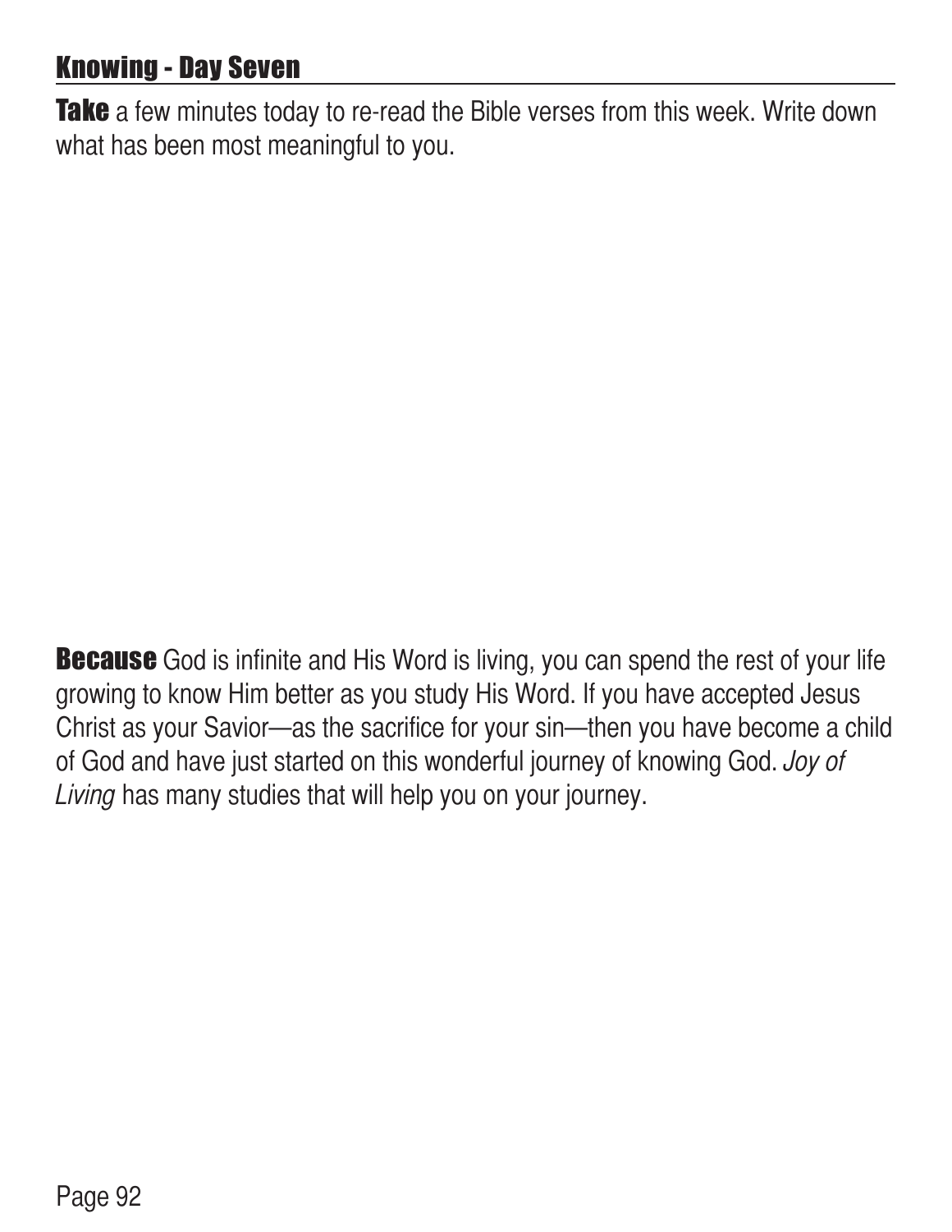## Knowing - Day Seven

**Take** a few minutes today to re-read the Bible verses from this week. Write down what has been most meaningful to you.

**Because** God is infinite and His Word is living, you can spend the rest of your life growing to know Him better as you study His Word. If you have accepted Jesus Christ as your Savior—as the sacrifice for your sin—then you have become a child of God and have just started on this wonderful journey of knowing God. *Joy of Living* has many studies that will help you on your journey.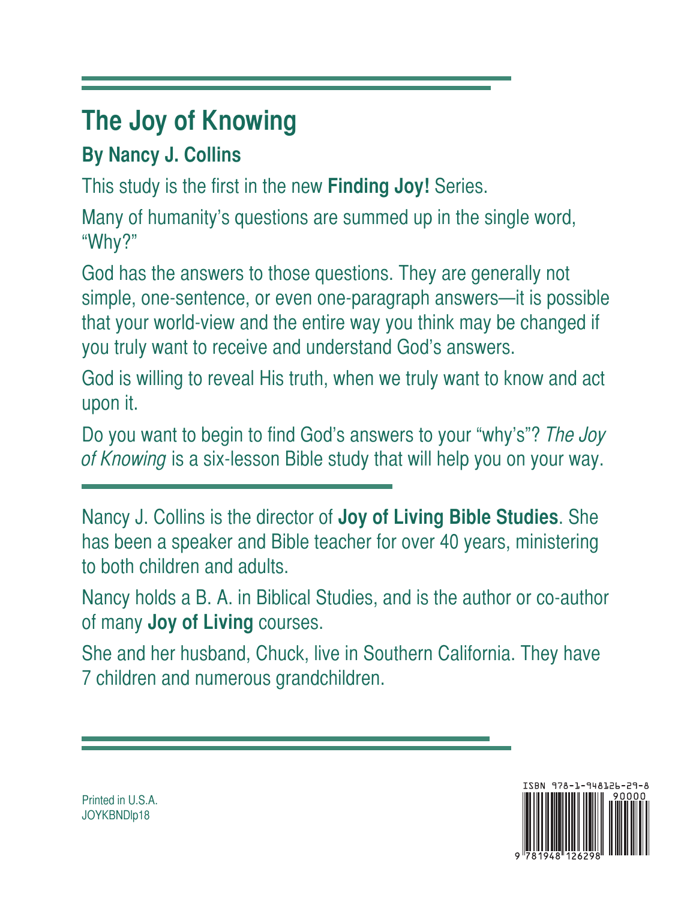# The Joy of Knowing

## By Nancy J. Collins

This study is the first in the new **Finding Joy!** Series.

Many of humanity's questions are summed up in the single word, "Why?"

God has the answers to those questions. They are generally not simple, one-sentence, or even one-paragraph answers—it is possible that your world-view and the entire way you think may be changed if you truly want to receive and understand God's answers.

God is willing to reveal His truth, when we truly want to know and act upon it.

Do you want to begin to find God's answers to your "why's"? *The Joy of Knowing* is a six-lesson Bible study that will help you on your way.

---

Nancy J. Collins is the director of **Joy of Living Bible Studies**. She has been a speaker and Bible teacher for over 40 years, ministering to both children and adults.

Nancy holds a B. A. in Biblical Studies, and is the author or co-author of many **Joy of Living** courses.

She and her husband, Chuck, live in Southern California. They have 7 children and numerous grandchildren.

---

Printed in U.S.A.
JOYKBNDlp18

ISBN 978-1-948126-29-8
90000
9 781948 126298